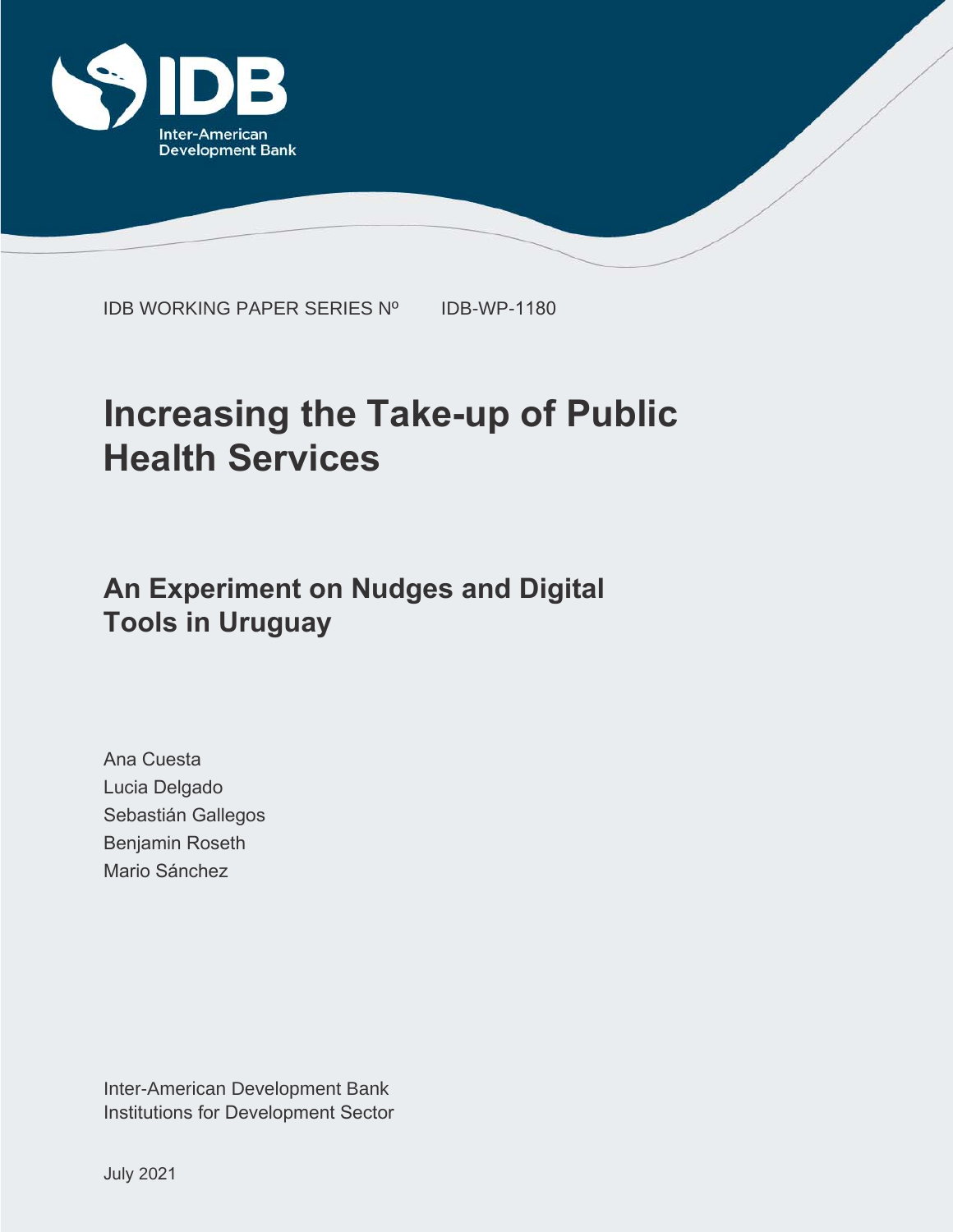IDB

Inter-American Development Bank

IDB WORKING PAPER SERIES Nº IDB-WP-1180

# Increasing the Take-up of Public Health Services

## An Experiment on Nudges and Digital Tools in Uruguay

Ana Cuesta
Lucia Delgado
Sebastián Gallegos
Benjamin Roseth
Mario Sánchez

Inter-American Development Bank
Institutions for Development Sector

July 2021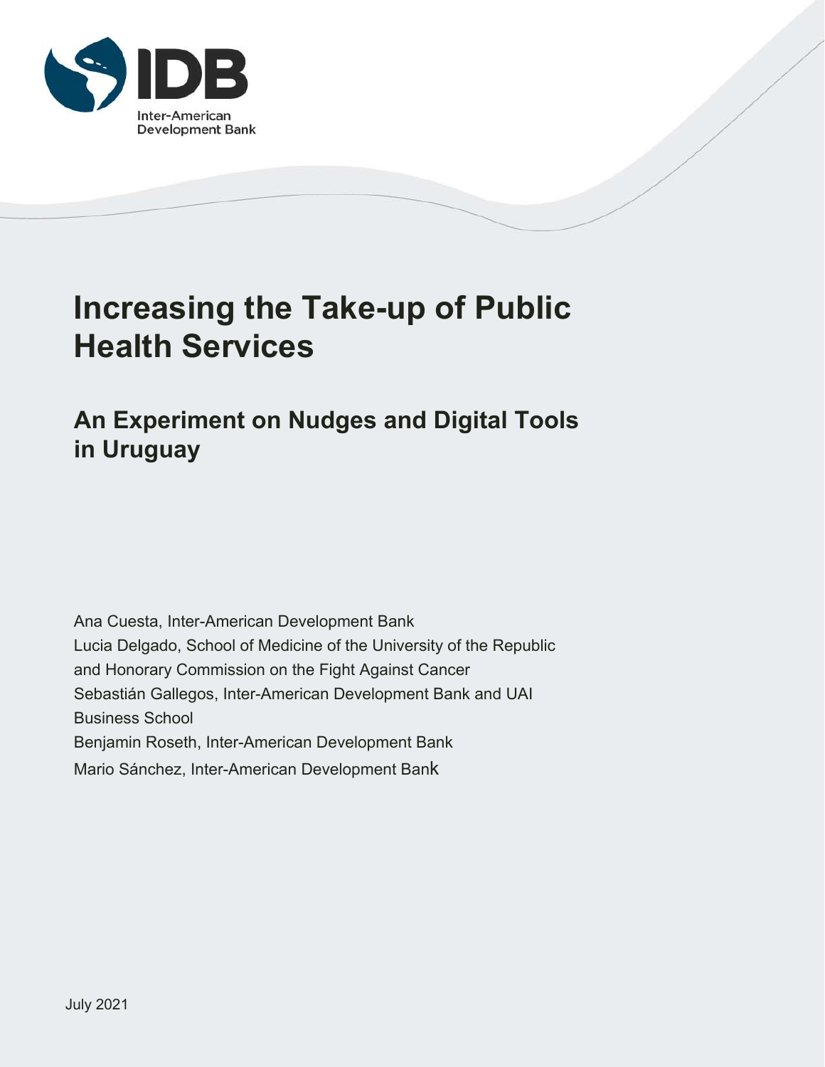# Increasing the Take-up of Public Health Services

## An Experiment on Nudges and Digital Tools in Uruguay

Ana Cuesta, Inter-American Development Bank
Lucia Delgado, School of Medicine of the University of the Republic and Honorary Commission on the Fight Against Cancer
Sebastián Gallegos, Inter-American Development Bank and UAI Business School
Benjamin Roseth, Inter-American Development Bank
Mario Sánchez, Inter-American Development Bank

July 2021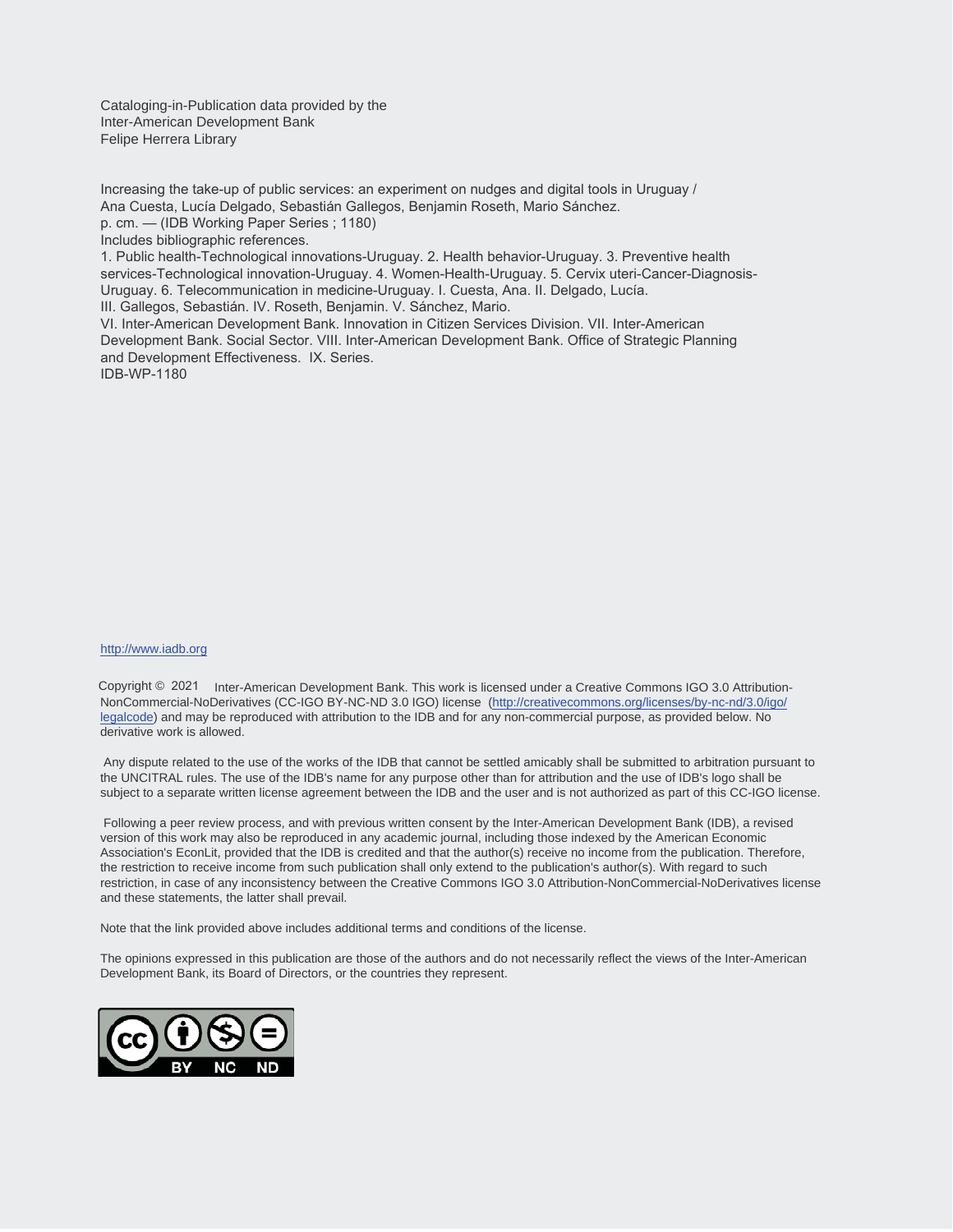Cataloging-in-Publication data provided by the
Inter-American Development Bank
Felipe Herrera Library

Increasing the take-up of public services: an experiment on nudges and digital tools in Uruguay /
Ana Cuesta, Lucía Delgado, Sebastián Gallegos, Benjamin Roseth, Mario Sánchez.
p. cm. — (IDB Working Paper Series ; 1180)
Includes bibliographic references.
1. Public health-Technological innovations-Uruguay. 2. Health behavior-Uruguay. 3. Preventive health services-Technological innovation-Uruguay. 4. Women-Health-Uruguay. 5. Cervix uteri-Cancer-Diagnosis-Uruguay. 6. Telecommunication in medicine-Uruguay. I. Cuesta, Ana. II. Delgado, Lucía.
III. Gallegos, Sebastián. IV. Roseth, Benjamin. V. Sánchez, Mario.
VI. Inter-American Development Bank. Innovation in Citizen Services Division. VII. Inter-American Development Bank. Social Sector. VIII. Inter-American Development Bank. Office of Strategic Planning and Development Effectiveness. IX. Series.
IDB-WP-1180

http://www.iadb.org

Copyright © 2021 Inter-American Development Bank. This work is licensed under a Creative Commons IGO 3.0 Attribution-NonCommercial-NoDerivatives (CC-IGO BY-NC-ND 3.0 IGO) license (http://creativecommons.org/licenses/by-nc-nd/3.0/igo/legalcode) and may be reproduced with attribution to the IDB and for any non-commercial purpose, as provided below. No derivative work is allowed.

Any dispute related to the use of the works of the IDB that cannot be settled amicably shall be submitted to arbitration pursuant to the UNCITRAL rules. The use of the IDB's name for any purpose other than for attribution and the use of IDB's logo shall be subject to a separate written license agreement between the IDB and the user and is not authorized as part of this CC-IGO license.

Following a peer review process, and with previous written consent by the Inter-American Development Bank (IDB), a revised version of this work may also be reproduced in any academic journal, including those indexed by the American Economic Association's EconLit, provided that the IDB is credited and that the author(s) receive no income from the publication. Therefore, the restriction to receive income from such publication shall only extend to the publication's author(s). With regard to such restriction, in case of any inconsistency between the Creative Commons IGO 3.0 Attribution-NonCommercial-NoDerivatives license and these statements, the latter shall prevail.

Note that the link provided above includes additional terms and conditions of the license.

The opinions expressed in this publication are those of the authors and do not necessarily reflect the views of the Inter-American Development Bank, its Board of Directors, or the countries they represent.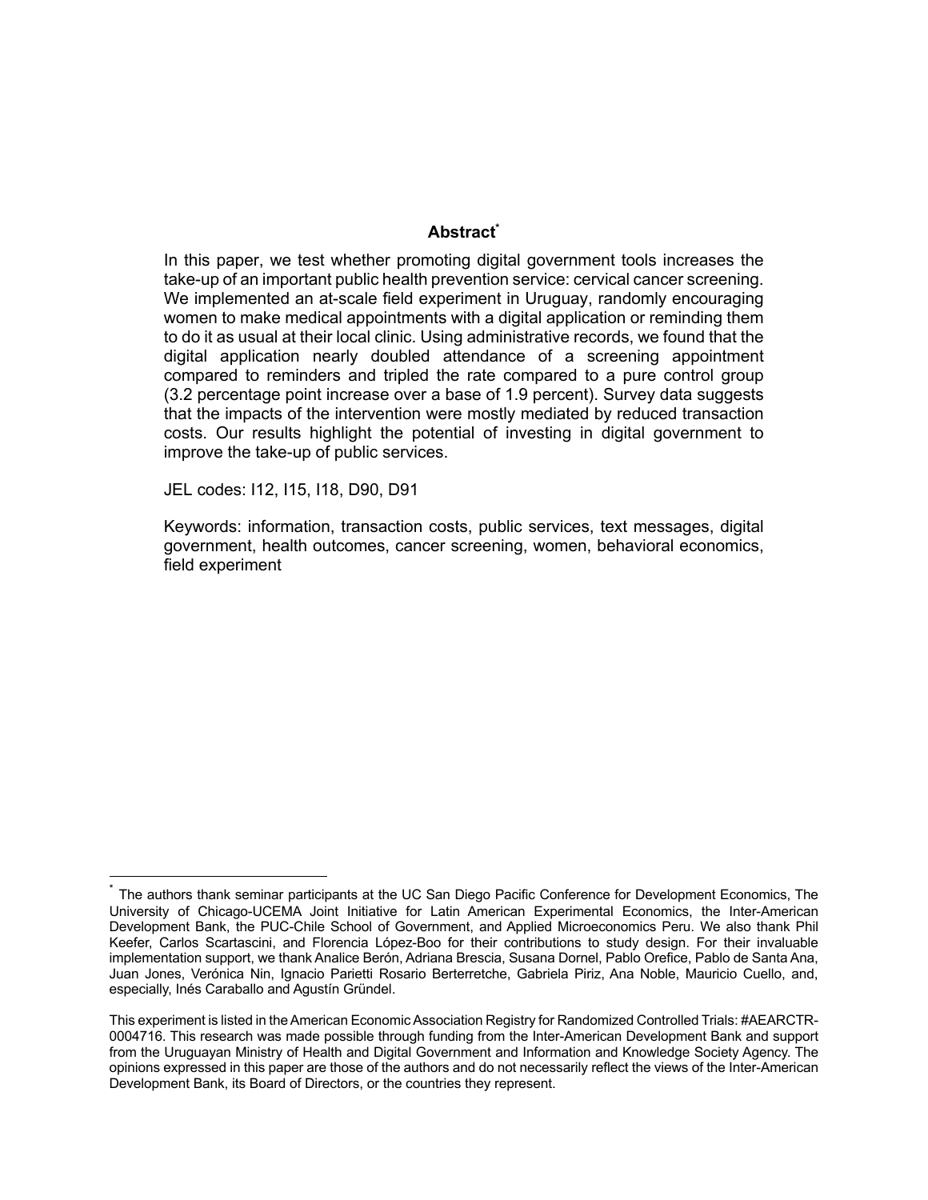## Abstract[*]

In this paper, we test whether promoting digital government tools increases the take-up of an important public health prevention service: cervical cancer screening. We implemented an at-scale field experiment in Uruguay, randomly encouraging women to make medical appointments with a digital application or reminding them to do it as usual at their local clinic. Using administrative records, we found that the digital application nearly doubled attendance of a screening appointment compared to reminders and tripled the rate compared to a pure control group (3.2 percentage point increase over a base of 1.9 percent). Survey data suggests that the impacts of the intervention were mostly mediated by reduced transaction costs. Our results highlight the potential of investing in digital government to improve the take-up of public services.

JEL codes: I12, I15, I18, D90, D91

Keywords: information, transaction costs, public services, text messages, digital government, health outcomes, cancer screening, women, behavioral economics, field experiment

---

[*] The authors thank seminar participants at the UC San Diego Pacific Conference for Development Economics, The University of Chicago-UCEMA Joint Initiative for Latin American Experimental Economics, the Inter-American Development Bank, the PUC-Chile School of Government, and Applied Microeconomics Peru. We also thank Phil Keefer, Carlos Scartascini, and Florencia López-Boo for their contributions to study design. For their invaluable implementation support, we thank Analice Berón, Adriana Brescia, Susana Dornel, Pablo Orefice, Pablo de Santa Ana, Juan Jones, Verónica Nin, Ignacio Parietti Rosario Berterretche, Gabriela Piriz, Ana Noble, Mauricio Cuello, and, especially, Inés Caraballo and Agustín Gründel.

This experiment is listed in the American Economic Association Registry for Randomized Controlled Trials: #AEARCTR-0004716. This research was made possible through funding from the Inter-American Development Bank and support from the Uruguayan Ministry of Health and Digital Government and Information and Knowledge Society Agency. The opinions expressed in this paper are those of the authors and do not necessarily reflect the views of the Inter-American Development Bank, its Board of Directors, or the countries they represent.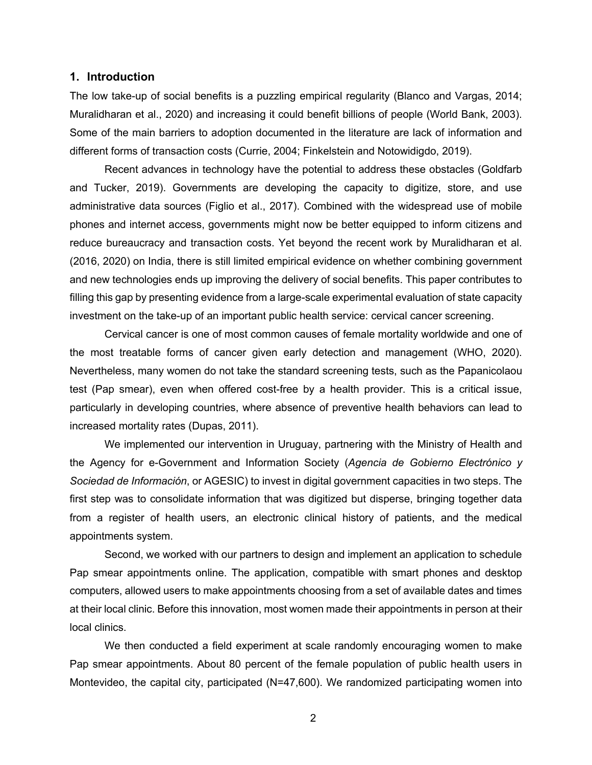## 1. Introduction

The low take-up of social benefits is a puzzling empirical regularity (Blanco and Vargas, 2014; Muralidharan et al., 2020) and increasing it could benefit billions of people (World Bank, 2003). Some of the main barriers to adoption documented in the literature are lack of information and different forms of transaction costs (Currie, 2004; Finkelstein and Notowidigdo, 2019).

Recent advances in technology have the potential to address these obstacles (Goldfarb and Tucker, 2019). Governments are developing the capacity to digitize, store, and use administrative data sources (Figlio et al., 2017). Combined with the widespread use of mobile phones and internet access, governments might now be better equipped to inform citizens and reduce bureaucracy and transaction costs. Yet beyond the recent work by Muralidharan et al. (2016, 2020) on India, there is still limited empirical evidence on whether combining government and new technologies ends up improving the delivery of social benefits. This paper contributes to filling this gap by presenting evidence from a large-scale experimental evaluation of state capacity investment on the take-up of an important public health service: cervical cancer screening.

Cervical cancer is one of most common causes of female mortality worldwide and one of the most treatable forms of cancer given early detection and management (WHO, 2020). Nevertheless, many women do not take the standard screening tests, such as the Papanicolaou test (Pap smear), even when offered cost-free by a health provider. This is a critical issue, particularly in developing countries, where absence of preventive health behaviors can lead to increased mortality rates (Dupas, 2011).

We implemented our intervention in Uruguay, partnering with the Ministry of Health and the Agency for e-Government and Information Society (*Agencia de Gobierno Electrónico y Sociedad de Información*, or AGESIC) to invest in digital government capacities in two steps. The first step was to consolidate information that was digitized but disperse, bringing together data from a register of health users, an electronic clinical history of patients, and the medical appointments system.

Second, we worked with our partners to design and implement an application to schedule Pap smear appointments online. The application, compatible with smart phones and desktop computers, allowed users to make appointments choosing from a set of available dates and times at their local clinic. Before this innovation, most women made their appointments in person at their local clinics.

We then conducted a field experiment at scale randomly encouraging women to make Pap smear appointments. About 80 percent of the female population of public health users in Montevideo, the capital city, participated (N=47,600). We randomized participating women into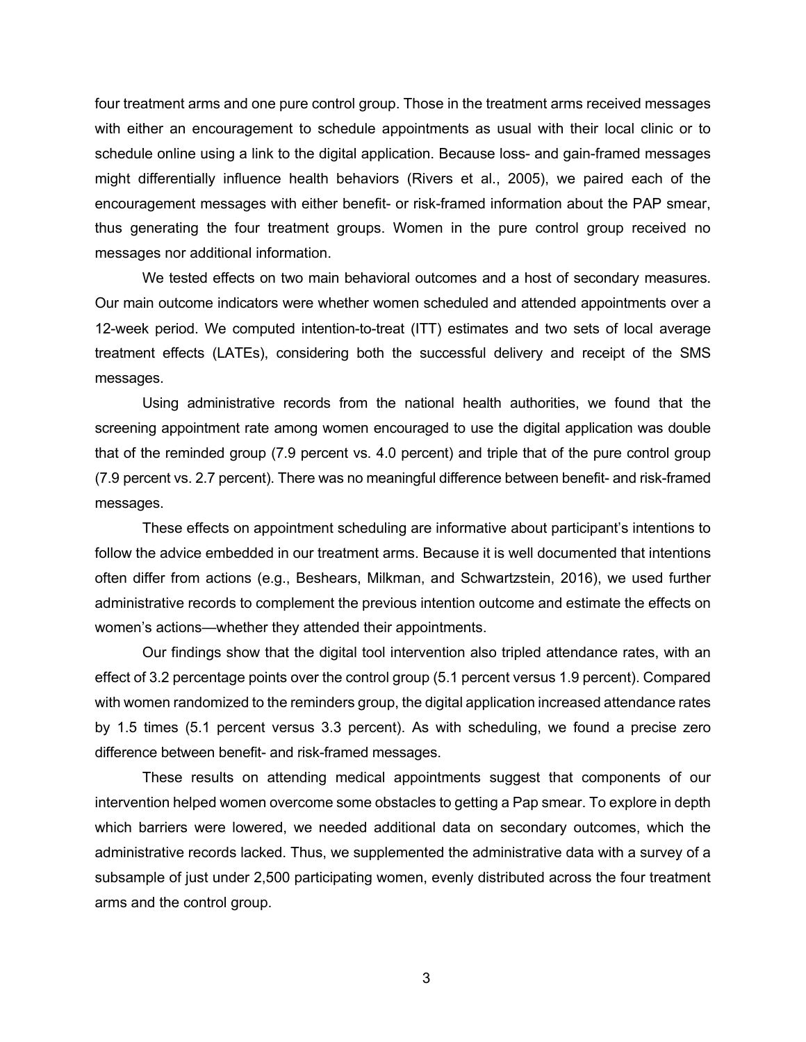four treatment arms and one pure control group. Those in the treatment arms received messages with either an encouragement to schedule appointments as usual with their local clinic or to schedule online using a link to the digital application. Because loss- and gain-framed messages might differentially influence health behaviors (Rivers et al., 2005), we paired each of the encouragement messages with either benefit- or risk-framed information about the PAP smear, thus generating the four treatment groups. Women in the pure control group received no messages nor additional information.

We tested effects on two main behavioral outcomes and a host of secondary measures. Our main outcome indicators were whether women scheduled and attended appointments over a 12-week period. We computed intention-to-treat (ITT) estimates and two sets of local average treatment effects (LATEs), considering both the successful delivery and receipt of the SMS messages.

Using administrative records from the national health authorities, we found that the screening appointment rate among women encouraged to use the digital application was double that of the reminded group (7.9 percent vs. 4.0 percent) and triple that of the pure control group (7.9 percent vs. 2.7 percent). There was no meaningful difference between benefit- and risk-framed messages.

These effects on appointment scheduling are informative about participant's intentions to follow the advice embedded in our treatment arms. Because it is well documented that intentions often differ from actions (e.g., Beshears, Milkman, and Schwartzstein, 2016), we used further administrative records to complement the previous intention outcome and estimate the effects on women's actions—whether they attended their appointments.

Our findings show that the digital tool intervention also tripled attendance rates, with an effect of 3.2 percentage points over the control group (5.1 percent versus 1.9 percent). Compared with women randomized to the reminders group, the digital application increased attendance rates by 1.5 times (5.1 percent versus 3.3 percent). As with scheduling, we found a precise zero difference between benefit- and risk-framed messages.

These results on attending medical appointments suggest that components of our intervention helped women overcome some obstacles to getting a Pap smear. To explore in depth which barriers were lowered, we needed additional data on secondary outcomes, which the administrative records lacked. Thus, we supplemented the administrative data with a survey of a subsample of just under 2,500 participating women, evenly distributed across the four treatment arms and the control group.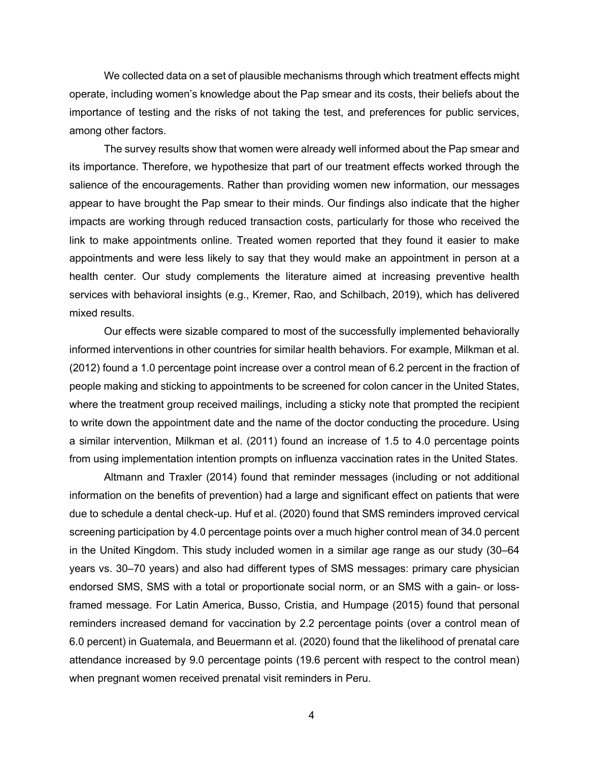We collected data on a set of plausible mechanisms through which treatment effects might operate, including women's knowledge about the Pap smear and its costs, their beliefs about the importance of testing and the risks of not taking the test, and preferences for public services, among other factors.

The survey results show that women were already well informed about the Pap smear and its importance. Therefore, we hypothesize that part of our treatment effects worked through the salience of the encouragements. Rather than providing women new information, our messages appear to have brought the Pap smear to their minds. Our findings also indicate that the higher impacts are working through reduced transaction costs, particularly for those who received the link to make appointments online. Treated women reported that they found it easier to make appointments and were less likely to say that they would make an appointment in person at a health center. Our study complements the literature aimed at increasing preventive health services with behavioral insights (e.g., Kremer, Rao, and Schilbach, 2019), which has delivered mixed results.

Our effects were sizable compared to most of the successfully implemented behaviorally informed interventions in other countries for similar health behaviors. For example, Milkman et al. (2012) found a 1.0 percentage point increase over a control mean of 6.2 percent in the fraction of people making and sticking to appointments to be screened for colon cancer in the United States, where the treatment group received mailings, including a sticky note that prompted the recipient to write down the appointment date and the name of the doctor conducting the procedure. Using a similar intervention, Milkman et al. (2011) found an increase of 1.5 to 4.0 percentage points from using implementation intention prompts on influenza vaccination rates in the United States.

Altmann and Traxler (2014) found that reminder messages (including or not additional information on the benefits of prevention) had a large and significant effect on patients that were due to schedule a dental check-up. Huf et al. (2020) found that SMS reminders improved cervical screening participation by 4.0 percentage points over a much higher control mean of 34.0 percent in the United Kingdom. This study included women in a similar age range as our study (30–64 years vs. 30–70 years) and also had different types of SMS messages: primary care physician endorsed SMS, SMS with a total or proportionate social norm, or an SMS with a gain- or loss-framed message. For Latin America, Busso, Cristia, and Humpage (2015) found that personal reminders increased demand for vaccination by 2.2 percentage points (over a control mean of 6.0 percent) in Guatemala, and Beuermann et al. (2020) found that the likelihood of prenatal care attendance increased by 9.0 percentage points (19.6 percent with respect to the control mean) when pregnant women received prenatal visit reminders in Peru.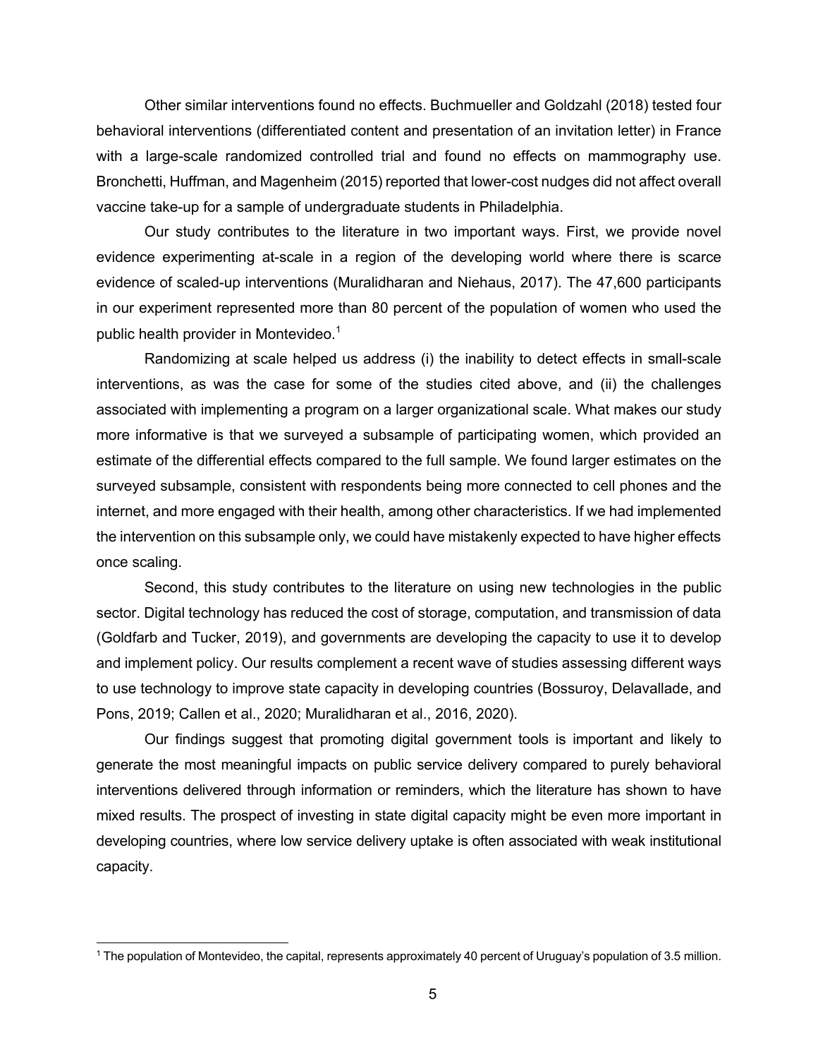Other similar interventions found no effects. Buchmueller and Goldzahl (2018) tested four behavioral interventions (differentiated content and presentation of an invitation letter) in France with a large-scale randomized controlled trial and found no effects on mammography use. Bronchetti, Huffman, and Magenheim (2015) reported that lower-cost nudges did not affect overall vaccine take-up for a sample of undergraduate students in Philadelphia.

Our study contributes to the literature in two important ways. First, we provide novel evidence experimenting at-scale in a region of the developing world where there is scarce evidence of scaled-up interventions (Muralidharan and Niehaus, 2017). The 47,600 participants in our experiment represented more than 80 percent of the population of women who used the public health provider in Montevideo.[1]

Randomizing at scale helped us address (i) the inability to detect effects in small-scale interventions, as was the case for some of the studies cited above, and (ii) the challenges associated with implementing a program on a larger organizational scale. What makes our study more informative is that we surveyed a subsample of participating women, which provided an estimate of the differential effects compared to the full sample. We found larger estimates on the surveyed subsample, consistent with respondents being more connected to cell phones and the internet, and more engaged with their health, among other characteristics. If we had implemented the intervention on this subsample only, we could have mistakenly expected to have higher effects once scaling.

Second, this study contributes to the literature on using new technologies in the public sector. Digital technology has reduced the cost of storage, computation, and transmission of data (Goldfarb and Tucker, 2019), and governments are developing the capacity to use it to develop and implement policy. Our results complement a recent wave of studies assessing different ways to use technology to improve state capacity in developing countries (Bossuroy, Delavallade, and Pons, 2019; Callen et al., 2020; Muralidharan et al., 2016, 2020).

Our findings suggest that promoting digital government tools is important and likely to generate the most meaningful impacts on public service delivery compared to purely behavioral interventions delivered through information or reminders, which the literature has shown to have mixed results. The prospect of investing in state digital capacity might be even more important in developing countries, where low service delivery uptake is often associated with weak institutional capacity.

[1] The population of Montevideo, the capital, represents approximately 40 percent of Uruguay's population of 3.5 million.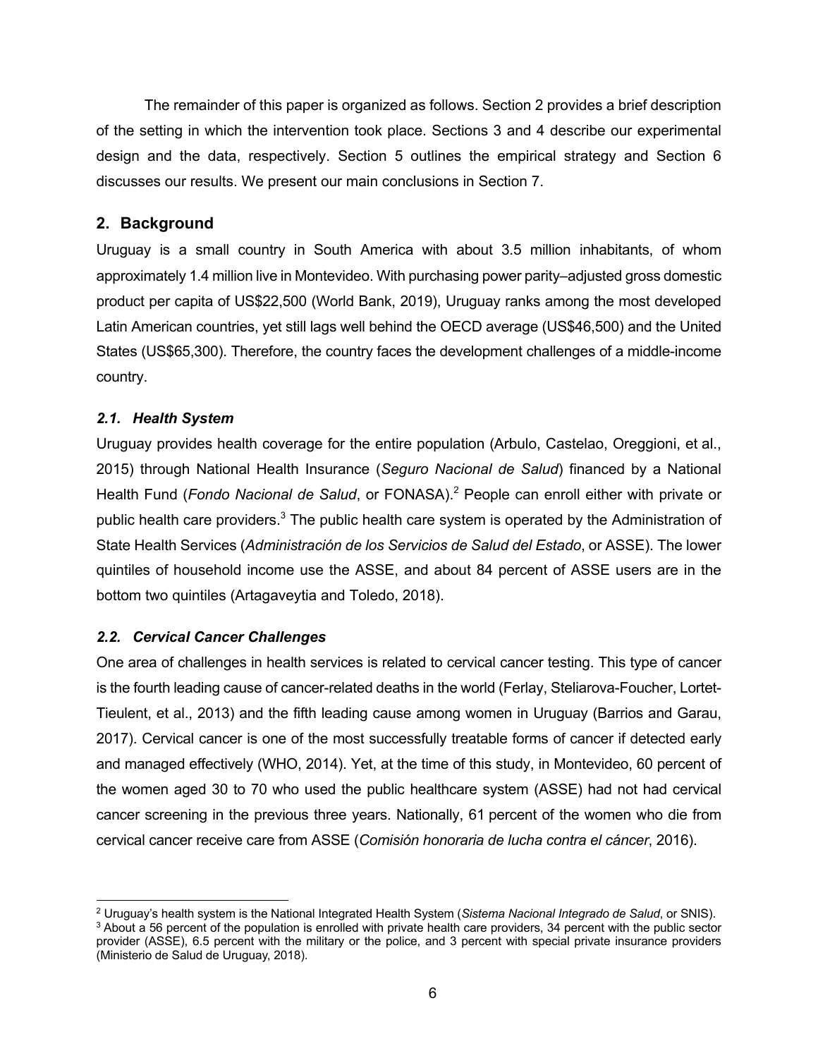The remainder of this paper is organized as follows. Section 2 provides a brief description of the setting in which the intervention took place. Sections 3 and 4 describe our experimental design and the data, respectively. Section 5 outlines the empirical strategy and Section 6 discusses our results. We present our main conclusions in Section 7.

## 2. Background

Uruguay is a small country in South America with about 3.5 million inhabitants, of whom approximately 1.4 million live in Montevideo. With purchasing power parity–adjusted gross domestic product per capita of US$22,500 (World Bank, 2019), Uruguay ranks among the most developed Latin American countries, yet still lags well behind the OECD average (US$46,500) and the United States (US$65,300). Therefore, the country faces the development challenges of a middle-income country.

### *2.1. Health System*

Uruguay provides health coverage for the entire population (Arbulo, Castelao, Oreggioni, et al., 2015) through National Health Insurance (*Seguro Nacional de Salud*) financed by a National Health Fund (*Fondo Nacional de Salud*, or FONASA).[2] People can enroll either with private or public health care providers.[3] The public health care system is operated by the Administration of State Health Services (*Administración de los Servicios de Salud del Estado*, or ASSE). The lower quintiles of household income use the ASSE, and about 84 percent of ASSE users are in the bottom two quintiles (Artagaveytia and Toledo, 2018).

### *2.2. Cervical Cancer Challenges*

One area of challenges in health services is related to cervical cancer testing. This type of cancer is the fourth leading cause of cancer-related deaths in the world (Ferlay, Steliarova-Foucher, Lortet-Tieulent, et al., 2013) and the fifth leading cause among women in Uruguay (Barrios and Garau, 2017). Cervical cancer is one of the most successfully treatable forms of cancer if detected early and managed effectively (WHO, 2014). Yet, at the time of this study, in Montevideo, 60 percent of the women aged 30 to 70 who used the public healthcare system (ASSE) had not had cervical cancer screening in the previous three years. Nationally, 61 percent of the women who die from cervical cancer receive care from ASSE (*Comisión honoraria de lucha contra el cáncer*, 2016).

---

[2] Uruguay's health system is the National Integrated Health System (*Sistema Nacional Integrado de Salud*, or SNIS).

[3] About a 56 percent of the population is enrolled with private health care providers, 34 percent with the public sector provider (ASSE), 6.5 percent with the military or the police, and 3 percent with special private insurance providers (Ministerio de Salud de Uruguay, 2018).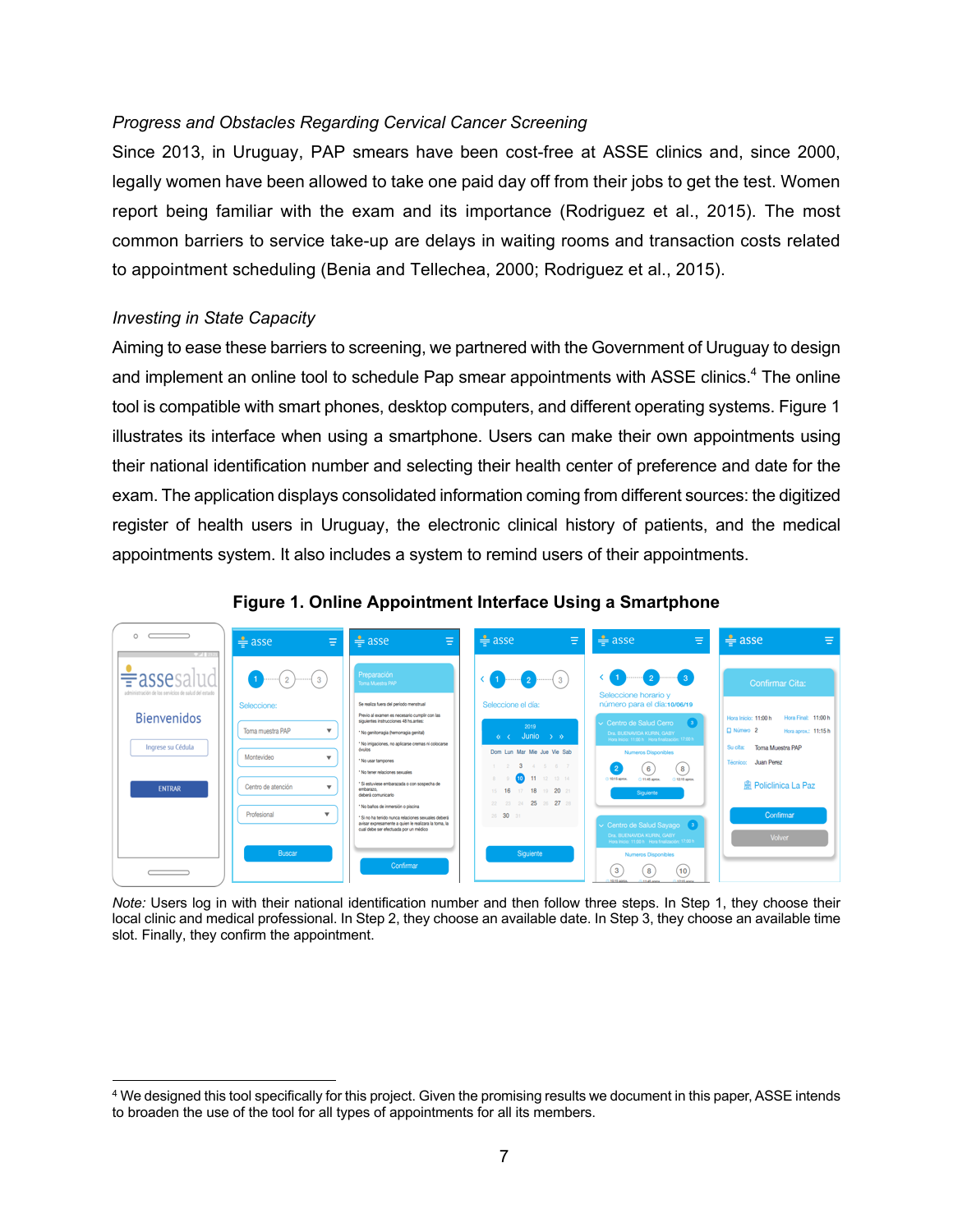*Progress and Obstacles Regarding Cervical Cancer Screening*

Since 2013, in Uruguay, PAP smears have been cost-free at ASSE clinics and, since 2000, legally women have been allowed to take one paid day off from their jobs to get the test. Women report being familiar with the exam and its importance (Rodriguez et al., 2015). The most common barriers to service take-up are delays in waiting rooms and transaction costs related to appointment scheduling (Benia and Tellechea, 2000; Rodriguez et al., 2015).

*Investing in State Capacity*

Aiming to ease these barriers to screening, we partnered with the Government of Uruguay to design and implement an online tool to schedule Pap smear appointments with ASSE clinics.[4] The online tool is compatible with smart phones, desktop computers, and different operating systems. Figure 1 illustrates its interface when using a smartphone. Users can make their own appointments using their national identification number and selecting their health center of preference and date for the exam. The application displays consolidated information coming from different sources: the digitized register of health users in Uruguay, the electronic clinical history of patients, and the medical appointments system. It also includes a system to remind users of their appointments.

**Figure 1. Online Appointment Interface Using a Smartphone**

*Note:* Users log in with their national identification number and then follow three steps. In Step 1, they choose their local clinic and medical professional. In Step 2, they choose an available date. In Step 3, they choose an available time slot. Finally, they confirm the appointment.

[4] We designed this tool specifically for this project. Given the promising results we document in this paper, ASSE intends to broaden the use of the tool for all types of appointments for all its members.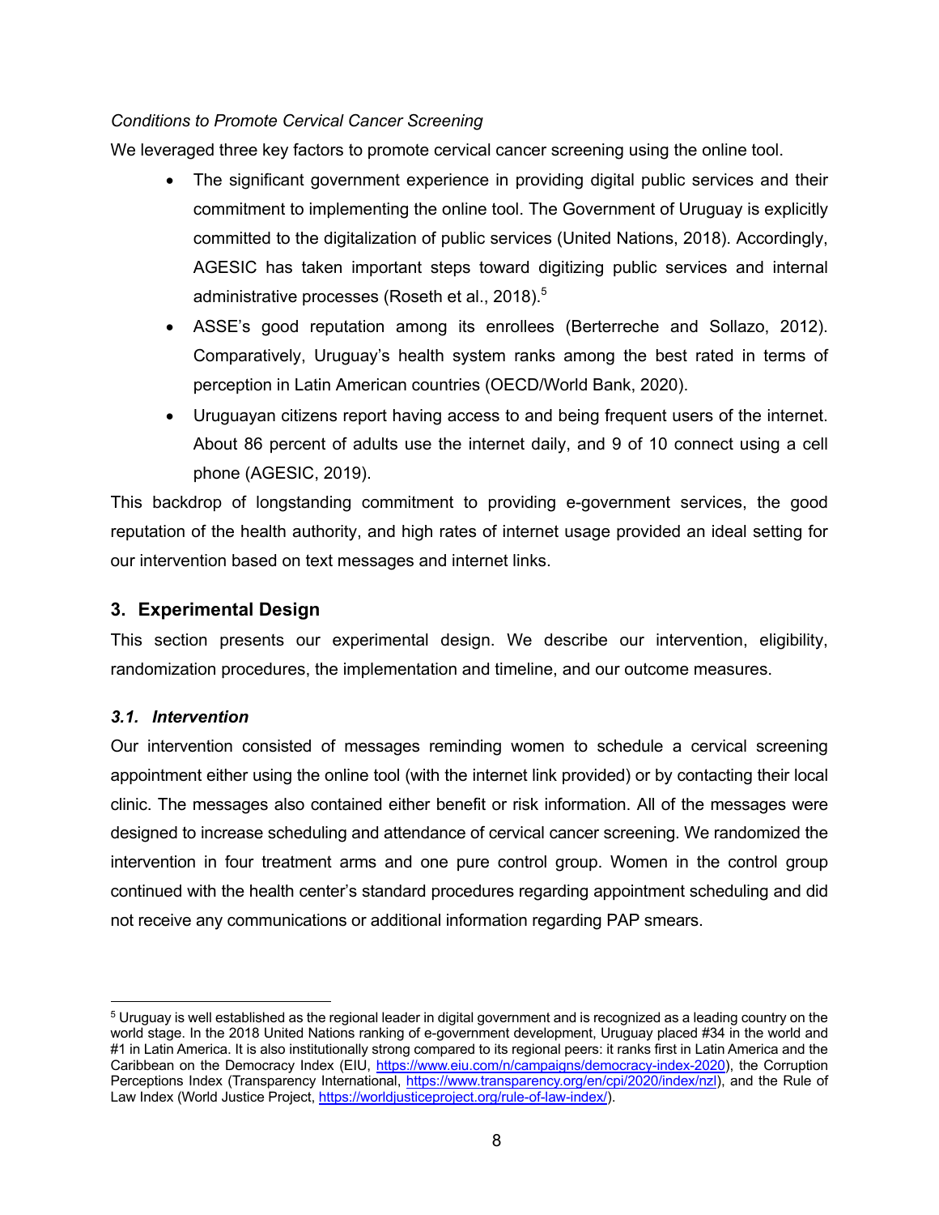*Conditions to Promote Cervical Cancer Screening*

We leveraged three key factors to promote cervical cancer screening using the online tool.

- The significant government experience in providing digital public services and their commitment to implementing the online tool. The Government of Uruguay is explicitly committed to the digitalization of public services (United Nations, 2018). Accordingly, AGESIC has taken important steps toward digitizing public services and internal administrative processes (Roseth et al., 2018).[5]
- ASSE's good reputation among its enrollees (Berterreche and Sollazo, 2012). Comparatively, Uruguay's health system ranks among the best rated in terms of perception in Latin American countries (OECD/World Bank, 2020).
- Uruguayan citizens report having access to and being frequent users of the internet. About 86 percent of adults use the internet daily, and 9 of 10 connect using a cell phone (AGESIC, 2019).

This backdrop of longstanding commitment to providing e-government services, the good reputation of the health authority, and high rates of internet usage provided an ideal setting for our intervention based on text messages and internet links.

## 3. Experimental Design

This section presents our experimental design. We describe our intervention, eligibility, randomization procedures, the implementation and timeline, and our outcome measures.

### *3.1. Intervention*

Our intervention consisted of messages reminding women to schedule a cervical screening appointment either using the online tool (with the internet link provided) or by contacting their local clinic. The messages also contained either benefit or risk information. All of the messages were designed to increase scheduling and attendance of cervical cancer screening. We randomized the intervention in four treatment arms and one pure control group. Women in the control group continued with the health center's standard procedures regarding appointment scheduling and did not receive any communications or additional information regarding PAP smears.

[5] Uruguay is well established as the regional leader in digital government and is recognized as a leading country on the world stage. In the 2018 United Nations ranking of e-government development, Uruguay placed #34 in the world and #1 in Latin America. It is also institutionally strong compared to its regional peers: it ranks first in Latin America and the Caribbean on the Democracy Index (EIU, https://www.eiu.com/n/campaigns/democracy-index-2020), the Corruption Perceptions Index (Transparency International, https://www.transparency.org/en/cpi/2020/index/nzl), and the Rule of Law Index (World Justice Project, https://worldjusticeproject.org/rule-of-law-index/).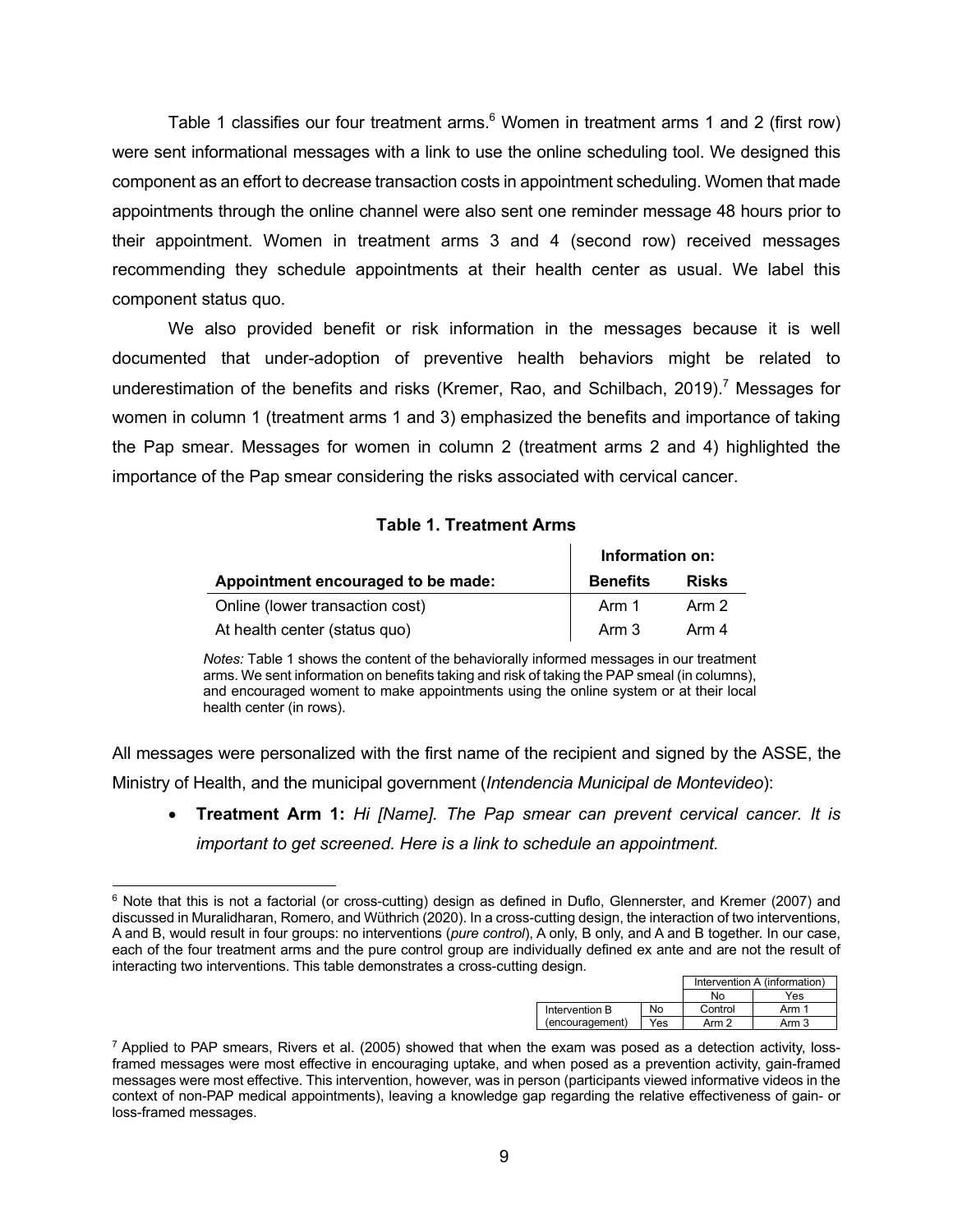Table 1 classifies our four treatment arms.[6] Women in treatment arms 1 and 2 (first row) were sent informational messages with a link to use the online scheduling tool. We designed this component as an effort to decrease transaction costs in appointment scheduling. Women that made appointments through the online channel were also sent one reminder message 48 hours prior to their appointment. Women in treatment arms 3 and 4 (second row) received messages recommending they schedule appointments at their health center as usual. We label this component status quo.

We also provided benefit or risk information in the messages because it is well documented that under-adoption of preventive health behaviors might be related to underestimation of the benefits and risks (Kremer, Rao, and Schilbach, 2019).[7] Messages for women in column 1 (treatment arms 1 and 3) emphasized the benefits and importance of taking the Pap smear. Messages for women in column 2 (treatment arms 2 and 4) highlighted the importance of the Pap smear considering the risks associated with cervical cancer.

**Table 1. Treatment Arms**

| | **Information on:** | |
|---|---|---|
| **Appointment encouraged to be made:** | **Benefits** | **Risks** |
| Online (lower transaction cost) | Arm 1 | Arm 2 |
| At health center (status quo) | Arm 3 | Arm 4 |

*Notes:* Table 1 shows the content of the behaviorally informed messages in our treatment arms. We sent information on benefits taking and risk of taking the PAP smeal (in columns), and encouraged woment to make appointments using the online system or at their local health center (in rows).

All messages were personalized with the first name of the recipient and signed by the ASSE, the Ministry of Health, and the municipal government (*Intendencia Municipal de Montevideo*):

- **Treatment Arm 1:** *Hi [Name]. The Pap smear can prevent cervical cancer. It is important to get screened. Here is a link to schedule an appointment.*

---

[6] Note that this is not a factorial (or cross-cutting) design as defined in Duflo, Glennerster, and Kremer (2007) and discussed in Muralidharan, Romero, and Wüthrich (2020). In a cross-cutting design, the interaction of two interventions, A and B, would result in four groups: no interventions (*pure control*), A only, B only, and A and B together. In our case, each of the four treatment arms and the pure control group are individually defined ex ante and are not the result of interacting two interventions. This table demonstrates a cross-cutting design.

| | | Intervention A (information) | |
|---|---|---|---|
| | | No | Yes |
| Intervention B (encouragement) | No | Control | Arm 1 |
| | Yes | Arm 2 | Arm 3 |

[7] Applied to PAP smears, Rivers et al. (2005) showed that when the exam was posed as a detection activity, loss-framed messages were most effective in encouraging uptake, and when posed as a prevention activity, gain-framed messages were most effective. This intervention, however, was in person (participants viewed informative videos in the context of non-PAP medical appointments), leaving a knowledge gap regarding the relative effectiveness of gain- or loss-framed messages.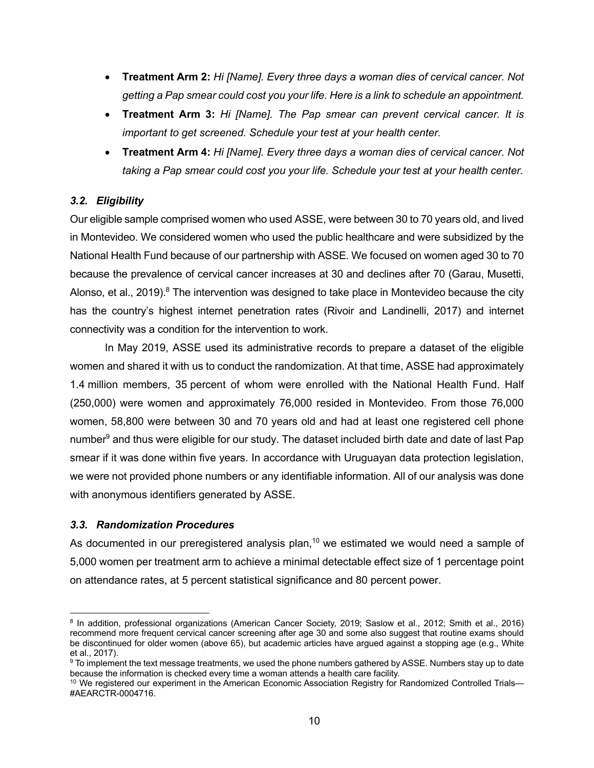- **Treatment Arm 2:** *Hi [Name]. Every three days a woman dies of cervical cancer. Not getting a Pap smear could cost you your life. Here is a link to schedule an appointment.*
- **Treatment Arm 3:** *Hi [Name]. The Pap smear can prevent cervical cancer. It is important to get screened. Schedule your test at your health center.*
- **Treatment Arm 4:** *Hi [Name]. Every three days a woman dies of cervical cancer. Not taking a Pap smear could cost you your life. Schedule your test at your health center.*

### *3.2. Eligibility*

Our eligible sample comprised women who used ASSE, were between 30 to 70 years old, and lived in Montevideo. We considered women who used the public healthcare and were subsidized by the National Health Fund because of our partnership with ASSE. We focused on women aged 30 to 70 because the prevalence of cervical cancer increases at 30 and declines after 70 (Garau, Musetti, Alonso, et al., 2019).[8] The intervention was designed to take place in Montevideo because the city has the country's highest internet penetration rates (Rivoir and Landinelli, 2017) and internet connectivity was a condition for the intervention to work.

In May 2019, ASSE used its administrative records to prepare a dataset of the eligible women and shared it with us to conduct the randomization. At that time, ASSE had approximately 1.4 million members, 35 percent of whom were enrolled with the National Health Fund. Half (250,000) were women and approximately 76,000 resided in Montevideo. From those 76,000 women, 58,800 were between 30 and 70 years old and had at least one registered cell phone number[9] and thus were eligible for our study. The dataset included birth date and date of last Pap smear if it was done within five years. In accordance with Uruguayan data protection legislation, we were not provided phone numbers or any identifiable information. All of our analysis was done with anonymous identifiers generated by ASSE.

### *3.3. Randomization Procedures*

As documented in our preregistered analysis plan,[10] we estimated we would need a sample of 5,000 women per treatment arm to achieve a minimal detectable effect size of 1 percentage point on attendance rates, at 5 percent statistical significance and 80 percent power.

---

[8] In addition, professional organizations (American Cancer Society, 2019; Saslow et al., 2012; Smith et al., 2016) recommend more frequent cervical cancer screening after age 30 and some also suggest that routine exams should be discontinued for older women (above 65), but academic articles have argued against a stopping age (e.g., White et al., 2017).

[9] To implement the text message treatments, we used the phone numbers gathered by ASSE. Numbers stay up to date because the information is checked every time a woman attends a health care facility.

[10] We registered our experiment in the American Economic Association Registry for Randomized Controlled Trials—#AEARCTR-0004716.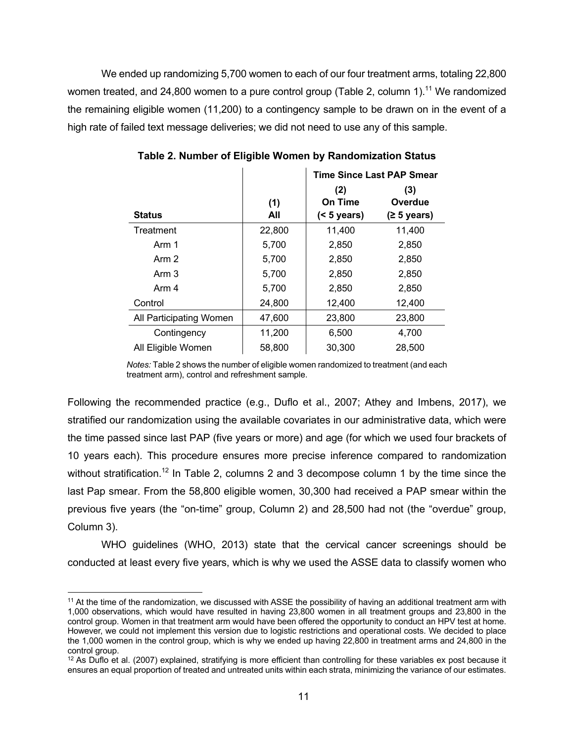We ended up randomizing 5,700 women to each of our four treatment arms, totaling 22,800 women treated, and 24,800 women to a pure control group (Table 2, column 1).[11] We randomized the remaining eligible women (11,200) to a contingency sample to be drawn on in the event of a high rate of failed text message deliveries; we did not need to use any of this sample.

**Table 2. Number of Eligible Women by Randomization Status**

| | | Time Since Last PAP Smear | |
|---|---|---|---|
| **Status** | **(1) All** | **(2) On Time (< 5 years)** | **(3) Overdue (≥ 5 years)** |
| Treatment | 22,800 | 11,400 | 11,400 |
| Arm 1 | 5,700 | 2,850 | 2,850 |
| Arm 2 | 5,700 | 2,850 | 2,850 |
| Arm 3 | 5,700 | 2,850 | 2,850 |
| Arm 4 | 5,700 | 2,850 | 2,850 |
| Control | 24,800 | 12,400 | 12,400 |
| All Participating Women | 47,600 | 23,800 | 23,800 |
| Contingency | 11,200 | 6,500 | 4,700 |
| All Eligible Women | 58,800 | 30,300 | 28,500 |

*Notes:* Table 2 shows the number of eligible women randomized to treatment (and each treatment arm), control and refreshment sample.

Following the recommended practice (e.g., Duflo et al., 2007; Athey and Imbens, 2017), we stratified our randomization using the available covariates in our administrative data, which were the time passed since last PAP (five years or more) and age (for which we used four brackets of 10 years each). This procedure ensures more precise inference compared to randomization without stratification.[12] In Table 2, columns 2 and 3 decompose column 1 by the time since the last Pap smear. From the 58,800 eligible women, 30,300 had received a PAP smear within the previous five years (the "on-time" group, Column 2) and 28,500 had not (the "overdue" group, Column 3).

WHO guidelines (WHO, 2013) state that the cervical cancer screenings should be conducted at least every five years, which is why we used the ASSE data to classify women who

[11] At the time of the randomization, we discussed with ASSE the possibility of having an additional treatment arm with 1,000 observations, which would have resulted in having 23,800 women in all treatment groups and 23,800 in the control group. Women in that treatment arm would have been offered the opportunity to conduct an HPV test at home. However, we could not implement this version due to logistic restrictions and operational costs. We decided to place the 1,000 women in the control group, which is why we ended up having 22,800 in treatment arms and 24,800 in the control group.

[12] As Duflo et al. (2007) explained, stratifying is more efficient than controlling for these variables ex post because it ensures an equal proportion of treated and untreated units within each strata, minimizing the variance of our estimates.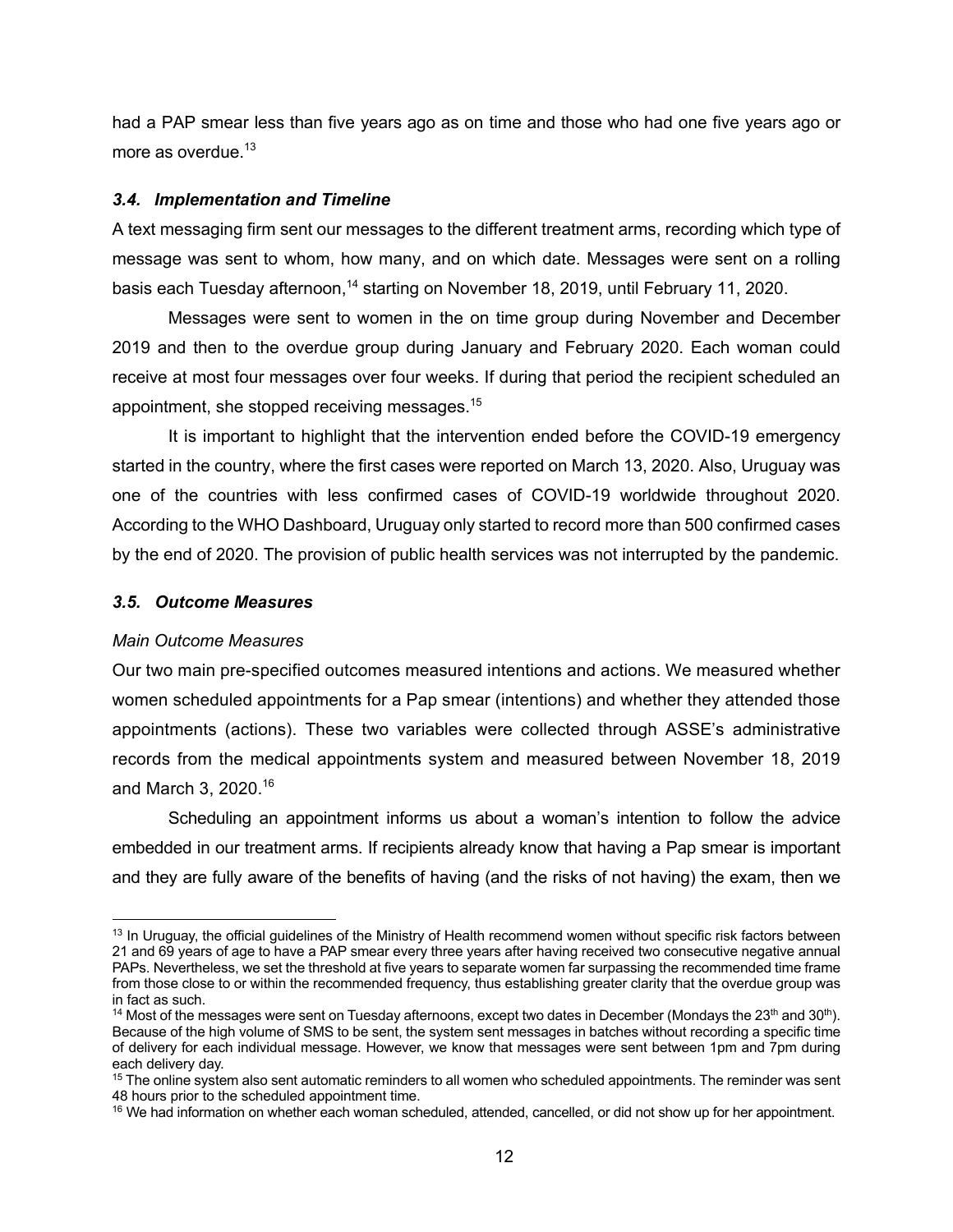had a PAP smear less than five years ago as on time and those who had one five years ago or more as overdue.[13]

### *3.4. Implementation and Timeline*

A text messaging firm sent our messages to the different treatment arms, recording which type of message was sent to whom, how many, and on which date. Messages were sent on a rolling basis each Tuesday afternoon,[14] starting on November 18, 2019, until February 11, 2020.

Messages were sent to women in the on time group during November and December 2019 and then to the overdue group during January and February 2020. Each woman could receive at most four messages over four weeks. If during that period the recipient scheduled an appointment, she stopped receiving messages.[15]

It is important to highlight that the intervention ended before the COVID-19 emergency started in the country, where the first cases were reported on March 13, 2020. Also, Uruguay was one of the countries with less confirmed cases of COVID-19 worldwide throughout 2020. According to the WHO Dashboard, Uruguay only started to record more than 500 confirmed cases by the end of 2020. The provision of public health services was not interrupted by the pandemic.

### *3.5. Outcome Measures*

*Main Outcome Measures*

Our two main pre-specified outcomes measured intentions and actions. We measured whether women scheduled appointments for a Pap smear (intentions) and whether they attended those appointments (actions). These two variables were collected through ASSE's administrative records from the medical appointments system and measured between November 18, 2019 and March 3, 2020.[16]

Scheduling an appointment informs us about a woman's intention to follow the advice embedded in our treatment arms. If recipients already know that having a Pap smear is important and they are fully aware of the benefits of having (and the risks of not having) the exam, then we

---

[13] In Uruguay, the official guidelines of the Ministry of Health recommend women without specific risk factors between 21 and 69 years of age to have a PAP smear every three years after having received two consecutive negative annual PAPs. Nevertheless, we set the threshold at five years to separate women far surpassing the recommended time frame from those close to or within the recommended frequency, thus establishing greater clarity that the overdue group was in fact as such.

[14] Most of the messages were sent on Tuesday afternoons, except two dates in December (Mondays the 23th and 30th). Because of the high volume of SMS to be sent, the system sent messages in batches without recording a specific time of delivery for each individual message. However, we know that messages were sent between 1pm and 7pm during each delivery day.

[15] The online system also sent automatic reminders to all women who scheduled appointments. The reminder was sent 48 hours prior to the scheduled appointment time.

[16] We had information on whether each woman scheduled, attended, cancelled, or did not show up for her appointment.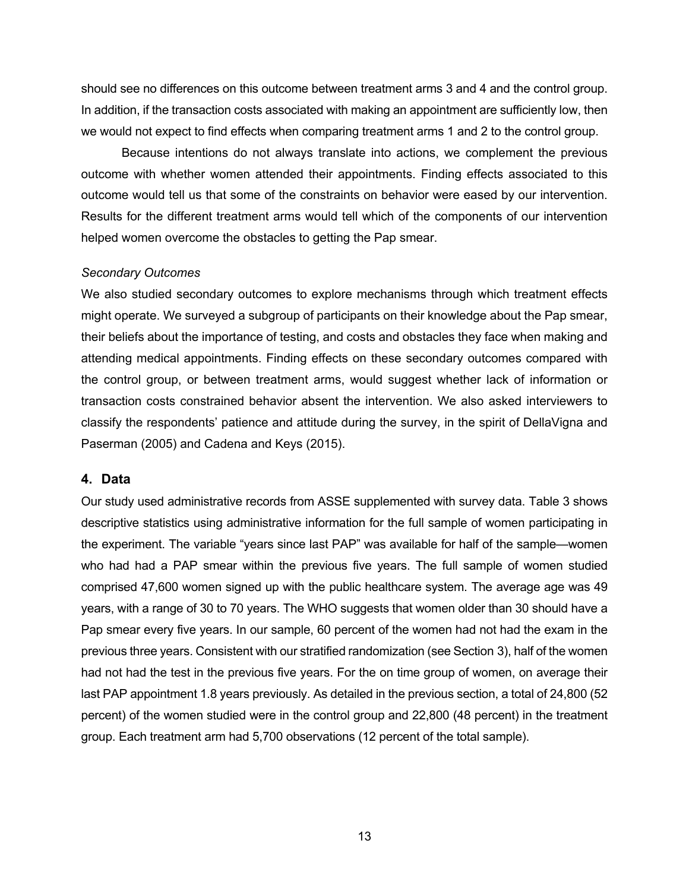should see no differences on this outcome between treatment arms 3 and 4 and the control group. In addition, if the transaction costs associated with making an appointment are sufficiently low, then we would not expect to find effects when comparing treatment arms 1 and 2 to the control group.

Because intentions do not always translate into actions, we complement the previous outcome with whether women attended their appointments. Finding effects associated to this outcome would tell us that some of the constraints on behavior were eased by our intervention. Results for the different treatment arms would tell which of the components of our intervention helped women overcome the obstacles to getting the Pap smear.

*Secondary Outcomes*

We also studied secondary outcomes to explore mechanisms through which treatment effects might operate. We surveyed a subgroup of participants on their knowledge about the Pap smear, their beliefs about the importance of testing, and costs and obstacles they face when making and attending medical appointments. Finding effects on these secondary outcomes compared with the control group, or between treatment arms, would suggest whether lack of information or transaction costs constrained behavior absent the intervention. We also asked interviewers to classify the respondents' patience and attitude during the survey, in the spirit of DellaVigna and Paserman (2005) and Cadena and Keys (2015).

## 4. Data

Our study used administrative records from ASSE supplemented with survey data. Table 3 shows descriptive statistics using administrative information for the full sample of women participating in the experiment. The variable "years since last PAP" was available for half of the sample—women who had had a PAP smear within the previous five years. The full sample of women studied comprised 47,600 women signed up with the public healthcare system. The average age was 49 years, with a range of 30 to 70 years. The WHO suggests that women older than 30 should have a Pap smear every five years. In our sample, 60 percent of the women had not had the exam in the previous three years. Consistent with our stratified randomization (see Section 3), half of the women had not had the test in the previous five years. For the on time group of women, on average their last PAP appointment 1.8 years previously. As detailed in the previous section, a total of 24,800 (52 percent) of the women studied were in the control group and 22,800 (48 percent) in the treatment group. Each treatment arm had 5,700 observations (12 percent of the total sample).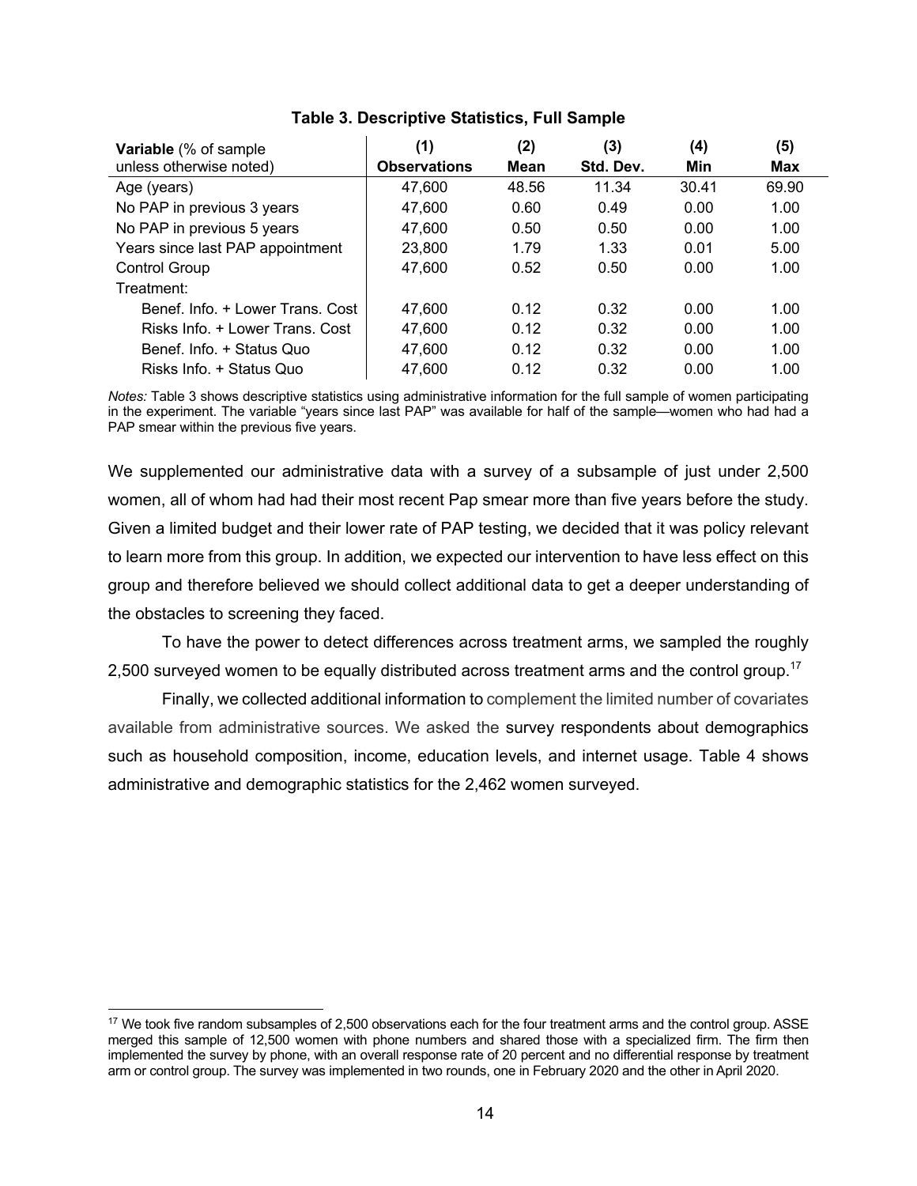**Table 3. Descriptive Statistics, Full Sample**

| **Variable** (% of sample unless otherwise noted) | **(1) Observations** | **(2) Mean** | **(3) Std. Dev.** | **(4) Min** | **(5) Max** |
|---|---|---|---|---|---|
| Age (years) | 47,600 | 48.56 | 11.34 | 30.41 | 69.90 |
| No PAP in previous 3 years | 47,600 | 0.60 | 0.49 | 0.00 | 1.00 |
| No PAP in previous 5 years | 47,600 | 0.50 | 0.50 | 0.00 | 1.00 |
| Years since last PAP appointment | 23,800 | 1.79 | 1.33 | 0.01 | 5.00 |
| Control Group | 47,600 | 0.52 | 0.50 | 0.00 | 1.00 |
| Treatment: | | | | | |
| Benef. Info. + Lower Trans. Cost | 47,600 | 0.12 | 0.32 | 0.00 | 1.00 |
| Risks Info. + Lower Trans. Cost | 47,600 | 0.12 | 0.32 | 0.00 | 1.00 |
| Benef. Info. + Status Quo | 47,600 | 0.12 | 0.32 | 0.00 | 1.00 |
| Risks Info. + Status Quo | 47,600 | 0.12 | 0.32 | 0.00 | 1.00 |

*Notes:* Table 3 shows descriptive statistics using administrative information for the full sample of women participating in the experiment. The variable "years since last PAP" was available for half of the sample—women who had had a PAP smear within the previous five years.

We supplemented our administrative data with a survey of a subsample of just under 2,500 women, all of whom had had their most recent Pap smear more than five years before the study. Given a limited budget and their lower rate of PAP testing, we decided that it was policy relevant to learn more from this group. In addition, we expected our intervention to have less effect on this group and therefore believed we should collect additional data to get a deeper understanding of the obstacles to screening they faced.

To have the power to detect differences across treatment arms, we sampled the roughly 2,500 surveyed women to be equally distributed across treatment arms and the control group.[17]

Finally, we collected additional information to complement the limited number of covariates available from administrative sources. We asked the survey respondents about demographics such as household composition, income, education levels, and internet usage. Table 4 shows administrative and demographic statistics for the 2,462 women surveyed.

[17] We took five random subsamples of 2,500 observations each for the four treatment arms and the control group. ASSE merged this sample of 12,500 women with phone numbers and shared those with a specialized firm. The firm then implemented the survey by phone, with an overall response rate of 20 percent and no differential response by treatment arm or control group. The survey was implemented in two rounds, one in February 2020 and the other in April 2020.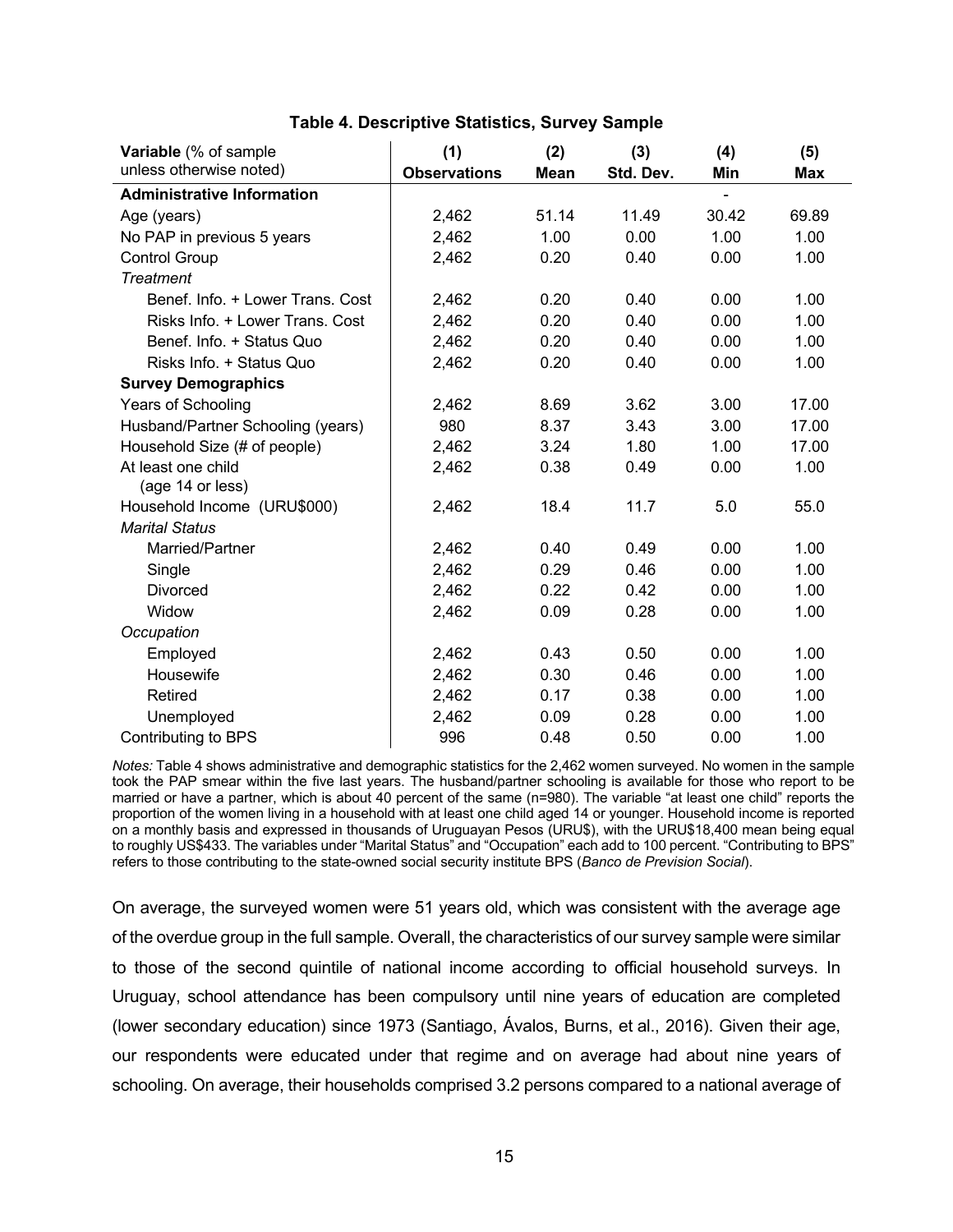**Table 4. Descriptive Statistics, Survey Sample**

| **Variable** (% of sample unless otherwise noted) | **(1) Observations** | **(2) Mean** | **(3) Std. Dev.** | **(4) Min** | **(5) Max** |
|---|---|---|---|---|---|
| **Administrative Information** | | | | - | |
| Age (years) | 2,462 | 51.14 | 11.49 | 30.42 | 69.89 |
| No PAP in previous 5 years | 2,462 | 1.00 | 0.00 | 1.00 | 1.00 |
| Control Group | 2,462 | 0.20 | 0.40 | 0.00 | 1.00 |
| *Treatment* | | | | | |
| Benef. Info. + Lower Trans. Cost | 2,462 | 0.20 | 0.40 | 0.00 | 1.00 |
| Risks Info. + Lower Trans. Cost | 2,462 | 0.20 | 0.40 | 0.00 | 1.00 |
| Benef. Info. + Status Quo | 2,462 | 0.20 | 0.40 | 0.00 | 1.00 |
| Risks Info. + Status Quo | 2,462 | 0.20 | 0.40 | 0.00 | 1.00 |
| **Survey Demographics** | | | | | |
| Years of Schooling | 2,462 | 8.69 | 3.62 | 3.00 | 17.00 |
| Husband/Partner Schooling (years) | 980 | 8.37 | 3.43 | 3.00 | 17.00 |
| Household Size (# of people) | 2,462 | 3.24 | 1.80 | 1.00 | 17.00 |
| At least one child (age 14 or less) | 2,462 | 0.38 | 0.49 | 0.00 | 1.00 |
| Household Income (URU$000) | 2,462 | 18.4 | 11.7 | 5.0 | 55.0 |
| *Marital Status* | | | | | |
| Married/Partner | 2,462 | 0.40 | 0.49 | 0.00 | 1.00 |
| Single | 2,462 | 0.29 | 0.46 | 0.00 | 1.00 |
| Divorced | 2,462 | 0.22 | 0.42 | 0.00 | 1.00 |
| Widow | 2,462 | 0.09 | 0.28 | 0.00 | 1.00 |
| *Occupation* | | | | | |
| Employed | 2,462 | 0.43 | 0.50 | 0.00 | 1.00 |
| Housewife | 2,462 | 0.30 | 0.46 | 0.00 | 1.00 |
| Retired | 2,462 | 0.17 | 0.38 | 0.00 | 1.00 |
| Unemployed | 2,462 | 0.09 | 0.28 | 0.00 | 1.00 |
| Contributing to BPS | 996 | 0.48 | 0.50 | 0.00 | 1.00 |

*Notes:* Table 4 shows administrative and demographic statistics for the 2,462 women surveyed. No women in the sample took the PAP smear within the five last years. The husband/partner schooling is available for those who report to be married or have a partner, which is about 40 percent of the same (n=980). The variable "at least one child" reports the proportion of the women living in a household with at least one child aged 14 or younger. Household income is reported on a monthly basis and expressed in thousands of Uruguayan Pesos (URU$), with the URU$18,400 mean being equal to roughly US$433. The variables under "Marital Status" and "Occupation" each add to 100 percent. "Contributing to BPS" refers to those contributing to the state-owned social security institute BPS (*Banco de Prevision Social*).

On average, the surveyed women were 51 years old, which was consistent with the average age of the overdue group in the full sample. Overall, the characteristics of our survey sample were similar to those of the second quintile of national income according to official household surveys. In Uruguay, school attendance has been compulsory until nine years of education are completed (lower secondary education) since 1973 (Santiago, Ávalos, Burns, et al., 2016). Given their age, our respondents were educated under that regime and on average had about nine years of schooling. On average, their households comprised 3.2 persons compared to a national average of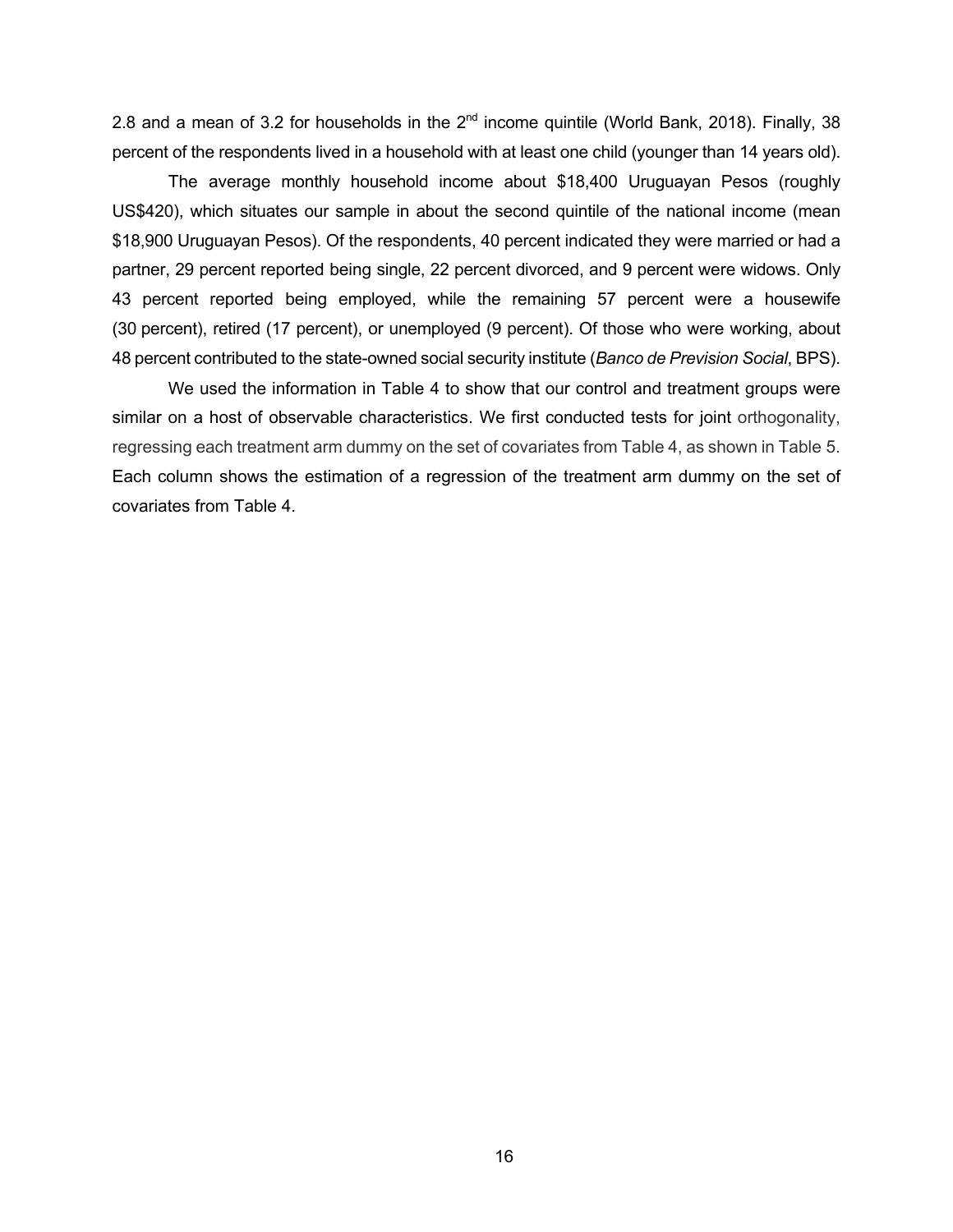2.8 and a mean of 3.2 for households in the 2nd income quintile (World Bank, 2018). Finally, 38 percent of the respondents lived in a household with at least one child (younger than 14 years old).

The average monthly household income about $18,400 Uruguayan Pesos (roughly US$420), which situates our sample in about the second quintile of the national income (mean $18,900 Uruguayan Pesos). Of the respondents, 40 percent indicated they were married or had a partner, 29 percent reported being single, 22 percent divorced, and 9 percent were widows. Only 43 percent reported being employed, while the remaining 57 percent were a housewife (30 percent), retired (17 percent), or unemployed (9 percent). Of those who were working, about 48 percent contributed to the state-owned social security institute (*Banco de Prevision Social*, BPS).

We used the information in Table 4 to show that our control and treatment groups were similar on a host of observable characteristics. We first conducted tests for joint orthogonality, regressing each treatment arm dummy on the set of covariates from Table 4, as shown in Table 5. Each column shows the estimation of a regression of the treatment arm dummy on the set of covariates from Table 4.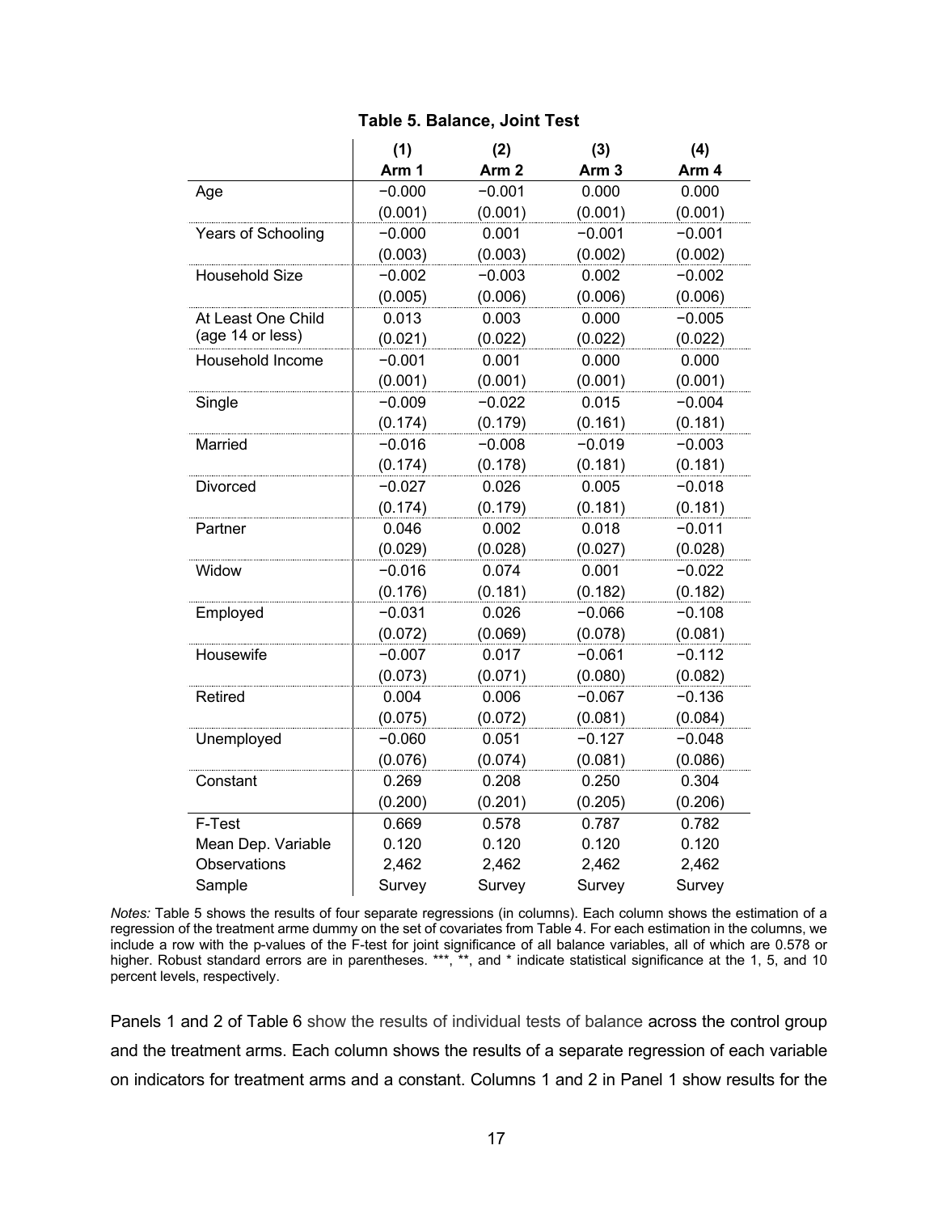**Table 5. Balance, Joint Test**

| | (1) | (2) | (3) | (4) |
|---|---|---|---|---|
| | **Arm 1** | **Arm 2** | **Arm 3** | **Arm 4** |
| Age | −0.000 | −0.001 | 0.000 | 0.000 |
| | (0.001) | (0.001) | (0.001) | (0.001) |
| Years of Schooling | −0.000 | 0.001 | −0.001 | −0.001 |
| | (0.003) | (0.003) | (0.002) | (0.002) |
| Household Size | −0.002 | −0.003 | 0.002 | −0.002 |
| | (0.005) | (0.006) | (0.006) | (0.006) |
| At Least One Child (age 14 or less) | 0.013 | 0.003 | 0.000 | −0.005 |
| | (0.021) | (0.022) | (0.022) | (0.022) |
| Household Income | −0.001 | 0.001 | 0.000 | 0.000 |
| | (0.001) | (0.001) | (0.001) | (0.001) |
| Single | −0.009 | −0.022 | 0.015 | −0.004 |
| | (0.174) | (0.179) | (0.161) | (0.181) |
| Married | −0.016 | −0.008 | −0.019 | −0.003 |
| | (0.174) | (0.178) | (0.181) | (0.181) |
| Divorced | −0.027 | 0.026 | 0.005 | −0.018 |
| | (0.174) | (0.179) | (0.181) | (0.181) |
| Partner | 0.046 | 0.002 | 0.018 | −0.011 |
| | (0.029) | (0.028) | (0.027) | (0.028) |
| Widow | −0.016 | 0.074 | 0.001 | −0.022 |
| | (0.176) | (0.181) | (0.182) | (0.182) |
| Employed | −0.031 | 0.026 | −0.066 | −0.108 |
| | (0.072) | (0.069) | (0.078) | (0.081) |
| Housewife | −0.007 | 0.017 | −0.061 | −0.112 |
| | (0.073) | (0.071) | (0.080) | (0.082) |
| Retired | 0.004 | 0.006 | −0.067 | −0.136 |
| | (0.075) | (0.072) | (0.081) | (0.084) |
| Unemployed | −0.060 | 0.051 | −0.127 | −0.048 |
| | (0.076) | (0.074) | (0.081) | (0.086) |
| Constant | 0.269 | 0.208 | 0.250 | 0.304 |
| | (0.200) | (0.201) | (0.205) | (0.206) |
| F-Test | 0.669 | 0.578 | 0.787 | 0.782 |
| Mean Dep. Variable | 0.120 | 0.120 | 0.120 | 0.120 |
| Observations | 2,462 | 2,462 | 2,462 | 2,462 |
| Sample | Survey | Survey | Survey | Survey |

*Notes:* Table 5 shows the results of four separate regressions (in columns). Each column shows the estimation of a regression of the treatment arme dummy on the set of covariates from Table 4. For each estimation in the columns, we include a row with the p-values of the F-test for joint significance of all balance variables, all of which are 0.578 or higher. Robust standard errors are in parentheses. ***, **, and * indicate statistical significance at the 1, 5, and 10 percent levels, respectively.

Panels 1 and 2 of Table 6 show the results of individual tests of balance across the control group and the treatment arms. Each column shows the results of a separate regression of each variable on indicators for treatment arms and a constant. Columns 1 and 2 in Panel 1 show results for the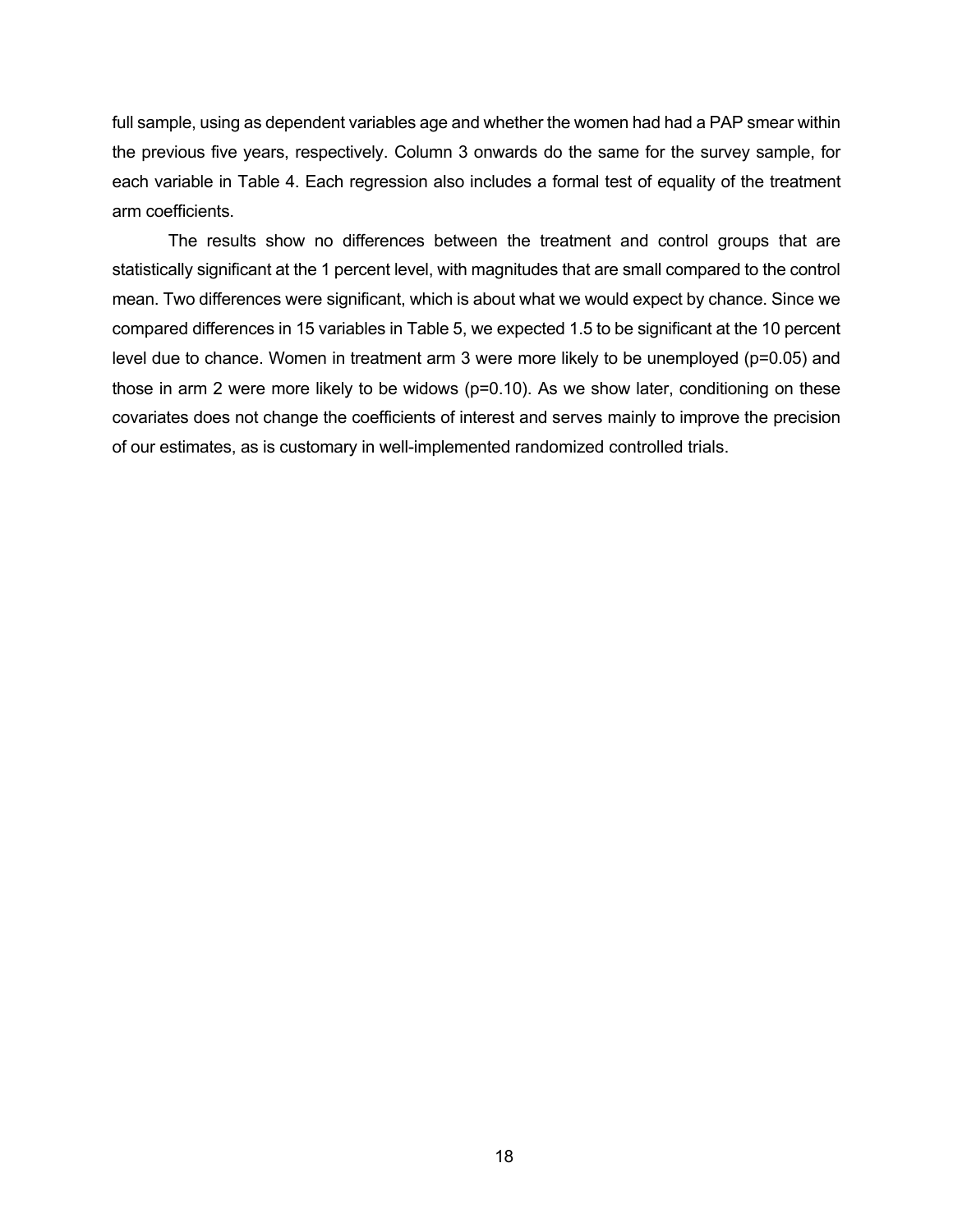full sample, using as dependent variables age and whether the women had had a PAP smear within the previous five years, respectively. Column 3 onwards do the same for the survey sample, for each variable in Table 4. Each regression also includes a formal test of equality of the treatment arm coefficients.

The results show no differences between the treatment and control groups that are statistically significant at the 1 percent level, with magnitudes that are small compared to the control mean. Two differences were significant, which is about what we would expect by chance. Since we compared differences in 15 variables in Table 5, we expected 1.5 to be significant at the 10 percent level due to chance. Women in treatment arm 3 were more likely to be unemployed ($p=0.05$) and those in arm 2 were more likely to be widows ($p=0.10$). As we show later, conditioning on these covariates does not change the coefficients of interest and serves mainly to improve the precision of our estimates, as is customary in well-implemented randomized controlled trials.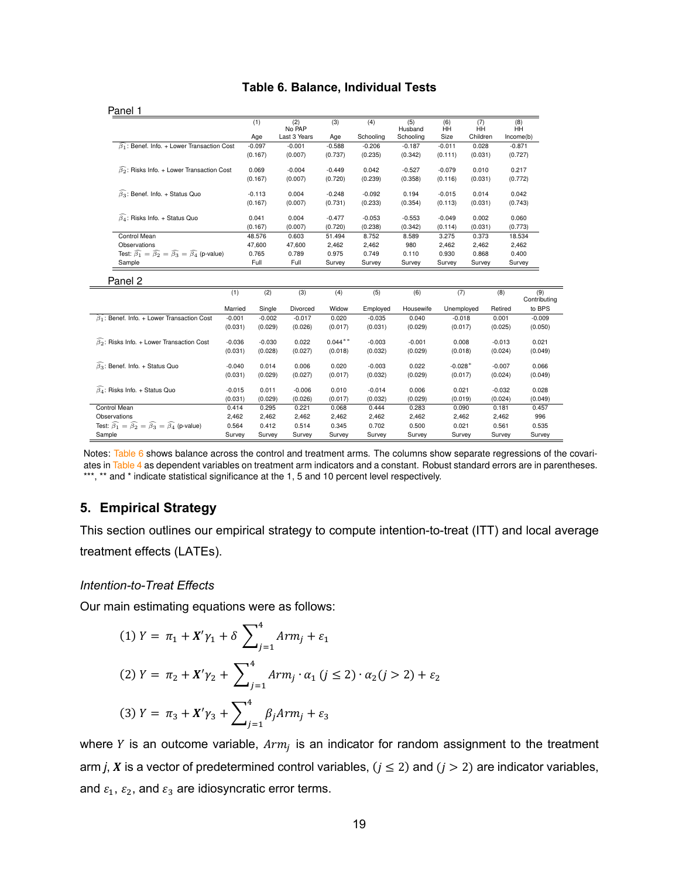**Table 6. Balance, Individual Tests**

Panel 1

| | (1) Age | (2) No PAP Last 3 Years | (3) Age | (4) Schooling | (5) Husband Schooling | (6) HH Size | (7) HH Children | (8) HH Income(b) |
|---|---|---|---|---|---|---|---|---|
| $\widehat{\beta_1}$: Benef. Info. + Lower Transaction Cost | -0.097 | -0.001 | -0.588 | -0.206 | -0.187 | -0.011 | 0.028 | -0.871 |
| | (0.167) | (0.007) | (0.737) | (0.235) | (0.342) | (0.111) | (0.031) | (0.727) |
| $\widehat{\beta_2}$: Risks Info. + Lower Transaction Cost | 0.069 | -0.004 | -0.449 | 0.042 | -0.527 | -0.079 | 0.010 | 0.217 |
| | (0.167) | (0.007) | (0.720) | (0.239) | (0.358) | (0.116) | (0.031) | (0.772) |
| $\widehat{\beta_3}$: Benef. Info. + Status Quo | -0.113 | 0.004 | -0.248 | -0.092 | 0.194 | -0.015 | 0.014 | 0.042 |
| | (0.167) | (0.007) | (0.731) | (0.233) | (0.354) | (0.113) | (0.031) | (0.743) |
| $\widehat{\beta_4}$: Risks Info. + Status Quo | 0.041 | 0.004 | -0.477 | -0.053 | -0.553 | -0.049 | 0.002 | 0.060 |
| | (0.167) | (0.007) | (0.720) | (0.238) | (0.342) | (0.114) | (0.031) | (0.773) |
| Control Mean | 48.576 | 0.603 | 51.494 | 8.752 | 8.589 | 3.275 | 0.373 | 18.534 |
| Observations | 47,600 | 47,600 | 2,462 | 2,462 | 980 | 2,462 | 2,462 | 2,462 |
| Test: $\widehat{\beta_1}=\widehat{\beta_2}=\widehat{\beta_3}=\widehat{\beta_4}$ (p-value) | 0.765 | 0.789 | 0.975 | 0.749 | 0.110 | 0.930 | 0.868 | 0.400 |
| Sample | Full | Full | Survey | Survey | Survey | Survey | Survey | Survey |

Panel 2

| | (1) Married | (2) Single | (3) Divorced | (4) Widow | (5) Employed | (6) Housewife | (7) Unemployed | (8) Retired | (9) Contributing to BPS |
|---|---|---|---|---|---|---|---|---|---|
| $\widehat{\beta_1}$: Benef. Info. + Lower Transaction Cost | -0.001 | -0.002 | -0.017 | 0.020 | -0.035 | 0.040 | -0.018 | 0.001 | -0.009 |
| | (0.031) | (0.029) | (0.026) | (0.017) | (0.031) | (0.029) | (0.017) | (0.025) | (0.050) |
| $\widehat{\beta_2}$: Risks Info. + Lower Transaction Cost | -0.036 | -0.030 | 0.022 | 0.044** | -0.003 | -0.001 | 0.008 | -0.013 | 0.021 |
| | (0.031) | (0.028) | (0.027) | (0.018) | (0.032) | (0.029) | (0.018) | (0.024) | (0.049) |
| $\widehat{\beta_3}$: Benef. Info. + Status Quo | -0.040 | 0.014 | 0.006 | 0.020 | -0.003 | 0.022 | -0.028* | -0.007 | 0.066 |
| | (0.031) | (0.029) | (0.027) | (0.017) | (0.032) | (0.029) | (0.017) | (0.024) | (0.049) |
| $\widehat{\beta_4}$: Risks Info. + Status Quo | -0.015 | 0.011 | -0.006 | 0.010 | -0.014 | 0.006 | 0.021 | -0.032 | 0.028 |
| | (0.031) | (0.029) | (0.026) | (0.017) | (0.032) | (0.029) | (0.019) | (0.024) | (0.049) |
| Control Mean | 0.414 | 0.295 | 0.221 | 0.068 | 0.444 | 0.283 | 0.090 | 0.181 | 0.457 |
| Observations | 2,462 | 2,462 | 2,462 | 2,462 | 2,462 | 2,462 | 2,462 | 2,462 | 996 |
| Test: $\widehat{\beta_1}=\widehat{\beta_2}=\widehat{\beta_3}=\widehat{\beta_4}$ (p-value) | 0.564 | 0.412 | 0.514 | 0.345 | 0.702 | 0.500 | 0.021 | 0.561 | 0.535 |
| Sample | Survey | Survey | Survey | Survey | Survey | Survey | Survey | Survey | Survey |

Notes: Table 6 shows balance across the control and treatment arms. The columns show separate regressions of the covariates in Table 4 as dependent variables on treatment arm indicators and a constant. Robust standard errors are in parentheses. ***, ** and * indicate statistical significance at the 1, 5 and 10 percent level respectively.

## 5. Empirical Strategy

This section outlines our empirical strategy to compute intention-to-treat (ITT) and local average treatment effects (LATEs).

*Intention-to-Treat Effects*

Our main estimating equations were as follows:

$$(1)\ Y = \pi_1 + \boldsymbol{X}'\gamma_1 + \delta \sum_{j=1}^{4} Arm_j + \varepsilon_1$$

$$(2)\ Y = \pi_2 + \boldsymbol{X}'\gamma_2 + \sum_{j=1}^{4} Arm_j \cdot \alpha_1\,(j \leq 2) \cdot \alpha_2(j > 2) + \varepsilon_2$$

$$(3)\ Y = \pi_3 + \boldsymbol{X}'\gamma_3 + \sum_{j=1}^{4} \beta_j Arm_j + \varepsilon_3$$

where $Y$ is an outcome variable, $Arm_j$ is an indicator for random assignment to the treatment arm *j*, $\boldsymbol{X}$ is a vector of predetermined control variables, $(j \leq 2)$ and $(j > 2)$ are indicator variables, and $\varepsilon_1$, $\varepsilon_2$, and $\varepsilon_3$ are idiosyncratic error terms.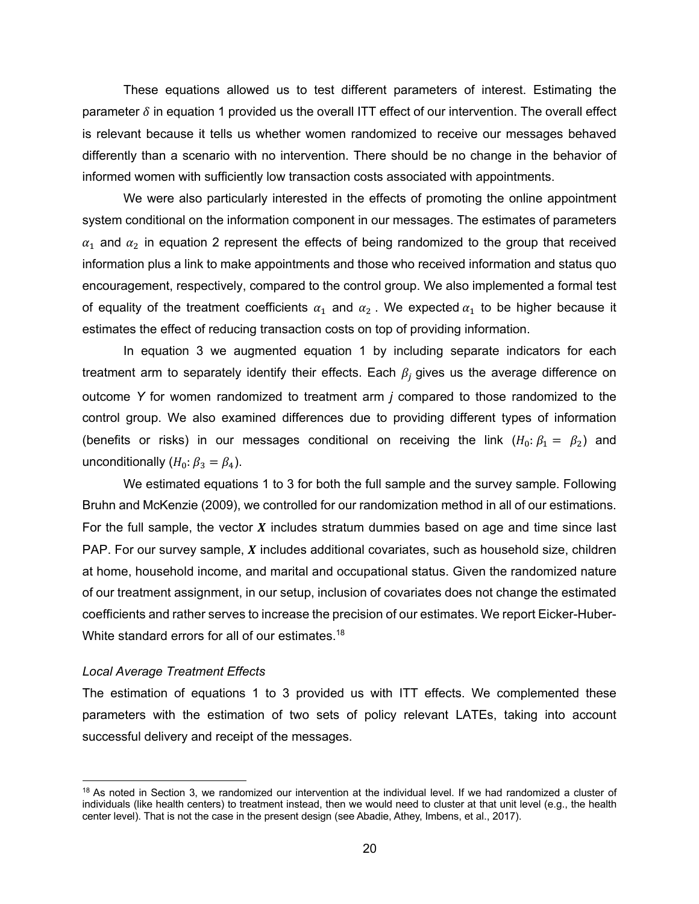These equations allowed us to test different parameters of interest. Estimating the parameter $\delta$ in equation 1 provided us the overall ITT effect of our intervention. The overall effect is relevant because it tells us whether women randomized to receive our messages behaved differently than a scenario with no intervention. There should be no change in the behavior of informed women with sufficiently low transaction costs associated with appointments.

We were also particularly interested in the effects of promoting the online appointment system conditional on the information component in our messages. The estimates of parameters $\alpha_1$ and $\alpha_2$ in equation 2 represent the effects of being randomized to the group that received information plus a link to make appointments and those who received information and status quo encouragement, respectively, compared to the control group. We also implemented a formal test of equality of the treatment coefficients $\alpha_1$ and $\alpha_2$. We expected $\alpha_1$ to be higher because it estimates the effect of reducing transaction costs on top of providing information.

In equation 3 we augmented equation 1 by including separate indicators for each treatment arm to separately identify their effects. Each $\beta_j$ gives us the average difference on outcome *Y* for women randomized to treatment arm *j* compared to those randomized to the control group. We also examined differences due to providing different types of information (benefits or risks) in our messages conditional on receiving the link ($H_0: \beta_1 = \beta_2$) and unconditionally ($H_0: \beta_3 = \beta_4$).

We estimated equations 1 to 3 for both the full sample and the survey sample. Following Bruhn and McKenzie (2009), we controlled for our randomization method in all of our estimations. For the full sample, the vector $\boldsymbol{X}$ includes stratum dummies based on age and time since last PAP. For our survey sample, $\boldsymbol{X}$ includes additional covariates, such as household size, children at home, household income, and marital and occupational status. Given the randomized nature of our treatment assignment, in our setup, inclusion of covariates does not change the estimated coefficients and rather serves to increase the precision of our estimates. We report Eicker-Huber-White standard errors for all of our estimates.[18]

*Local Average Treatment Effects*

The estimation of equations 1 to 3 provided us with ITT effects. We complemented these parameters with the estimation of two sets of policy relevant LATEs, taking into account successful delivery and receipt of the messages.

[18] As noted in Section 3, we randomized our intervention at the individual level. If we had randomized a cluster of individuals (like health centers) to treatment instead, then we would need to cluster at that unit level (e.g., the health center level). That is not the case in the present design (see Abadie, Athey, Imbens, et al., 2017).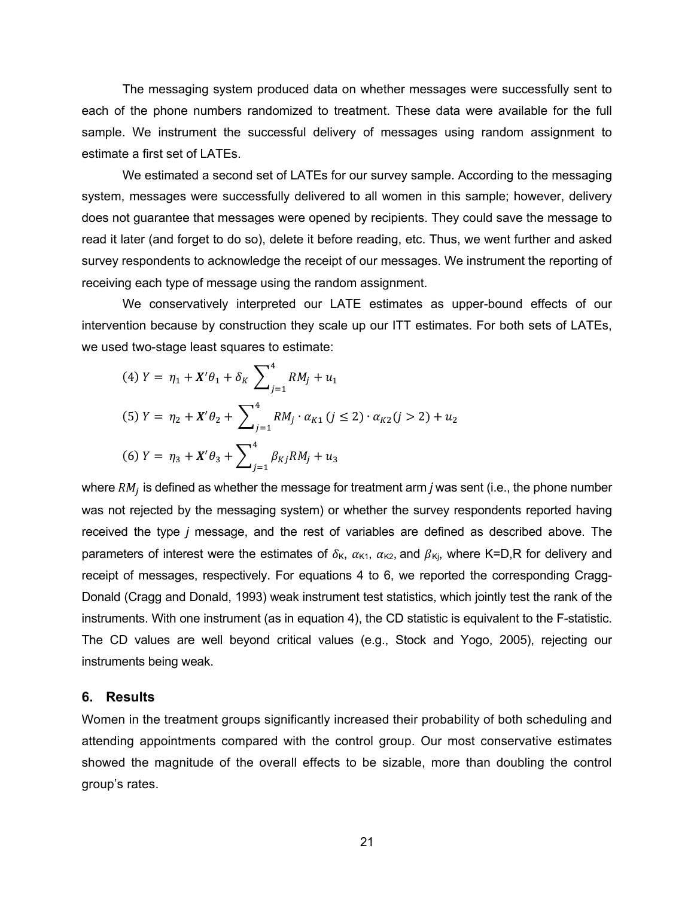The messaging system produced data on whether messages were successfully sent to each of the phone numbers randomized to treatment. These data were available for the full sample. We instrument the successful delivery of messages using random assignment to estimate a first set of LATEs.

We estimated a second set of LATEs for our survey sample. According to the messaging system, messages were successfully delivered to all women in this sample; however, delivery does not guarantee that messages were opened by recipients. They could save the message to read it later (and forget to do so), delete it before reading, etc. Thus, we went further and asked survey respondents to acknowledge the receipt of our messages. We instrument the reporting of receiving each type of message using the random assignment.

We conservatively interpreted our LATE estimates as upper-bound effects of our intervention because by construction they scale up our ITT estimates. For both sets of LATEs, we used two-stage least squares to estimate:

$$(4)\ Y = \eta_1 + \boldsymbol{X}'\theta_1 + \delta_K \sum_{j=1}^{4} RM_j + u_1$$

$$(5)\ Y = \eta_2 + \boldsymbol{X}'\theta_2 + \sum_{j=1}^{4} RM_j \cdot \alpha_{K1}\,(j \leq 2) \cdot \alpha_{K2}(j > 2) + u_2$$

$$(6)\ Y = \eta_3 + \boldsymbol{X}'\theta_3 + \sum_{j=1}^{4} \beta_{Kj} RM_j + u_3$$

where $RM_j$ is defined as whether the message for treatment arm *j* was sent (i.e., the phone number was not rejected by the messaging system) or whether the survey respondents reported having received the type *j* message, and the rest of variables are defined as described above. The parameters of interest were the estimates of $\delta_K$, $\alpha_{K1}$, $\alpha_{K2}$, and $\beta_{Kj}$, where K=D,R for delivery and receipt of messages, respectively. For equations 4 to 6, we reported the corresponding Cragg-Donald (Cragg and Donald, 1993) weak instrument test statistics, which jointly test the rank of the instruments. With one instrument (as in equation 4), the CD statistic is equivalent to the F-statistic. The CD values are well beyond critical values (e.g., Stock and Yogo, 2005), rejecting our instruments being weak.

## 6. Results

Women in the treatment groups significantly increased their probability of both scheduling and attending appointments compared with the control group. Our most conservative estimates showed the magnitude of the overall effects to be sizable, more than doubling the control group's rates.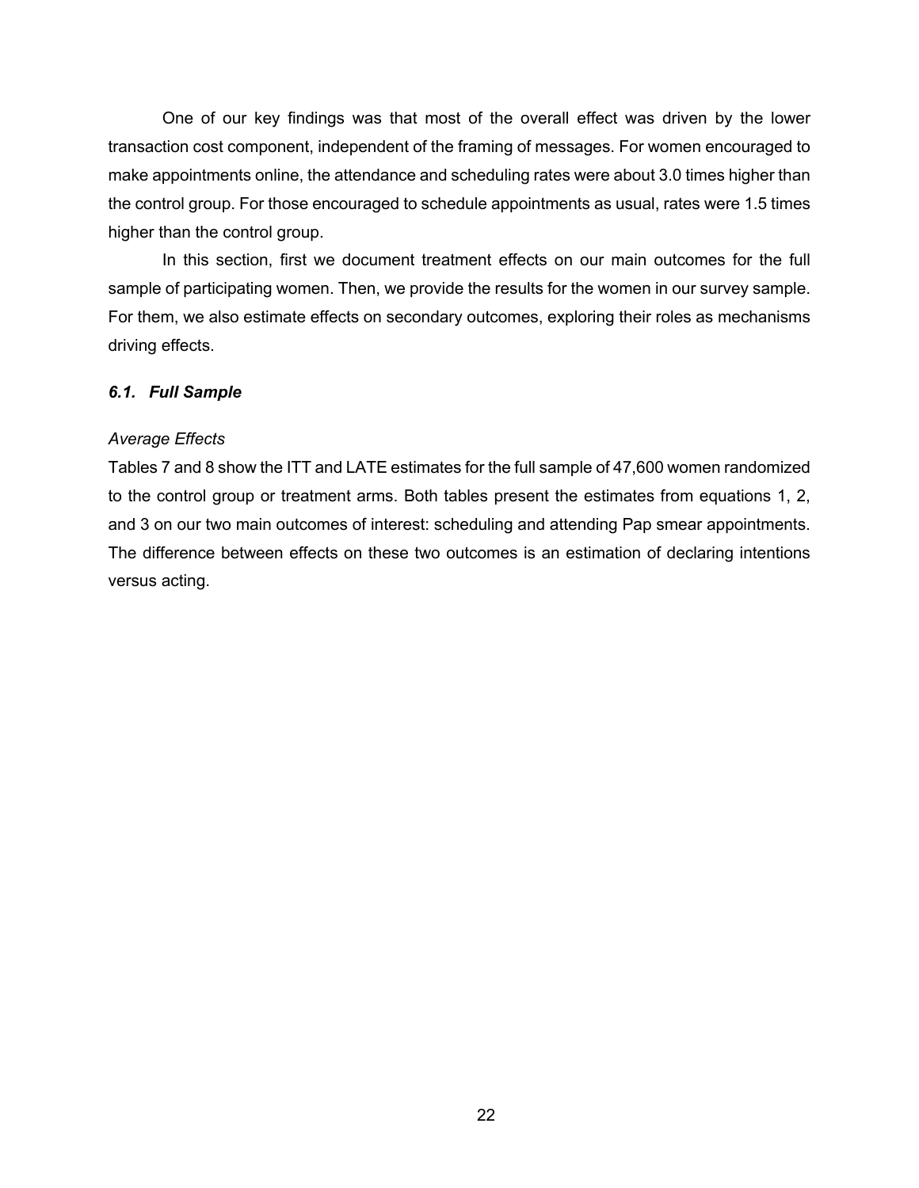One of our key findings was that most of the overall effect was driven by the lower transaction cost component, independent of the framing of messages. For women encouraged to make appointments online, the attendance and scheduling rates were about 3.0 times higher than the control group. For those encouraged to schedule appointments as usual, rates were 1.5 times higher than the control group.

In this section, first we document treatment effects on our main outcomes for the full sample of participating women. Then, we provide the results for the women in our survey sample. For them, we also estimate effects on secondary outcomes, exploring their roles as mechanisms driving effects.

### *6.1. Full Sample*

*Average Effects*

Tables 7 and 8 show the ITT and LATE estimates for the full sample of 47,600 women randomized to the control group or treatment arms. Both tables present the estimates from equations 1, 2, and 3 on our two main outcomes of interest: scheduling and attending Pap smear appointments. The difference between effects on these two outcomes is an estimation of declaring intentions versus acting.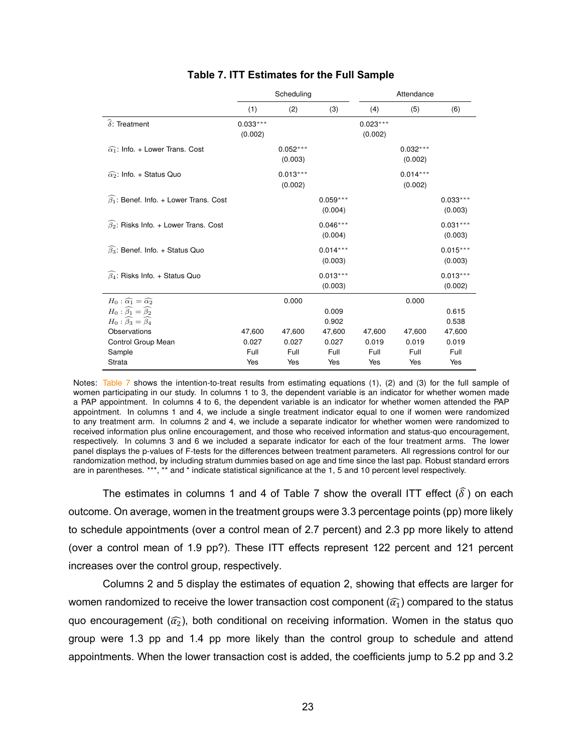**Table 7. ITT Estimates for the Full Sample**

| | Scheduling | | | Attendance | | |
|---|---|---|---|---|---|---|
| | (1) | (2) | (3) | (4) | (5) | (6) |
| $\widehat{\delta}$: Treatment | 0.033*** | | | 0.023*** | | |
| | (0.002) | | | (0.002) | | |
| $\widehat{\alpha_1}$: Info. + Lower Trans. Cost | | 0.052*** | | | 0.032*** | |
| | | (0.003) | | | (0.002) | |
| $\widehat{\alpha_2}$: Info. + Status Quo | | 0.013*** | | | 0.014*** | |
| | | (0.002) | | | (0.002) | |
| $\widehat{\beta_1}$: Benef. Info. + Lower Trans. Cost | | | 0.059*** | | | 0.033*** |
| | | | (0.004) | | | (0.003) |
| $\widehat{\beta_2}$: Risks Info. + Lower Trans. Cost | | | 0.046*** | | | 0.031*** |
| | | | (0.004) | | | (0.003) |
| $\widehat{\beta_3}$: Benef. Info. + Status Quo | | | 0.014*** | | | 0.015*** |
| | | | (0.003) | | | (0.003) |
| $\widehat{\beta_4}$: Risks Info. + Status Quo | | | 0.013*** | | | 0.013*** |
| | | | (0.003) | | | (0.002) |
| $H_0 : \widehat{\alpha_1} = \widehat{\alpha_2}$ | | 0.000 | | | 0.000 | |
| $H_0 : \widehat{\beta_1} = \widehat{\beta_2}$ | | | 0.009 | | | 0.615 |
| $H_0 : \widehat{\beta_3} = \widehat{\beta_4}$ | | | 0.902 | | | 0.538 |
| Observations | 47,600 | 47,600 | 47,600 | 47,600 | 47,600 | 47,600 |
| Control Group Mean | 0.027 | 0.027 | 0.027 | 0.019 | 0.019 | 0.019 |
| Sample | Full | Full | Full | Full | Full | Full |
| Strata | Yes | Yes | Yes | Yes | Yes | Yes |

Notes: Table 7 shows the intention-to-treat results from estimating equations (1), (2) and (3) for the full sample of women participating in our study. In columns 1 to 3, the dependent variable is an indicator for whether women made a PAP appointment. In columns 4 to 6, the dependent variable is an indicator for whether women attended the PAP appointment. In columns 1 and 4, we include a single treatment indicator equal to one if women were randomized to any treatment arm. In columns 2 and 4, we include a separate indicator for whether women were randomized to received information plus online encouragement, and those who received information and status-quo encouragement, respectively. In columns 3 and 6 we included a separate indicator for each of the four treatment arms. The lower panel displays the p-values of F-tests for the differences between treatment parameters. All regressions control for our randomization method, by including stratum dummies based on age and time since the last pap. Robust standard errors are in parentheses. ***, ** and * indicate statistical significance at the 1, 5 and 10 percent level respectively.

The estimates in columns 1 and 4 of Table 7 show the overall ITT effect ($\widehat{\delta}$) on each outcome. On average, women in the treatment groups were 3.3 percentage points (pp) more likely to schedule appointments (over a control mean of 2.7 percent) and 2.3 pp more likely to attend (over a control mean of 1.9 pp?). These ITT effects represent 122 percent and 121 percent increases over the control group, respectively.

Columns 2 and 5 display the estimates of equation 2, showing that effects are larger for women randomized to receive the lower transaction cost component ($\widehat{\alpha_1}$) compared to the status quo encouragement ($\widehat{\alpha_2}$), both conditional on receiving information. Women in the status quo group were 1.3 pp and 1.4 pp more likely than the control group to schedule and attend appointments. When the lower transaction cost is added, the coefficients jump to 5.2 pp and 3.2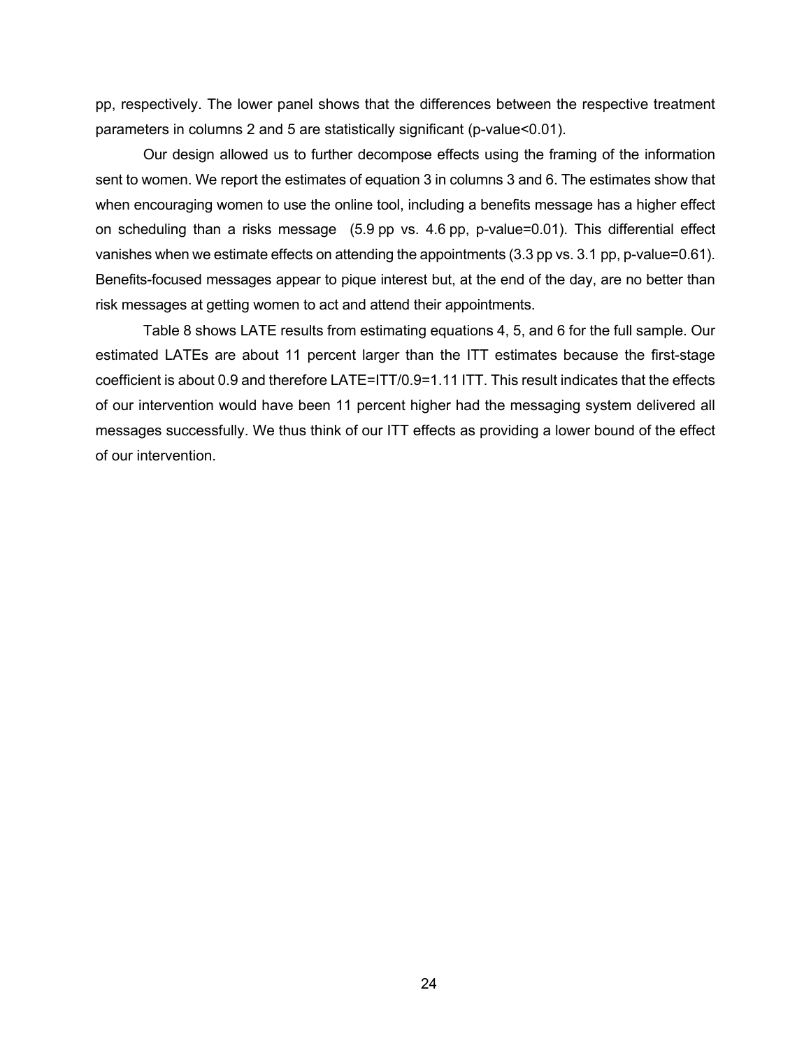pp, respectively. The lower panel shows that the differences between the respective treatment parameters in columns 2 and 5 are statistically significant (p-value<0.01).

Our design allowed us to further decompose effects using the framing of the information sent to women. We report the estimates of equation 3 in columns 3 and 6. The estimates show that when encouraging women to use the online tool, including a benefits message has a higher effect on scheduling than a risks message (5.9 pp vs. 4.6 pp, p-value=0.01). This differential effect vanishes when we estimate effects on attending the appointments (3.3 pp vs. 3.1 pp, p-value=0.61). Benefits-focused messages appear to pique interest but, at the end of the day, are no better than risk messages at getting women to act and attend their appointments.

Table 8 shows LATE results from estimating equations 4, 5, and 6 for the full sample. Our estimated LATEs are about 11 percent larger than the ITT estimates because the first-stage coefficient is about 0.9 and therefore LATE=ITT/0.9=1.11 ITT. This result indicates that the effects of our intervention would have been 11 percent higher had the messaging system delivered all messages successfully. We thus think of our ITT effects as providing a lower bound of the effect of our intervention.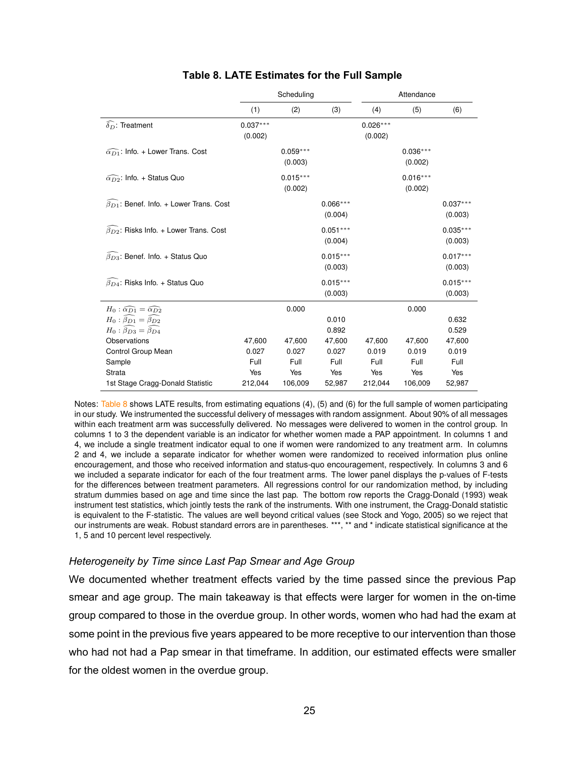**Table 8. LATE Estimates for the Full Sample**

| | Scheduling | | | Attendance | | |
|---|---|---|---|---|---|---|
| | (1) | (2) | (3) | (4) | (5) | (6) |
| $\widehat{\delta_D}$: Treatment | 0.037*** | | | 0.026*** | | |
| | (0.002) | | | (0.002) | | |
| $\widehat{\alpha_{D1}}$: Info. + Lower Trans. Cost | | 0.059*** | | | 0.036*** | |
| | | (0.003) | | | (0.002) | |
| $\widehat{\alpha_{D2}}$: Info. + Status Quo | | 0.015*** | | | 0.016*** | |
| | | (0.002) | | | (0.002) | |
| $\widehat{\beta_{D1}}$: Benef. Info. + Lower Trans. Cost | | | 0.066*** | | | 0.037*** |
| | | | (0.004) | | | (0.003) |
| $\widehat{\beta_{D2}}$: Risks Info. + Lower Trans. Cost | | | 0.051*** | | | 0.035*** |
| | | | (0.004) | | | (0.003) |
| $\widehat{\beta_{D3}}$: Benef. Info. + Status Quo | | | 0.015*** | | | 0.017*** |
| | | | (0.003) | | | (0.003) |
| $\widehat{\beta_{D4}}$: Risks Info. + Status Quo | | | 0.015*** | | | 0.015*** |
| | | | (0.003) | | | (0.003) |
| $H_0: \widehat{\alpha_{D1}} = \widehat{\alpha_{D2}}$ | | 0.000 | | | 0.000 | |
| $H_0: \widehat{\beta_{D1}} = \widehat{\beta_{D2}}$ | | | 0.010 | | | 0.632 |
| $H_0: \widehat{\beta_{D3}} = \widehat{\beta_{D4}}$ | | | 0.892 | | | 0.529 |
| Observations | 47,600 | 47,600 | 47,600 | 47,600 | 47,600 | 47,600 |
| Control Group Mean | 0.027 | 0.027 | 0.027 | 0.019 | 0.019 | 0.019 |
| Sample | Full | Full | Full | Full | Full | Full |
| Strata | Yes | Yes | Yes | Yes | Yes | Yes |
| 1st Stage Cragg-Donald Statistic | 212,044 | 106,009 | 52,987 | 212,044 | 106,009 | 52,987 |

Notes: Table 8 shows LATE results, from estimating equations (4), (5) and (6) for the full sample of women participating in our study. We instrumented the successful delivery of messages with random assignment. About 90% of all messages within each treatment arm was successfully delivered. No messages were delivered to women in the control group. In columns 1 to 3 the dependent variable is an indicator for whether women made a PAP appointment. In columns 1 and 4, we include a single treatment indicator equal to one if women were randomized to any treatment arm. In columns 2 and 4, we include a separate indicator for whether women were randomized to received information plus online encouragement, and those who received information and status-quo encouragement, respectively. In columns 3 and 6 we included a separate indicator for each of the four treatment arms. The lower panel displays the p-values of F-tests for the differences between treatment parameters. All regressions control for our randomization method, by including stratum dummies based on age and time since the last pap. The bottom row reports the Cragg-Donald (1993) weak instrument test statistics, which jointly tests the rank of the instruments. With one instrument, the Cragg-Donald statistic is equivalent to the F-statistic. The values are well beyond critical values (see Stock and Yogo, 2005) so we reject that our instruments are weak. Robust standard errors are in parentheses. ***, ** and * indicate statistical significance at the 1, 5 and 10 percent level respectively.

*Heterogeneity by Time since Last Pap Smear and Age Group*

We documented whether treatment effects varied by the time passed since the previous Pap smear and age group. The main takeaway is that effects were larger for women in the on-time group compared to those in the overdue group. In other words, women who had had the exam at some point in the previous five years appeared to be more receptive to our intervention than those who had not had a Pap smear in that timeframe. In addition, our estimated effects were smaller for the oldest women in the overdue group.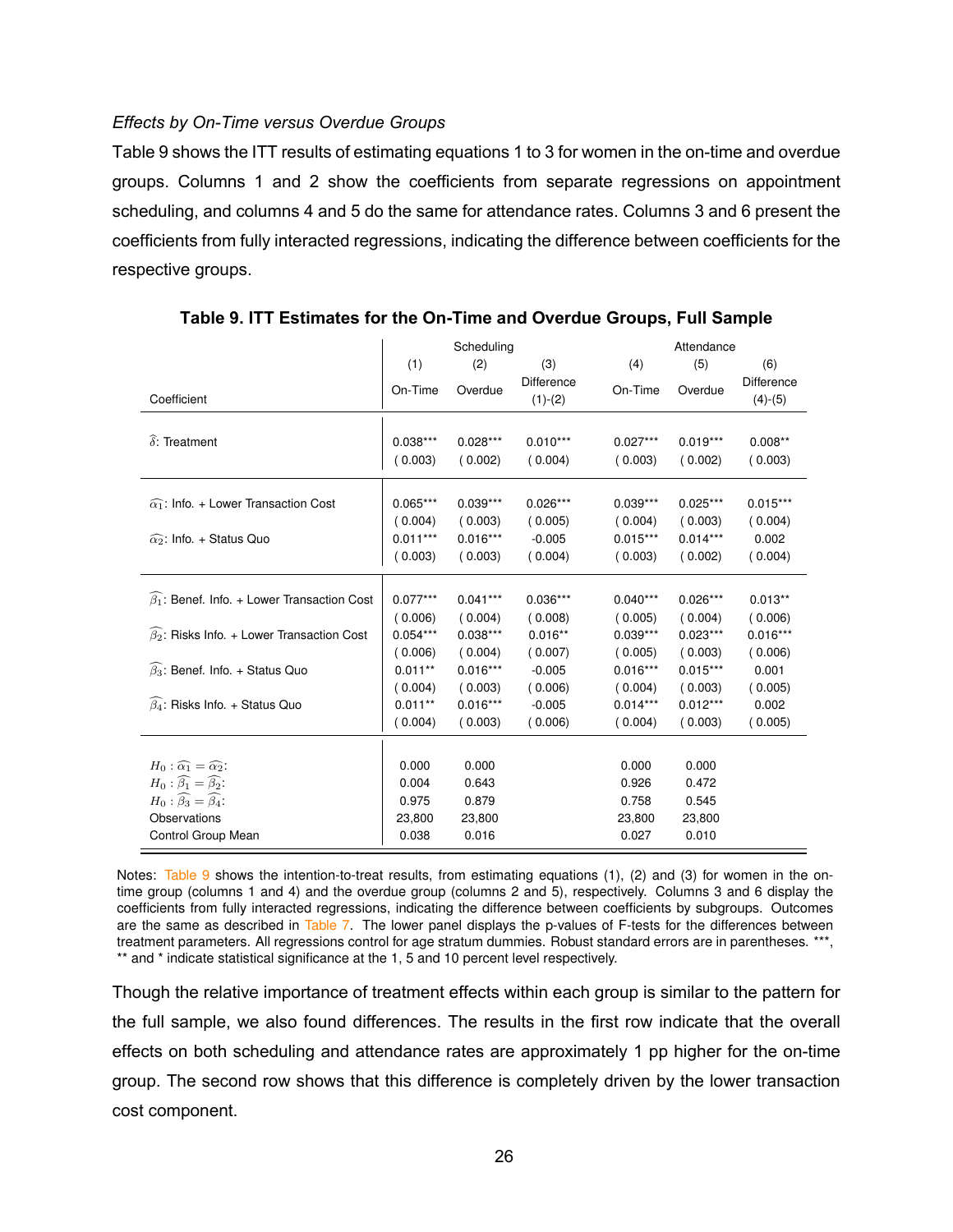*Effects by On-Time versus Overdue Groups*

Table 9 shows the ITT results of estimating equations 1 to 3 for women in the on-time and overdue groups. Columns 1 and 2 show the coefficients from separate regressions on appointment scheduling, and columns 4 and 5 do the same for attendance rates. Columns 3 and 6 present the coefficients from fully interacted regressions, indicating the difference between coefficients for the respective groups.

**Table 9. ITT Estimates for the On-Time and Overdue Groups, Full Sample**

| | Scheduling | | | Attendance | | |
|---|---|---|---|---|---|---|
| | (1) | (2) | (3) | (4) | (5) | (6) |
| Coefficient | On-Time | Overdue | Difference (1)-(2) | On-Time | Overdue | Difference (4)-(5) |
| $\widehat{\delta}$: Treatment | 0.038*** | 0.028*** | 0.010*** | 0.027*** | 0.019*** | 0.008** |
| | ( 0.003) | ( 0.002) | ( 0.004) | ( 0.003) | ( 0.002) | ( 0.003) |
| $\widehat{\alpha_1}$: Info. + Lower Transaction Cost | 0.065*** | 0.039*** | 0.026*** | 0.039*** | 0.025*** | 0.015*** |
| | ( 0.004) | ( 0.003) | ( 0.005) | ( 0.004) | ( 0.003) | ( 0.004) |
| $\widehat{\alpha_2}$: Info. + Status Quo | 0.011*** | 0.016*** | -0.005 | 0.015*** | 0.014*** | 0.002 |
| | ( 0.003) | ( 0.003) | ( 0.004) | ( 0.003) | ( 0.002) | ( 0.004) |
| $\widehat{\beta_1}$: Benef. Info. + Lower Transaction Cost | 0.077*** | 0.041*** | 0.036*** | 0.040*** | 0.026*** | 0.013** |
| | ( 0.006) | ( 0.004) | ( 0.008) | ( 0.005) | ( 0.004) | ( 0.006) |
| $\widehat{\beta_2}$: Risks Info. + Lower Transaction Cost | 0.054*** | 0.038*** | 0.016** | 0.039*** | 0.023*** | 0.016*** |
| | ( 0.006) | ( 0.004) | ( 0.007) | ( 0.005) | ( 0.003) | ( 0.006) |
| $\widehat{\beta_3}$: Benef. Info. + Status Quo | 0.011** | 0.016*** | -0.005 | 0.016*** | 0.015*** | 0.001 |
| | ( 0.004) | ( 0.003) | ( 0.006) | ( 0.004) | ( 0.003) | ( 0.005) |
| $\widehat{\beta_4}$: Risks Info. + Status Quo | 0.011** | 0.016*** | -0.005 | 0.014*** | 0.012*** | 0.002 |
| | ( 0.004) | ( 0.003) | ( 0.006) | ( 0.004) | ( 0.003) | ( 0.005) |
| $H_0: \widehat{\alpha_1} = \widehat{\alpha_2}$: | 0.000 | 0.000 | | 0.000 | 0.000 | |
| $H_0: \widehat{\beta_1} = \widehat{\beta_2}$: | 0.004 | 0.643 | | 0.926 | 0.472 | |
| $H_0: \widehat{\beta_3} = \widehat{\beta_4}$: | 0.975 | 0.879 | | 0.758 | 0.545 | |
| Observations | 23,800 | 23,800 | | 23,800 | 23,800 | |
| Control Group Mean | 0.038 | 0.016 | | 0.027 | 0.010 | |

Notes: Table 9 shows the intention-to-treat results, from estimating equations (1), (2) and (3) for women in the on-time group (columns 1 and 4) and the overdue group (columns 2 and 5), respectively. Columns 3 and 6 display the coefficients from fully interacted regressions, indicating the difference between coefficients by subgroups. Outcomes are the same as described in Table 7. The lower panel displays the p-values of F-tests for the differences between treatment parameters. All regressions control for age stratum dummies. Robust standard errors are in parentheses. ***, ** and * indicate statistical significance at the 1, 5 and 10 percent level respectively.

Though the relative importance of treatment effects within each group is similar to the pattern for the full sample, we also found differences. The results in the first row indicate that the overall effects on both scheduling and attendance rates are approximately 1 pp higher for the on-time group. The second row shows that this difference is completely driven by the lower transaction cost component.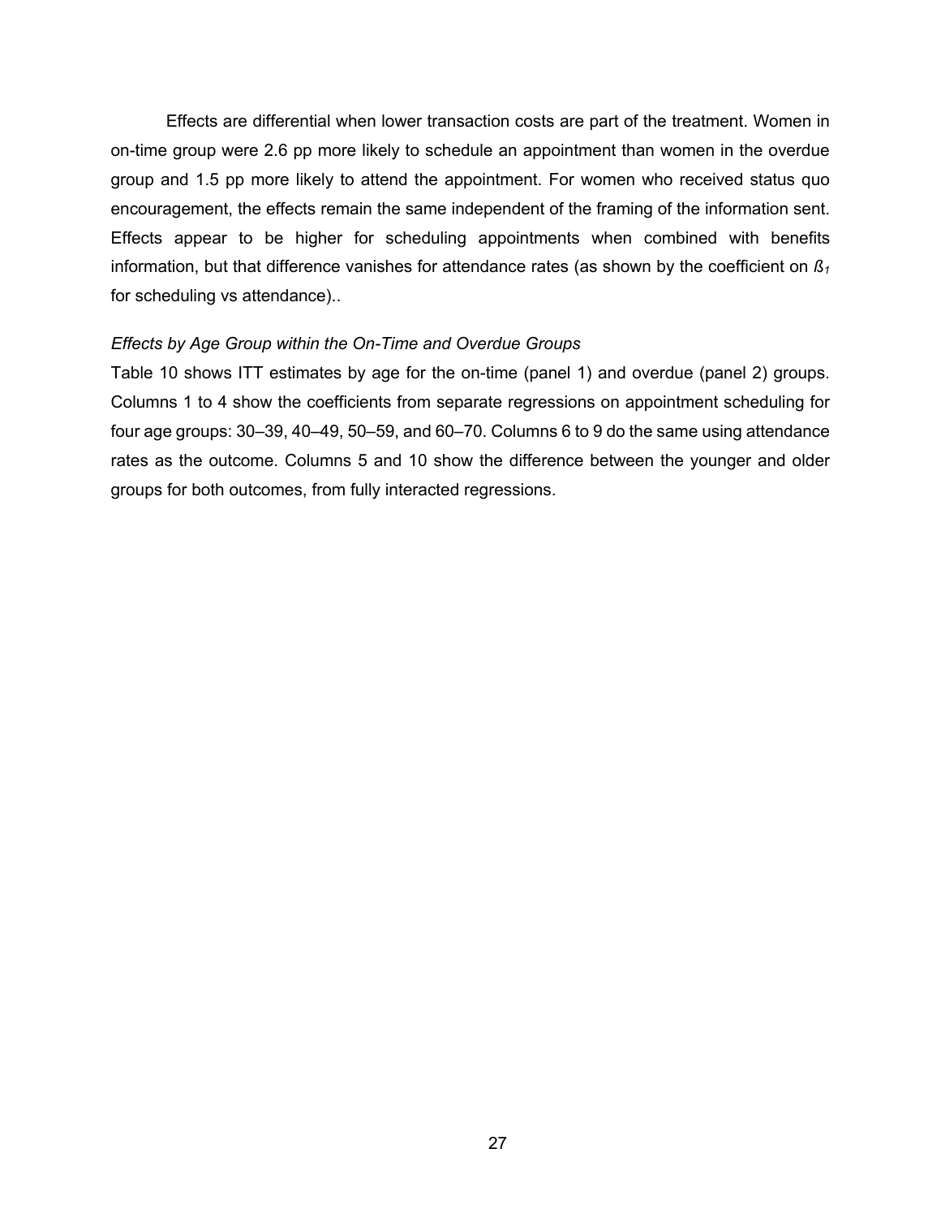Effects are differential when lower transaction costs are part of the treatment. Women in on-time group were 2.6 pp more likely to schedule an appointment than women in the overdue group and 1.5 pp more likely to attend the appointment. For women who received status quo encouragement, the effects remain the same independent of the framing of the information sent. Effects appear to be higher for scheduling appointments when combined with benefits information, but that difference vanishes for attendance rates (as shown by the coefficient on $ß_1$ for scheduling vs attendance)..

*Effects by Age Group within the On-Time and Overdue Groups*

Table 10 shows ITT estimates by age for the on-time (panel 1) and overdue (panel 2) groups. Columns 1 to 4 show the coefficients from separate regressions on appointment scheduling for four age groups: 30–39, 40–49, 50–59, and 60–70. Columns 6 to 9 do the same using attendance rates as the outcome. Columns 5 and 10 show the difference between the younger and older groups for both outcomes, from fully interacted regressions.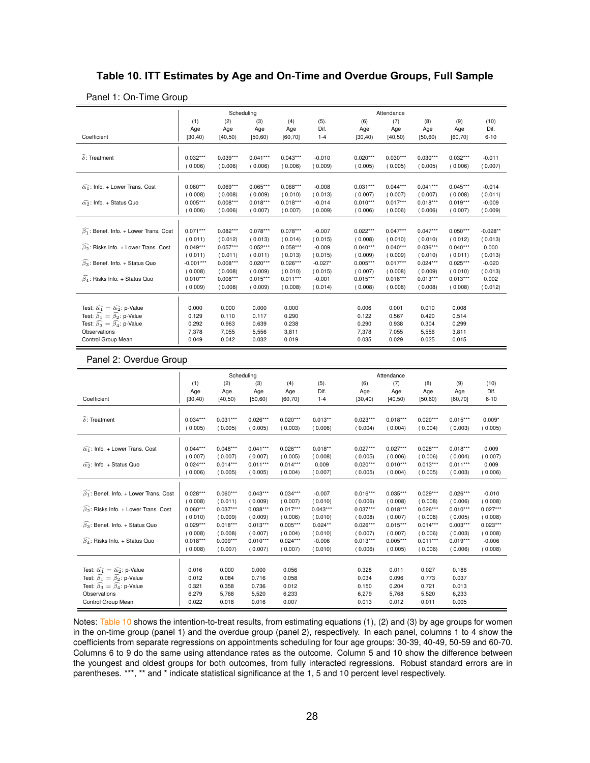**Table 10. ITT Estimates by Age and On-Time and Overdue Groups, Full Sample**

Panel 1: On-Time Group

| | Scheduling | | | | | Attendance | | | | |
|---|---|---|---|---|---|---|---|---|---|---|
| | (1) | (2) | (3) | (4) | (5). | (6) | (7) | (8) | (9) | (10) |
| | Age | Age | Age | Age | Dif. | Age | Age | Age | Age | Dif. |
| Coefficient | [30,40) | [40,50) | [50,60) | [60,70] | 1-4 | [30,40) | [40,50) | [50,60) | [60,70] | 6-10 |
| $\widehat{\delta}$: Treatment | 0.032*** | 0.039*** | 0.041*** | 0.043*** | -0.010 | 0.020*** | 0.030*** | 0.030*** | 0.032*** | -0.011 |
| | (0.006) | (0.006) | (0.006) | (0.006) | (0.009) | (0.005) | (0.005) | (0.005) | (0.006) | (0.007) |
| $\widehat{\alpha_1}$: Info. + Lower Trans. Cost | 0.060*** | 0.069*** | 0.065*** | 0.068*** | -0.008 | 0.031*** | 0.044*** | 0.041*** | 0.045*** | -0.014 |
| | (0.008) | (0.008) | (0.009) | (0.010) | (0.013) | (0.007) | (0.007) | (0.007) | (0.008) | (0.011) |
| $\widehat{\alpha_2}$: Info. + Status Quo | 0.005*** | 0.008*** | 0.018*** | 0.018*** | -0.014 | 0.010*** | 0.017*** | 0.018*** | 0.019*** | -0.009 |
| | (0.006) | (0.006) | (0.007) | (0.007) | (0.009) | (0.006) | (0.006) | (0.006) | (0.007) | (0.009) |
| $\widehat{\beta_1}$: Benef. Info. + Lower Trans. Cost | 0.071*** | 0.082*** | 0.078*** | 0.078*** | -0.007 | 0.022*** | 0.047*** | 0.047*** | 0.050*** | -0.028** |
| | (0.011) | (0.012) | (0.013) | (0.014) | (0.015) | (0.008) | (0.010) | (0.010) | (0.012) | (0.013) |
| $\widehat{\beta_2}$: Risks Info. + Lower Trans. Cost | 0.049*** | 0.057*** | 0.052*** | 0.058*** | -0.009 | 0.040*** | 0.040*** | 0.036*** | 0.040*** | 0.000 |
| | (0.011) | (0.011) | (0.011) | (0.013) | (0.015) | (0.009) | (0.009) | (0.010) | (0.011) | (0.013) |
| $\widehat{\beta_3}$: Benef. Info. + Status Quo | -0.001*** | 0.008*** | 0.020*** | 0.026*** | -0.027* | 0.005*** | 0.017*** | 0.024*** | 0.025*** | -0.020 |
| | (0.008) | (0.008) | (0.009) | (0.010) | (0.015) | (0.007) | (0.008) | (0.009) | (0.010) | (0.013) |
| $\widehat{\beta_4}$: Risks Info. + Status Quo | 0.010*** | 0.008*** | 0.015*** | 0.011*** | -0.001 | 0.015*** | 0.016*** | 0.013*** | 0.013*** | 0.002 |
| | (0.009) | (0.008) | (0.009) | (0.008) | (0.014) | (0.008) | (0.008) | (0.008) | (0.008) | (0.012) |
| Test: $\widehat{\alpha_1} = \widehat{\alpha_2}$: p-Value | 0.000 | 0.000 | 0.000 | 0.000 | | 0.006 | 0.001 | 0.010 | 0.008 | |
| Test: $\widehat{\beta_1} = \widehat{\beta_2}$: p-Value | 0.129 | 0.110 | 0.117 | 0.290 | | 0.122 | 0.567 | 0.420 | 0.514 | |
| Test: $\widehat{\beta_3} = \widehat{\beta_4}$: p-Value | 0.292 | 0.963 | 0.639 | 0.238 | | 0.290 | 0.938 | 0.304 | 0.299 | |
| Observations | 7,378 | 7,055 | 5,556 | 3,811 | | 7,378 | 7,055 | 5,556 | 3,811 | |
| Control Group Mean | 0.049 | 0.042 | 0.032 | 0.019 | | 0.035 | 0.029 | 0.025 | 0.015 | |

Panel 2: Overdue Group

| | Scheduling | | | | | Attendance | | | | |
|---|---|---|---|---|---|---|---|---|---|---|
| | (1) | (2) | (3) | (4) | (5). | (6) | (7) | (8) | (9) | (10) |
| | Age | Age | Age | Age | Dif. | Age | Age | Age | Age | Dif. |
| Coefficient | [30,40) | [40,50) | [50,60) | [60,70] | 1-4 | [30,40) | [40,50) | [50,60) | [60,70] | 6-10 |
| $\widehat{\delta}$: Treatment | 0.034*** | 0.031*** | 0.026*** | 0.020*** | 0.013** | 0.023*** | 0.018*** | 0.020*** | 0.015*** | 0.009* |
| | (0.005) | (0.005) | (0.005) | (0.003) | (0.006) | (0.004) | (0.004) | (0.004) | (0.003) | (0.005) |
| $\widehat{\alpha_1}$: Info. + Lower Trans. Cost | 0.044*** | 0.048*** | 0.041*** | 0.026*** | 0.018** | 0.027*** | 0.027*** | 0.028*** | 0.018*** | 0.009 |
| | (0.007) | (0.007) | (0.007) | (0.005) | (0.008) | (0.005) | (0.006) | (0.006) | (0.004) | (0.007) |
| $\widehat{\alpha_2}$: Info. + Status Quo | 0.024*** | 0.014*** | 0.011*** | 0.014*** | 0.009 | 0.020*** | 0.010*** | 0.013*** | 0.011*** | 0.009 |
| | (0.006) | (0.005) | (0.005) | (0.004) | (0.007) | (0.005) | (0.004) | (0.005) | (0.003) | (0.006) |
| $\widehat{\beta_1}$: Benef. Info. + Lower Trans. Cost | 0.028*** | 0.060*** | 0.043*** | 0.034*** | -0.007 | 0.016*** | 0.035*** | 0.029*** | 0.026*** | -0.010 |
| | (0.008) | (0.011) | (0.009) | (0.007) | (0.010) | (0.006) | (0.008) | (0.008) | (0.006) | (0.008) |
| $\widehat{\beta_2}$: Risks Info. + Lower Trans. Cost | 0.060*** | 0.037*** | 0.038*** | 0.017*** | 0.043*** | 0.037*** | 0.018*** | 0.026*** | 0.010*** | 0.027*** |
| | (0.010) | (0.009) | (0.009) | (0.006) | (0.010) | (0.008) | (0.007) | (0.008) | (0.005) | (0.008) |
| $\widehat{\beta_3}$: Benef. Info. + Status Quo | 0.029*** | 0.018*** | 0.013*** | 0.005*** | 0.024** | 0.026*** | 0.015*** | 0.014*** | 0.003*** | 0.023*** |
| | (0.008) | (0.008) | (0.007) | (0.004) | (0.010) | (0.007) | (0.007) | (0.006) | (0.003) | (0.008) |
| $\widehat{\beta_4}$: Risks Info. + Status Quo | 0.018*** | 0.009*** | 0.010*** | 0.024*** | -0.006 | 0.013*** | 0.005*** | 0.011*** | 0.019*** | -0.006 |
| | (0.008) | (0.007) | (0.007) | (0.007) | (0.010) | (0.006) | (0.005) | (0.006) | (0.006) | (0.008) |
| Test: $\widehat{\alpha_1} = \widehat{\alpha_2}$: p-Value | 0.016 | 0.000 | 0.000 | 0.056 | | 0.328 | 0.011 | 0.027 | 0.186 | |
| Test: $\widehat{\beta_1} = \widehat{\beta_2}$: p-Value | 0.012 | 0.084 | 0.716 | 0.058 | | 0.034 | 0.096 | 0.773 | 0.037 | |
| Test: $\widehat{\beta_3} = \widehat{\beta_4}$: p-Value | 0.321 | 0.358 | 0.736 | 0.012 | | 0.150 | 0.204 | 0.721 | 0.013 | |
| Observations | 6,279 | 5,768 | 5,520 | 6,233 | | 6,279 | 5,768 | 5,520 | 6,233 | |
| Control Group Mean | 0.022 | 0.018 | 0.016 | 0.007 | | 0.013 | 0.012 | 0.011 | 0.005 | |

Notes: Table 10 shows the intention-to-treat results, from estimating equations (1), (2) and (3) by age groups for women in the on-time group (panel 1) and the overdue group (panel 2), respectively. In each panel, columns 1 to 4 show the coefficients from separate regressions on appointments scheduling for four age groups: 30-39, 40-49, 50-59 and 60-70. Columns 6 to 9 do the same using attendance rates as the outcome. Column 5 and 10 show the difference between the youngest and oldest groups for both outcomes, from fully interacted regressions. Robust standard errors are in parentheses. ***, ** and * indicate statistical significance at the 1, 5 and 10 percent level respectively.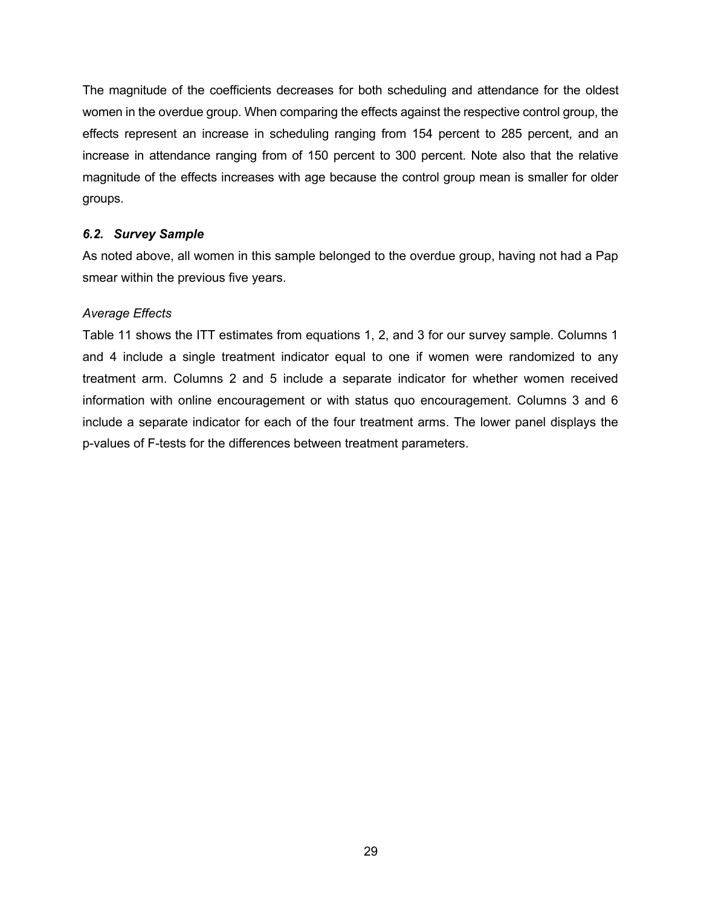The magnitude of the coefficients decreases for both scheduling and attendance for the oldest women in the overdue group. When comparing the effects against the respective control group, the effects represent an increase in scheduling ranging from 154 percent to 285 percent, and an increase in attendance ranging from of 150 percent to 300 percent. Note also that the relative magnitude of the effects increases with age because the control group mean is smaller for older groups.

### ***6.2. Survey Sample***

As noted above, all women in this sample belonged to the overdue group, having not had a Pap smear within the previous five years.

*Average Effects*

Table 11 shows the ITT estimates from equations 1, 2, and 3 for our survey sample. Columns 1 and 4 include a single treatment indicator equal to one if women were randomized to any treatment arm. Columns 2 and 5 include a separate indicator for whether women received information with online encouragement or with status quo encouragement. Columns 3 and 6 include a separate indicator for each of the four treatment arms. The lower panel displays the p-values of F-tests for the differences between treatment parameters.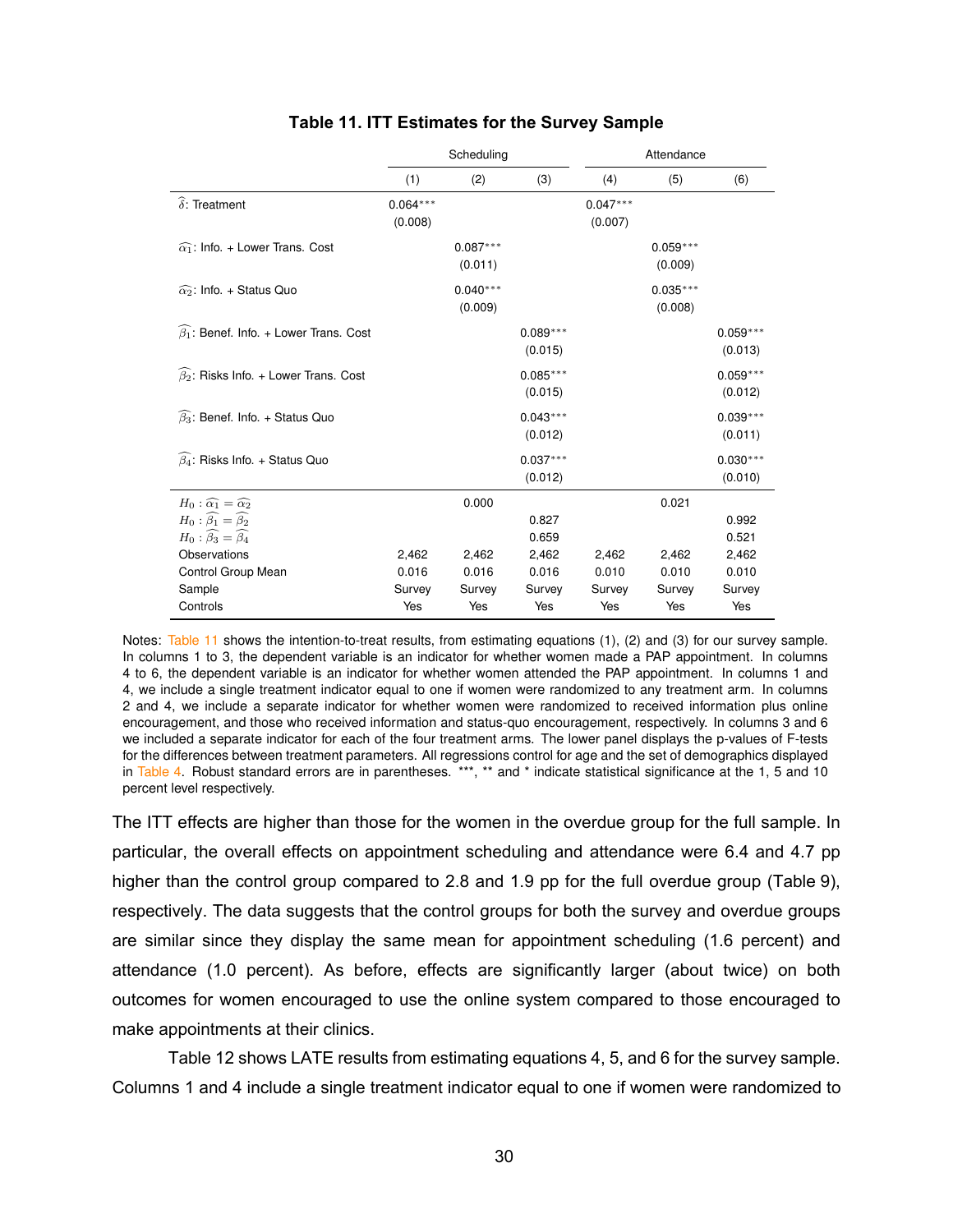**Table 11. ITT Estimates for the Survey Sample**

| | Scheduling | | | Attendance | | |
|---|---|---|---|---|---|---|
| | (1) | (2) | (3) | (4) | (5) | (6) |
| $\widehat{\delta}$: Treatment | 0.064*** | | | 0.047*** | | |
| | (0.008) | | | (0.007) | | |
| $\widehat{\alpha_1}$: Info. + Lower Trans. Cost | | 0.087*** | | | 0.059*** | |
| | | (0.011) | | | (0.009) | |
| $\widehat{\alpha_2}$: Info. + Status Quo | | 0.040*** | | | 0.035*** | |
| | | (0.009) | | | (0.008) | |
| $\widehat{\beta_1}$: Benef. Info. + Lower Trans. Cost | | | 0.089*** | | | 0.059*** |
| | | | (0.015) | | | (0.013) |
| $\widehat{\beta_2}$: Risks Info. + Lower Trans. Cost | | | 0.085*** | | | 0.059*** |
| | | | (0.015) | | | (0.012) |
| $\widehat{\beta_3}$: Benef. Info. + Status Quo | | | 0.043*** | | | 0.039*** |
| | | | (0.012) | | | (0.011) |
| $\widehat{\beta_4}$: Risks Info. + Status Quo | | | 0.037*** | | | 0.030*** |
| | | | (0.012) | | | (0.010) |
| $H_0 : \widehat{\alpha_1} = \widehat{\alpha_2}$ | | 0.000 | | | 0.021 | |
| $H_0 : \widehat{\beta_1} = \widehat{\beta_2}$ | | | 0.827 | | | 0.992 |
| $H_0 : \widehat{\beta_3} = \widehat{\beta_4}$ | | | 0.659 | | | 0.521 |
| Observations | 2,462 | 2,462 | 2,462 | 2,462 | 2,462 | 2,462 |
| Control Group Mean | 0.016 | 0.016 | 0.016 | 0.010 | 0.010 | 0.010 |
| Sample | Survey | Survey | Survey | Survey | Survey | Survey |
| Controls | Yes | Yes | Yes | Yes | Yes | Yes |

Notes: Table 11 shows the intention-to-treat results, from estimating equations (1), (2) and (3) for our survey sample. In columns 1 to 3, the dependent variable is an indicator for whether women made a PAP appointment. In columns 4 to 6, the dependent variable is an indicator for whether women attended the PAP appointment. In columns 1 and 4, we include a single treatment indicator equal to one if women were randomized to any treatment arm. In columns 2 and 4, we include a separate indicator for whether women were randomized to received information plus online encouragement, and those who received information and status-quo encouragement, respectively. In columns 3 and 6 we included a separate indicator for each of the four treatment arms. The lower panel displays the p-values of F-tests for the differences between treatment parameters. All regressions control for age and the set of demographics displayed in Table 4. Robust standard errors are in parentheses. ***, ** and * indicate statistical significance at the 1, 5 and 10 percent level respectively.

The ITT effects are higher than those for the women in the overdue group for the full sample. In particular, the overall effects on appointment scheduling and attendance were 6.4 and 4.7 pp higher than the control group compared to 2.8 and 1.9 pp for the full overdue group (Table 9), respectively. The data suggests that the control groups for both the survey and overdue groups are similar since they display the same mean for appointment scheduling (1.6 percent) and attendance (1.0 percent). As before, effects are significantly larger (about twice) on both outcomes for women encouraged to use the online system compared to those encouraged to make appointments at their clinics.

Table 12 shows LATE results from estimating equations 4, 5, and 6 for the survey sample. Columns 1 and 4 include a single treatment indicator equal to one if women were randomized to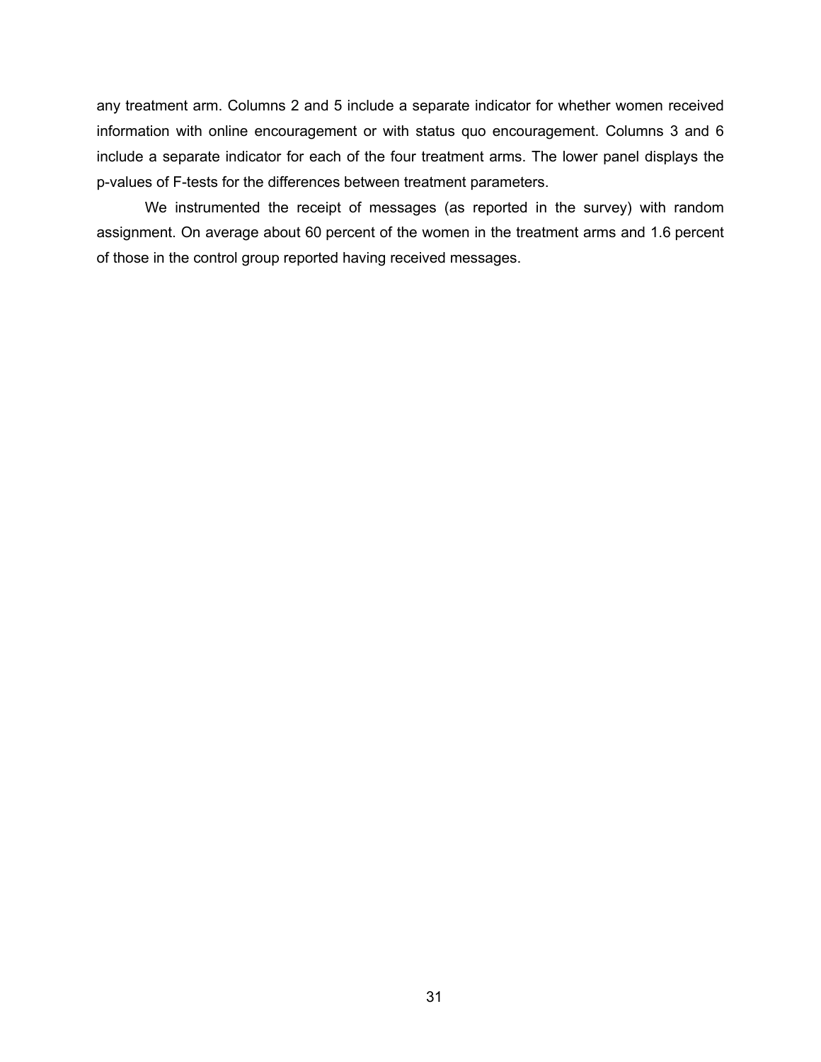any treatment arm. Columns 2 and 5 include a separate indicator for whether women received information with online encouragement or with status quo encouragement. Columns 3 and 6 include a separate indicator for each of the four treatment arms. The lower panel displays the p-values of F-tests for the differences between treatment parameters.

We instrumented the receipt of messages (as reported in the survey) with random assignment. On average about 60 percent of the women in the treatment arms and 1.6 percent of those in the control group reported having received messages.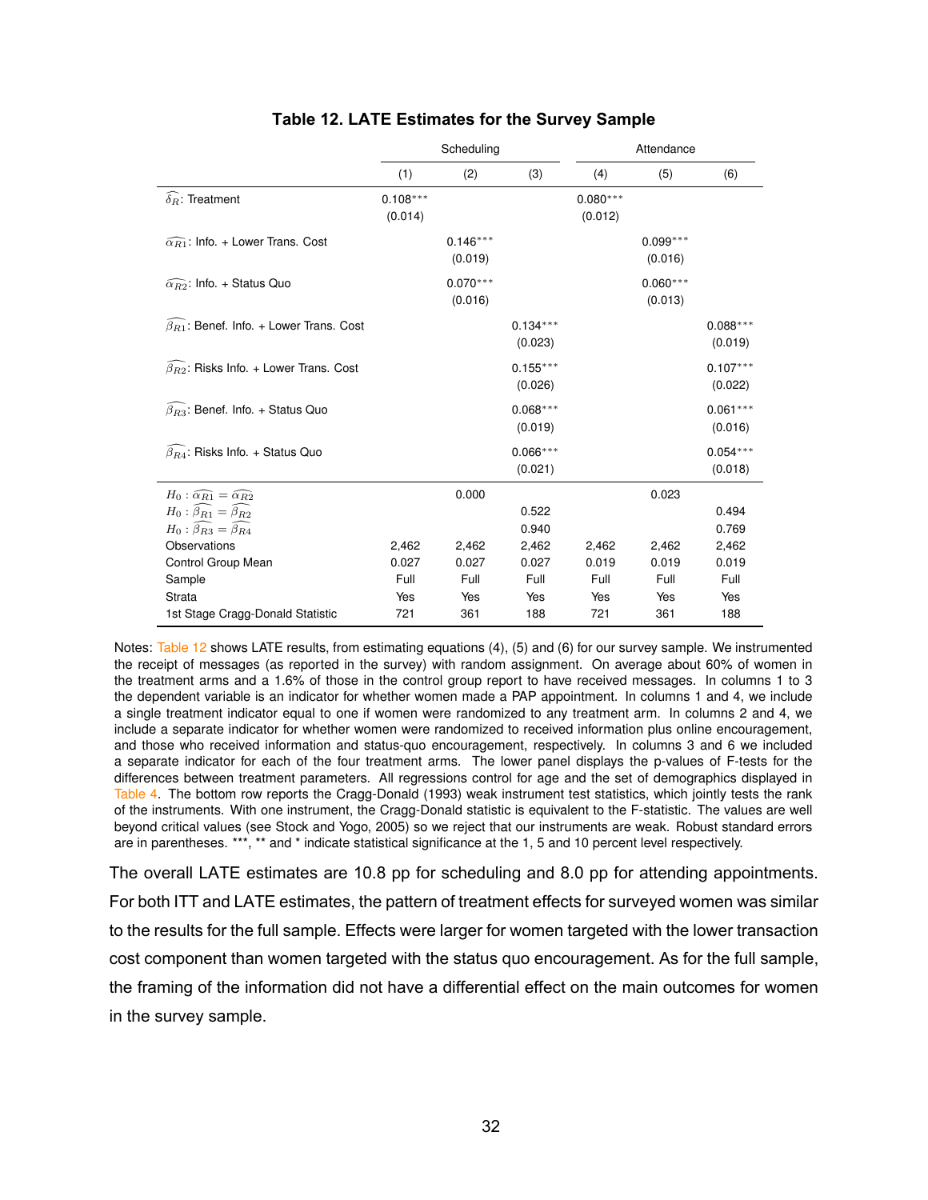**Table 12. LATE Estimates for the Survey Sample**

| | Scheduling | | | Attendance | | |
|---|---|---|---|---|---|---|
| | (1) | (2) | (3) | (4) | (5) | (6) |
| $\widehat{\delta_R}$: Treatment | 0.108*** | | | 0.080*** | | |
| | (0.014) | | | (0.012) | | |
| $\widehat{\alpha_{R1}}$: Info. + Lower Trans. Cost | | 0.146*** | | | 0.099*** | |
| | | (0.019) | | | (0.016) | |
| $\widehat{\alpha_{R2}}$: Info. + Status Quo | | 0.070*** | | | 0.060*** | |
| | | (0.016) | | | (0.013) | |
| $\widehat{\beta_{R1}}$: Benef. Info. + Lower Trans. Cost | | | 0.134*** | | | 0.088*** |
| | | | (0.023) | | | (0.019) |
| $\widehat{\beta_{R2}}$: Risks Info. + Lower Trans. Cost | | | 0.155*** | | | 0.107*** |
| | | | (0.026) | | | (0.022) |
| $\widehat{\beta_{R3}}$: Benef. Info. + Status Quo | | | 0.068*** | | | 0.061*** |
| | | | (0.019) | | | (0.016) |
| $\widehat{\beta_{R4}}$: Risks Info. + Status Quo | | | 0.066*** | | | 0.054*** |
| | | | (0.021) | | | (0.018) |
| $H_0: \widehat{\alpha_{R1}} = \widehat{\alpha_{R2}}$ | | 0.000 | | | 0.023 | |
| $H_0: \widehat{\beta_{R1}} = \widehat{\beta_{R2}}$ | | | 0.522 | | | 0.494 |
| $H_0: \widehat{\beta_{R3}} = \widehat{\beta_{R4}}$ | | | 0.940 | | | 0.769 |
| Observations | 2,462 | 2,462 | 2,462 | 2,462 | 2,462 | 2,462 |
| Control Group Mean | 0.027 | 0.027 | 0.027 | 0.019 | 0.019 | 0.019 |
| Sample | Full | Full | Full | Full | Full | Full |
| Strata | Yes | Yes | Yes | Yes | Yes | Yes |
| 1st Stage Cragg-Donald Statistic | 721 | 361 | 188 | 721 | 361 | 188 |

Notes: Table 12 shows LATE results, from estimating equations (4), (5) and (6) for our survey sample. We instrumented the receipt of messages (as reported in the survey) with random assignment. On average about 60% of women in the treatment arms and a 1.6% of those in the control group report to have received messages. In columns 1 to 3 the dependent variable is an indicator for whether women made a PAP appointment. In columns 1 and 4, we include a single treatment indicator equal to one if women were randomized to any treatment arm. In columns 2 and 4, we include a separate indicator for whether women were randomized to received information plus online encouragement, and those who received information and status-quo encouragement, respectively. In columns 3 and 6 we included a separate indicator for each of the four treatment arms. The lower panel displays the p-values of F-tests for the differences between treatment parameters. All regressions control for age and the set of demographics displayed in Table 4. The bottom row reports the Cragg-Donald (1993) weak instrument test statistics, which jointly tests the rank of the instruments. With one instrument, the Cragg-Donald statistic is equivalent to the F-statistic. The values are well beyond critical values (see Stock and Yogo, 2005) so we reject that our instruments are weak. Robust standard errors are in parentheses. ***, ** and * indicate statistical significance at the 1, 5 and 10 percent level respectively.

The overall LATE estimates are 10.8 pp for scheduling and 8.0 pp for attending appointments. For both ITT and LATE estimates, the pattern of treatment effects for surveyed women was similar to the results for the full sample. Effects were larger for women targeted with the lower transaction cost component than women targeted with the status quo encouragement. As for the full sample, the framing of the information did not have a differential effect on the main outcomes for women in the survey sample.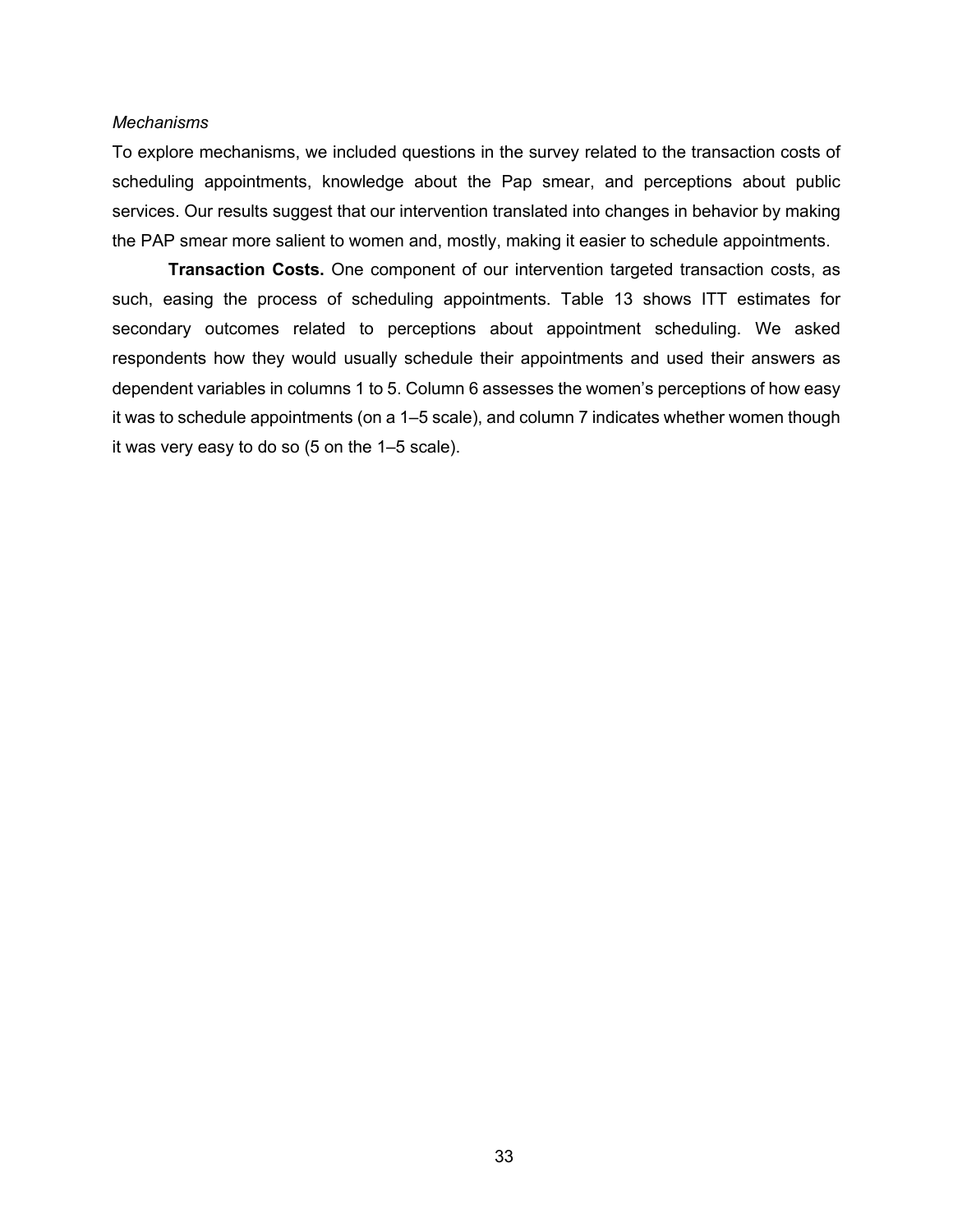*Mechanisms*

To explore mechanisms, we included questions in the survey related to the transaction costs of scheduling appointments, knowledge about the Pap smear, and perceptions about public services. Our results suggest that our intervention translated into changes in behavior by making the PAP smear more salient to women and, mostly, making it easier to schedule appointments.

**Transaction Costs.** One component of our intervention targeted transaction costs, as such, easing the process of scheduling appointments. Table 13 shows ITT estimates for secondary outcomes related to perceptions about appointment scheduling. We asked respondents how they would usually schedule their appointments and used their answers as dependent variables in columns 1 to 5. Column 6 assesses the women's perceptions of how easy it was to schedule appointments (on a 1–5 scale), and column 7 indicates whether women though it was very easy to do so (5 on the 1–5 scale).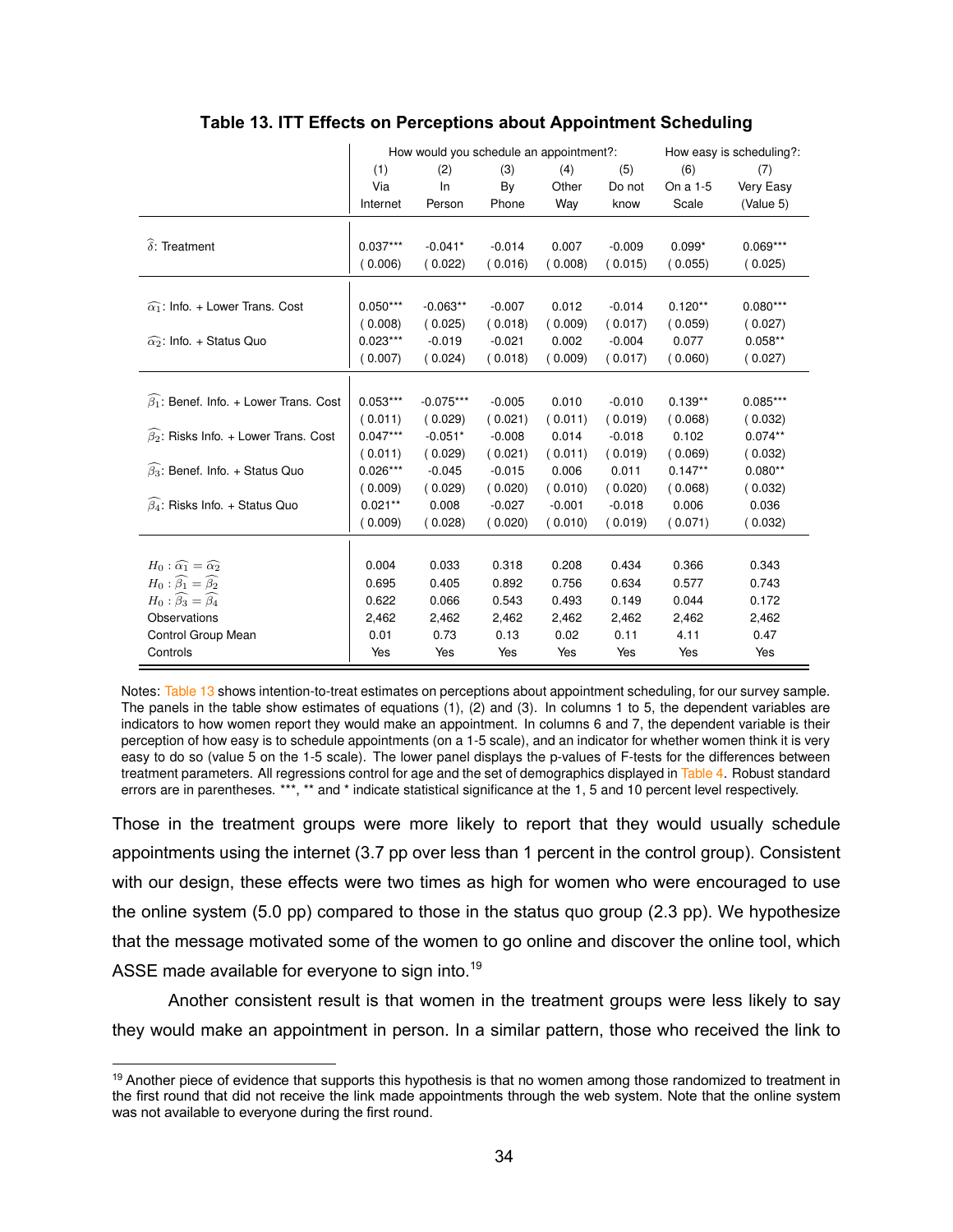**Table 13. ITT Effects on Perceptions about Appointment Scheduling**

| | How would you schedule an appointment?: | | | | | How easy is scheduling?: | |
|---|---|---|---|---|---|---|---|
| | (1) Via Internet | (2) In Person | (3) By Phone | (4) Other Way | (5) Do not know | (6) On a 1-5 Scale | (7) Very Easy (Value 5) |
| $\widehat{\delta}$: Treatment | 0.037*** | -0.041* | -0.014 | 0.007 | -0.009 | 0.099* | 0.069*** |
| | (0.006) | (0.022) | (0.016) | (0.008) | (0.015) | (0.055) | (0.025) |
| $\widehat{\alpha_1}$: Info. + Lower Trans. Cost | 0.050*** | -0.063** | -0.007 | 0.012 | -0.014 | 0.120** | 0.080*** |
| | (0.008) | (0.025) | (0.018) | (0.009) | (0.017) | (0.059) | (0.027) |
| $\widehat{\alpha_2}$: Info. + Status Quo | 0.023*** | -0.019 | -0.021 | 0.002 | -0.004 | 0.077 | 0.058** |
| | (0.007) | (0.024) | (0.018) | (0.009) | (0.017) | (0.060) | (0.027) |
| $\widehat{\beta_1}$: Benef. Info. + Lower Trans. Cost | 0.053*** | -0.075*** | -0.005 | 0.010 | -0.010 | 0.139** | 0.085*** |
| | (0.011) | (0.029) | (0.021) | (0.011) | (0.019) | (0.068) | (0.032) |
| $\widehat{\beta_2}$: Risks Info. + Lower Trans. Cost | 0.047*** | -0.051* | -0.008 | 0.014 | -0.018 | 0.102 | 0.074** |
| | (0.011) | (0.029) | (0.021) | (0.011) | (0.019) | (0.069) | (0.032) |
| $\widehat{\beta_3}$: Benef. Info. + Status Quo | 0.026*** | -0.045 | -0.015 | 0.006 | 0.011 | 0.147** | 0.080** |
| | (0.009) | (0.029) | (0.020) | (0.010) | (0.020) | (0.068) | (0.032) |
| $\widehat{\beta_4}$: Risks Info. + Status Quo | 0.021** | 0.008 | -0.027 | -0.001 | -0.018 | 0.006 | 0.036 |
| | (0.009) | (0.028) | (0.020) | (0.010) | (0.019) | (0.071) | (0.032) |
| $H_0 : \widehat{\alpha_1} = \widehat{\alpha_2}$ | 0.004 | 0.033 | 0.318 | 0.208 | 0.434 | 0.366 | 0.343 |
| $H_0 : \widehat{\beta_1} = \widehat{\beta_2}$ | 0.695 | 0.405 | 0.892 | 0.756 | 0.634 | 0.577 | 0.743 |
| $H_0 : \widehat{\beta_3} = \widehat{\beta_4}$ | 0.622 | 0.066 | 0.543 | 0.493 | 0.149 | 0.044 | 0.172 |
| Observations | 2,462 | 2,462 | 2,462 | 2,462 | 2,462 | 2,462 | 2,462 |
| Control Group Mean | 0.01 | 0.73 | 0.13 | 0.02 | 0.11 | 4.11 | 0.47 |
| Controls | Yes | Yes | Yes | Yes | Yes | Yes | Yes |

Notes: Table 13 shows intention-to-treat estimates on perceptions about appointment scheduling, for our survey sample. The panels in the table show estimates of equations (1), (2) and (3). In columns 1 to 5, the dependent variables are indicators to how women report they would make an appointment. In columns 6 and 7, the dependent variable is their perception of how easy is to schedule appointments (on a 1-5 scale), and an indicator for whether women think it is very easy to do so (value 5 on the 1-5 scale). The lower panel displays the p-values of F-tests for the differences between treatment parameters. All regressions control for age and the set of demographics displayed in Table 4. Robust standard errors are in parentheses. ***, ** and * indicate statistical significance at the 1, 5 and 10 percent level respectively.

Those in the treatment groups were more likely to report that they would usually schedule appointments using the internet (3.7 pp over less than 1 percent in the control group). Consistent with our design, these effects were two times as high for women who were encouraged to use the online system (5.0 pp) compared to those in the status quo group (2.3 pp). We hypothesize that the message motivated some of the women to go online and discover the online tool, which ASSE made available for everyone to sign into.[19]

Another consistent result is that women in the treatment groups were less likely to say they would make an appointment in person. In a similar pattern, those who received the link to

[19] Another piece of evidence that supports this hypothesis is that no women among those randomized to treatment in the first round that did not receive the link made appointments through the web system. Note that the online system was not available to everyone during the first round.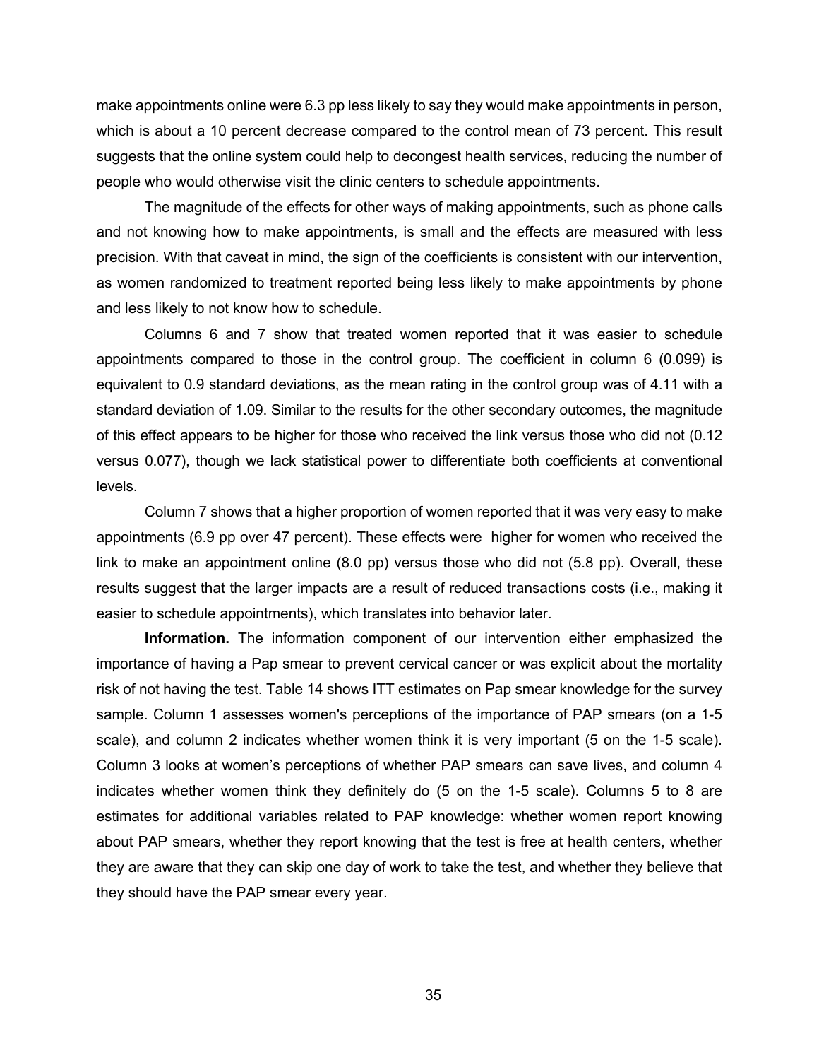make appointments online were 6.3 pp less likely to say they would make appointments in person, which is about a 10 percent decrease compared to the control mean of 73 percent. This result suggests that the online system could help to decongest health services, reducing the number of people who would otherwise visit the clinic centers to schedule appointments.

The magnitude of the effects for other ways of making appointments, such as phone calls and not knowing how to make appointments, is small and the effects are measured with less precision. With that caveat in mind, the sign of the coefficients is consistent with our intervention, as women randomized to treatment reported being less likely to make appointments by phone and less likely to not know how to schedule.

Columns 6 and 7 show that treated women reported that it was easier to schedule appointments compared to those in the control group. The coefficient in column 6 (0.099) is equivalent to 0.9 standard deviations, as the mean rating in the control group was of 4.11 with a standard deviation of 1.09. Similar to the results for the other secondary outcomes, the magnitude of this effect appears to be higher for those who received the link versus those who did not (0.12 versus 0.077), though we lack statistical power to differentiate both coefficients at conventional levels.

Column 7 shows that a higher proportion of women reported that it was very easy to make appointments (6.9 pp over 47 percent). These effects were higher for women who received the link to make an appointment online (8.0 pp) versus those who did not (5.8 pp). Overall, these results suggest that the larger impacts are a result of reduced transactions costs (i.e., making it easier to schedule appointments), which translates into behavior later.

**Information.** The information component of our intervention either emphasized the importance of having a Pap smear to prevent cervical cancer or was explicit about the mortality risk of not having the test. Table 14 shows ITT estimates on Pap smear knowledge for the survey sample. Column 1 assesses women's perceptions of the importance of PAP smears (on a 1-5 scale), and column 2 indicates whether women think it is very important (5 on the 1-5 scale). Column 3 looks at women's perceptions of whether PAP smears can save lives, and column 4 indicates whether women think they definitely do (5 on the 1-5 scale). Columns 5 to 8 are estimates for additional variables related to PAP knowledge: whether women report knowing about PAP smears, whether they report knowing that the test is free at health centers, whether they are aware that they can skip one day of work to take the test, and whether they believe that they should have the PAP smear every year.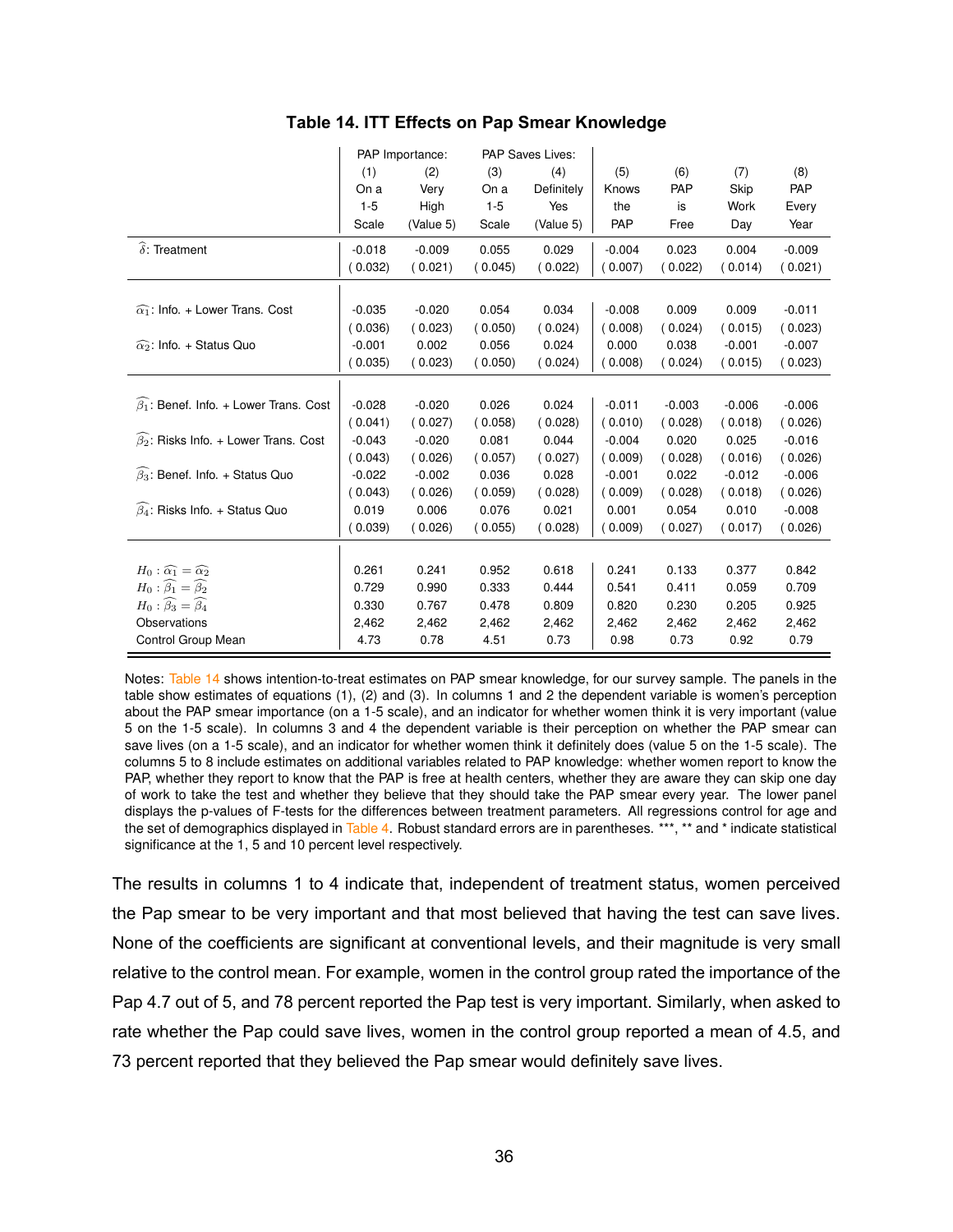**Table 14. ITT Effects on Pap Smear Knowledge**

| | PAP Importance: | | PAP Saves Lives: | | | | | |
|---|---|---|---|---|---|---|---|---|
| | (1) On a 1-5 Scale | (2) Very High (Value 5) | (3) On a 1-5 Scale | (4) Definitely Yes (Value 5) | (5) Knows the PAP | (6) PAP is Free | (7) Skip Work Day | (8) PAP Every Year |
| $\widehat{\delta}$: Treatment | -0.018 | -0.009 | 0.055 | 0.029 | -0.004 | 0.023 | 0.004 | -0.009 |
| | (0.032) | (0.021) | (0.045) | (0.022) | (0.007) | (0.022) | (0.014) | (0.021) |
| $\widehat{\alpha_1}$: Info. + Lower Trans. Cost | -0.035 | -0.020 | 0.054 | 0.034 | -0.008 | 0.009 | 0.009 | -0.011 |
| | (0.036) | (0.023) | (0.050) | (0.024) | (0.008) | (0.024) | (0.015) | (0.023) |
| $\widehat{\alpha_2}$: Info. + Status Quo | -0.001 | 0.002 | 0.056 | 0.024 | 0.000 | 0.038 | -0.001 | -0.007 |
| | (0.035) | (0.023) | (0.050) | (0.024) | (0.008) | (0.024) | (0.015) | (0.023) |
| $\widehat{\beta_1}$: Benef. Info. + Lower Trans. Cost | -0.028 | -0.020 | 0.026 | 0.024 | -0.011 | -0.003 | -0.006 | -0.006 |
| | (0.041) | (0.027) | (0.058) | (0.028) | (0.010) | (0.028) | (0.018) | (0.026) |
| $\widehat{\beta_2}$: Risks Info. + Lower Trans. Cost | -0.043 | -0.020 | 0.081 | 0.044 | -0.004 | 0.020 | 0.025 | -0.016 |
| | (0.043) | (0.026) | (0.057) | (0.027) | (0.009) | (0.028) | (0.016) | (0.026) |
| $\widehat{\beta_3}$: Benef. Info. + Status Quo | -0.022 | -0.002 | 0.036 | 0.028 | -0.001 | 0.022 | -0.012 | -0.006 |
| | (0.043) | (0.026) | (0.059) | (0.028) | (0.009) | (0.028) | (0.018) | (0.026) |
| $\widehat{\beta_4}$: Risks Info. + Status Quo | 0.019 | 0.006 | 0.076 | 0.021 | 0.001 | 0.054 | 0.010 | -0.008 |
| | (0.039) | (0.026) | (0.055) | (0.028) | (0.009) | (0.027) | (0.017) | (0.026) |
| $H_0: \widehat{\alpha_1} = \widehat{\alpha_2}$ | 0.261 | 0.241 | 0.952 | 0.618 | 0.241 | 0.133 | 0.377 | 0.842 |
| $H_0: \widehat{\beta_1} = \widehat{\beta_2}$ | 0.729 | 0.990 | 0.333 | 0.444 | 0.541 | 0.411 | 0.059 | 0.709 |
| $H_0: \widehat{\beta_3} = \widehat{\beta_4}$ | 0.330 | 0.767 | 0.478 | 0.809 | 0.820 | 0.230 | 0.205 | 0.925 |
| Observations | 2,462 | 2,462 | 2,462 | 2,462 | 2,462 | 2,462 | 2,462 | 2,462 |
| Control Group Mean | 4.73 | 0.78 | 4.51 | 0.73 | 0.98 | 0.73 | 0.92 | 0.79 |

Notes: Table 14 shows intention-to-treat estimates on PAP smear knowledge, for our survey sample. The panels in the table show estimates of equations (1), (2) and (3). In columns 1 and 2 the dependent variable is women's perception about the PAP smear importance (on a 1-5 scale), and an indicator for whether women think it is very important (value 5 on the 1-5 scale). In columns 3 and 4 the dependent variable is their perception on whether the PAP smear can save lives (on a 1-5 scale), and an indicator for whether women think it definitely does (value 5 on the 1-5 scale). The columns 5 to 8 include estimates on additional variables related to PAP knowledge: whether women report to know the PAP, whether they report to know that the PAP is free at health centers, whether they are aware they can skip one day of work to take the test and whether they believe that they should take the PAP smear every year. The lower panel displays the p-values of F-tests for the differences between treatment parameters. All regressions control for age and the set of demographics displayed in Table 4. Robust standard errors are in parentheses. ***, ** and * indicate statistical significance at the 1, 5 and 10 percent level respectively.

The results in columns 1 to 4 indicate that, independent of treatment status, women perceived the Pap smear to be very important and that most believed that having the test can save lives. None of the coefficients are significant at conventional levels, and their magnitude is very small relative to the control mean. For example, women in the control group rated the importance of the Pap 4.7 out of 5, and 78 percent reported the Pap test is very important. Similarly, when asked to rate whether the Pap could save lives, women in the control group reported a mean of 4.5, and 73 percent reported that they believed the Pap smear would definitely save lives.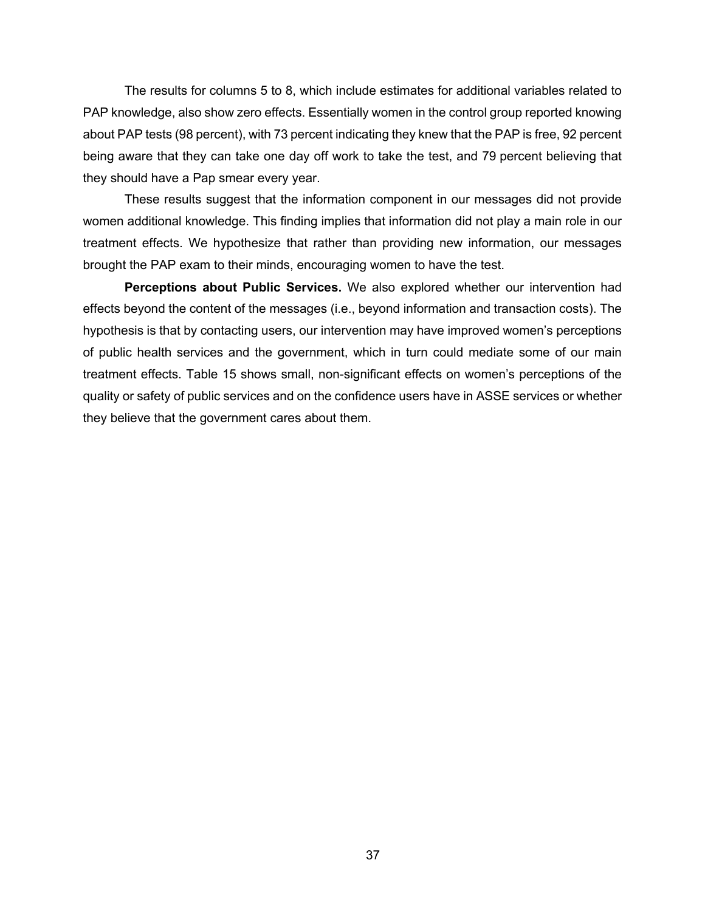The results for columns 5 to 8, which include estimates for additional variables related to PAP knowledge, also show zero effects. Essentially women in the control group reported knowing about PAP tests (98 percent), with 73 percent indicating they knew that the PAP is free, 92 percent being aware that they can take one day off work to take the test, and 79 percent believing that they should have a Pap smear every year.

These results suggest that the information component in our messages did not provide women additional knowledge. This finding implies that information did not play a main role in our treatment effects. We hypothesize that rather than providing new information, our messages brought the PAP exam to their minds, encouraging women to have the test.

**Perceptions about Public Services.** We also explored whether our intervention had effects beyond the content of the messages (i.e., beyond information and transaction costs). The hypothesis is that by contacting users, our intervention may have improved women's perceptions of public health services and the government, which in turn could mediate some of our main treatment effects. Table 15 shows small, non-significant effects on women's perceptions of the quality or safety of public services and on the confidence users have in ASSE services or whether they believe that the government cares about them.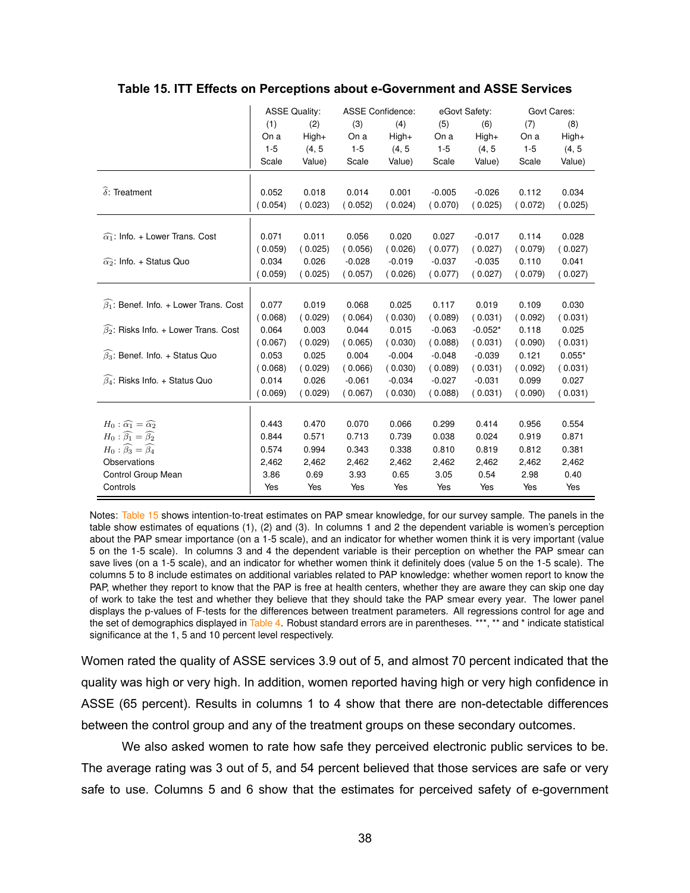**Table 15. ITT Effects on Perceptions about e-Government and ASSE Services**

| | ASSE Quality: | | ASSE Confidence: | | eGovt Safety: | | Govt Cares: | |
|---|---|---|---|---|---|---|---|---|
| | (1) | (2) | (3) | (4) | (5) | (6) | (7) | (8) |
| | On a 1-5 Scale | High+ (4, 5 Value) | On a 1-5 Scale | High+ (4, 5 Value) | On a 1-5 Scale | High+ (4, 5 Value) | On a 1-5 Scale | High+ (4, 5 Value) |
| $\widehat{\delta}$: Treatment | 0.052 | 0.018 | 0.014 | 0.001 | -0.005 | -0.026 | 0.112 | 0.034 |
| | (0.054) | (0.023) | (0.052) | (0.024) | (0.070) | (0.025) | (0.072) | (0.025) |
| $\widehat{\alpha_1}$: Info. + Lower Trans. Cost | 0.071 | 0.011 | 0.056 | 0.020 | 0.027 | -0.017 | 0.114 | 0.028 |
| | (0.059) | (0.025) | (0.056) | (0.026) | (0.077) | (0.027) | (0.079) | (0.027) |
| $\widehat{\alpha_2}$: Info. + Status Quo | 0.034 | 0.026 | -0.028 | -0.019 | -0.037 | -0.035 | 0.110 | 0.041 |
| | (0.059) | (0.025) | (0.057) | (0.026) | (0.077) | (0.027) | (0.079) | (0.027) |
| $\widehat{\beta_1}$: Benef. Info. + Lower Trans. Cost | 0.077 | 0.019 | 0.068 | 0.025 | 0.117 | 0.019 | 0.109 | 0.030 |
| | (0.068) | (0.029) | (0.064) | (0.030) | (0.089) | (0.031) | (0.092) | (0.031) |
| $\widehat{\beta_2}$: Risks Info. + Lower Trans. Cost | 0.064 | 0.003 | 0.044 | 0.015 | -0.063 | -0.052* | 0.118 | 0.025 |
| | (0.067) | (0.029) | (0.065) | (0.030) | (0.088) | (0.031) | (0.090) | (0.031) |
| $\widehat{\beta_3}$: Benef. Info. + Status Quo | 0.053 | 0.025 | 0.004 | -0.004 | -0.048 | -0.039 | 0.121 | 0.055* |
| | (0.068) | (0.029) | (0.066) | (0.030) | (0.089) | (0.031) | (0.092) | (0.031) |
| $\widehat{\beta_4}$: Risks Info. + Status Quo | 0.014 | 0.026 | -0.061 | -0.034 | -0.027 | -0.031 | 0.099 | 0.027 |
| | (0.069) | (0.029) | (0.067) | (0.030) | (0.088) | (0.031) | (0.090) | (0.031) |
| $H_0: \widehat{\alpha_1} = \widehat{\alpha_2}$ | 0.443 | 0.470 | 0.070 | 0.066 | 0.299 | 0.414 | 0.956 | 0.554 |
| $H_0: \widehat{\beta_1} = \widehat{\beta_2}$ | 0.844 | 0.571 | 0.713 | 0.739 | 0.038 | 0.024 | 0.919 | 0.871 |
| $H_0: \widehat{\beta_3} = \widehat{\beta_4}$ | 0.574 | 0.994 | 0.343 | 0.338 | 0.810 | 0.819 | 0.812 | 0.381 |
| Observations | 2,462 | 2,462 | 2,462 | 2,462 | 2,462 | 2,462 | 2,462 | 2,462 |
| Control Group Mean | 3.86 | 0.69 | 3.93 | 0.65 | 3.05 | 0.54 | 2.98 | 0.40 |
| Controls | Yes | Yes | Yes | Yes | Yes | Yes | Yes | Yes |

Notes: Table 15 shows intention-to-treat estimates on PAP smear knowledge, for our survey sample. The panels in the table show estimates of equations (1), (2) and (3). In columns 1 and 2 the dependent variable is women's perception about the PAP smear importance (on a 1-5 scale), and an indicator for whether women think it is very important (value 5 on the 1-5 scale). In columns 3 and 4 the dependent variable is their perception on whether the PAP smear can save lives (on a 1-5 scale), and an indicator for whether women think it definitely does (value 5 on the 1-5 scale). The columns 5 to 8 include estimates on additional variables related to PAP knowledge: whether women report to know the PAP, whether they report to know that the PAP is free at health centers, whether they are aware they can skip one day of work to take the test and whether they believe that they should take the PAP smear every year. The lower panel displays the p-values of F-tests for the differences between treatment parameters. All regressions control for age and the set of demographics displayed in Table 4. Robust standard errors are in parentheses. ***, ** and * indicate statistical significance at the 1, 5 and 10 percent level respectively.

Women rated the quality of ASSE services 3.9 out of 5, and almost 70 percent indicated that the quality was high or very high. In addition, women reported having high or very high confidence in ASSE (65 percent). Results in columns 1 to 4 show that there are non-detectable differences between the control group and any of the treatment groups on these secondary outcomes.

We also asked women to rate how safe they perceived electronic public services to be. The average rating was 3 out of 5, and 54 percent believed that those services are safe or very safe to use. Columns 5 and 6 show that the estimates for perceived safety of e-government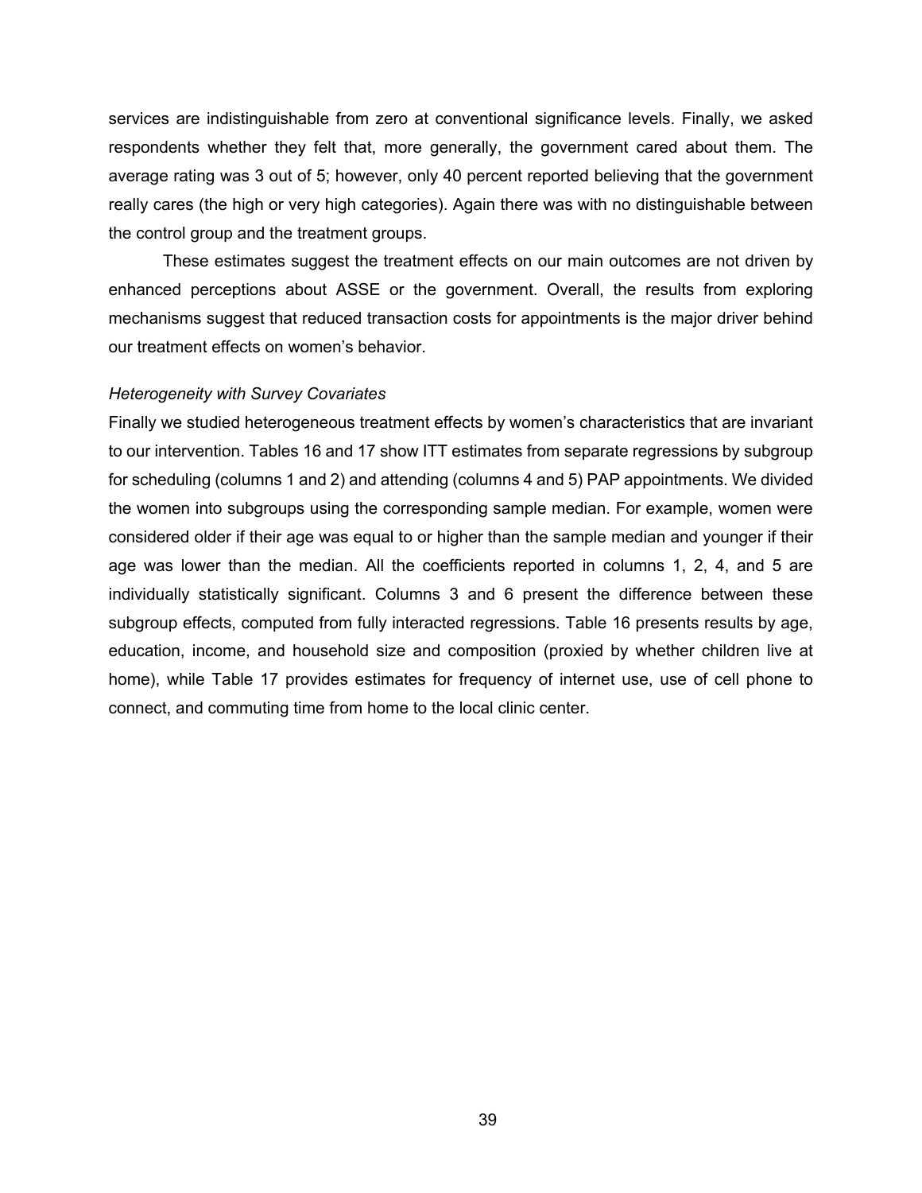services are indistinguishable from zero at conventional significance levels. Finally, we asked respondents whether they felt that, more generally, the government cared about them. The average rating was 3 out of 5; however, only 40 percent reported believing that the government really cares (the high or very high categories). Again there was with no distinguishable between the control group and the treatment groups.

These estimates suggest the treatment effects on our main outcomes are not driven by enhanced perceptions about ASSE or the government. Overall, the results from exploring mechanisms suggest that reduced transaction costs for appointments is the major driver behind our treatment effects on women's behavior.

*Heterogeneity with Survey Covariates*

Finally we studied heterogeneous treatment effects by women's characteristics that are invariant to our intervention. Tables 16 and 17 show ITT estimates from separate regressions by subgroup for scheduling (columns 1 and 2) and attending (columns 4 and 5) PAP appointments. We divided the women into subgroups using the corresponding sample median. For example, women were considered older if their age was equal to or higher than the sample median and younger if their age was lower than the median. All the coefficients reported in columns 1, 2, 4, and 5 are individually statistically significant. Columns 3 and 6 present the difference between these subgroup effects, computed from fully interacted regressions. Table 16 presents results by age, education, income, and household size and composition (proxied by whether children live at home), while Table 17 provides estimates for frequency of internet use, use of cell phone to connect, and commuting time from home to the local clinic center.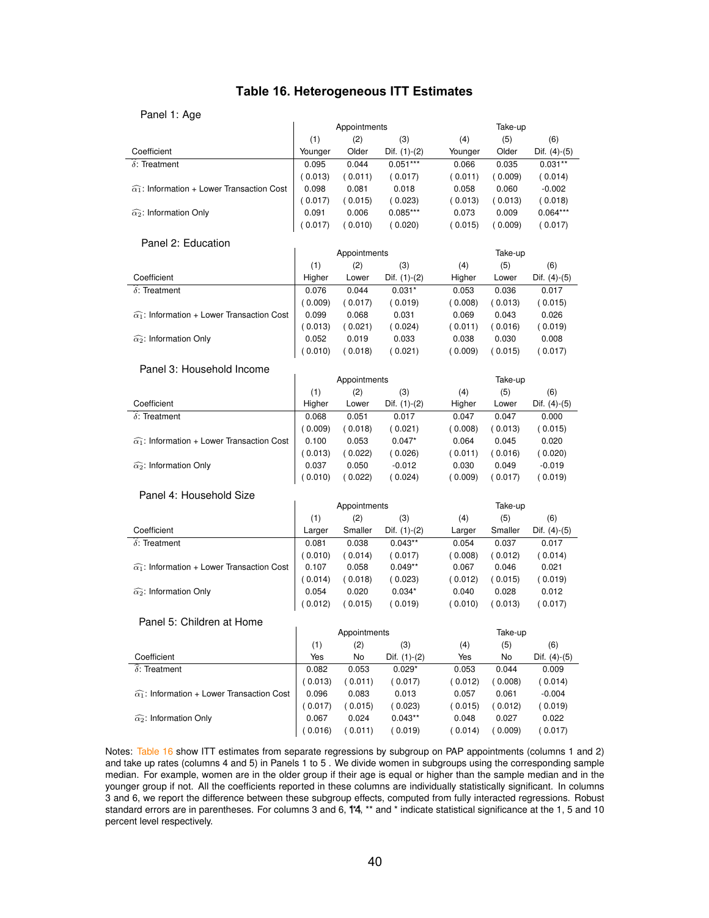## Table 16. Heterogeneous ITT Estimates

Panel 1: Age

| Coefficient | Appointments (1) Younger | (2) Older | (3) Dif. (1)-(2) | Take-up (4) Younger | (5) Older | (6) Dif. (4)-(5) |
|---|---|---|---|---|---|---|
| $\hat{\delta}$: Treatment | 0.095 | 0.044 | 0.051*** | 0.066 | 0.035 | 0.031** |
| | ( 0.013) | ( 0.011) | ( 0.017) | ( 0.011) | ( 0.009) | ( 0.014) |
| $\widehat{\alpha_1}$: Information + Lower Transaction Cost | 0.098 | 0.081 | 0.018 | 0.058 | 0.060 | -0.002 |
| | ( 0.017) | ( 0.015) | ( 0.023) | ( 0.013) | ( 0.013) | ( 0.018) |
| $\widehat{\alpha_2}$: Information Only | 0.091 | 0.006 | 0.085*** | 0.073 | 0.009 | 0.064*** |
| | ( 0.017) | ( 0.010) | ( 0.020) | ( 0.015) | ( 0.009) | ( 0.017) |

Panel 2: Education

| Coefficient | Appointments (1) Higher | (2) Lower | (3) Dif. (1)-(2) | Take-up (4) Higher | (5) Lower | (6) Dif. (4)-(5) |
|---|---|---|---|---|---|---|
| $\hat{\delta}$: Treatment | 0.076 | 0.044 | 0.031* | 0.053 | 0.036 | 0.017 |
| | ( 0.009) | ( 0.017) | ( 0.019) | ( 0.008) | ( 0.013) | ( 0.015) |
| $\widehat{\alpha_1}$: Information + Lower Transaction Cost | 0.099 | 0.068 | 0.031 | 0.069 | 0.043 | 0.026 |
| | ( 0.013) | ( 0.021) | ( 0.024) | ( 0.011) | ( 0.016) | ( 0.019) |
| $\widehat{\alpha_2}$: Information Only | 0.052 | 0.019 | 0.033 | 0.038 | 0.030 | 0.008 |
| | ( 0.010) | ( 0.018) | ( 0.021) | ( 0.009) | ( 0.015) | ( 0.017) |

Panel 3: Household Income

| Coefficient | Appointments (1) Higher | (2) Lower | (3) Dif. (1)-(2) | Take-up (4) Higher | (5) Lower | (6) Dif. (4)-(5) |
|---|---|---|---|---|---|---|
| $\hat{\delta}$: Treatment | 0.068 | 0.051 | 0.017 | 0.047 | 0.047 | 0.000 |
| | ( 0.009) | ( 0.018) | ( 0.021) | ( 0.008) | ( 0.013) | ( 0.015) |
| $\widehat{\alpha_1}$: Information + Lower Transaction Cost | 0.100 | 0.053 | 0.047* | 0.064 | 0.045 | 0.020 |
| | ( 0.013) | ( 0.022) | ( 0.026) | ( 0.011) | ( 0.016) | ( 0.020) |
| $\widehat{\alpha_2}$: Information Only | 0.037 | 0.050 | -0.012 | 0.030 | 0.049 | -0.019 |
| | ( 0.010) | ( 0.022) | ( 0.024) | ( 0.009) | ( 0.017) | ( 0.019) |

Panel 4: Household Size

| Coefficient | Appointments (1) Larger | (2) Smaller | (3) Dif. (1)-(2) | Take-up (4) Larger | (5) Smaller | (6) Dif. (4)-(5) |
|---|---|---|---|---|---|---|
| $\hat{\delta}$: Treatment | 0.081 | 0.038 | 0.043** | 0.054 | 0.037 | 0.017 |
| | ( 0.010) | ( 0.014) | ( 0.017) | ( 0.008) | ( 0.012) | ( 0.014) |
| $\widehat{\alpha_1}$: Information + Lower Transaction Cost | 0.107 | 0.058 | 0.049** | 0.067 | 0.046 | 0.021 |
| | ( 0.014) | ( 0.018) | ( 0.023) | ( 0.012) | ( 0.015) | ( 0.019) |
| $\widehat{\alpha_2}$: Information Only | 0.054 | 0.020 | 0.034* | 0.040 | 0.028 | 0.012 |
| | ( 0.012) | ( 0.015) | ( 0.019) | ( 0.010) | ( 0.013) | ( 0.017) |

Panel 5: Children at Home

| Coefficient | Appointments (1) Yes | (2) No | (3) Dif. (1)-(2) | Take-up (4) Yes | (5) No | (6) Dif. (4)-(5) |
|---|---|---|---|---|---|---|
| $\hat{\delta}$: Treatment | 0.082 | 0.053 | 0.029* | 0.053 | 0.044 | 0.009 |
| | ( 0.013) | ( 0.011) | ( 0.017) | ( 0.012) | ( 0.008) | ( 0.014) |
| $\widehat{\alpha_1}$: Information + Lower Transaction Cost | 0.096 | 0.083 | 0.013 | 0.057 | 0.061 | -0.004 |
| | ( 0.017) | ( 0.015) | ( 0.023) | ( 0.015) | ( 0.012) | ( 0.019) |
| $\widehat{\alpha_2}$: Information Only | 0.067 | 0.024 | 0.043** | 0.048 | 0.027 | 0.022 |
| | ( 0.016) | ( 0.011) | ( 0.019) | ( 0.014) | ( 0.009) | ( 0.017) |

Notes: Table 16 show ITT estimates from separate regressions by subgroup on PAP appointments (columns 1 and 2) and take up rates (columns 4 and 5) in Panels 1 to 5 . We divide women in subgroups using the corresponding sample median. For example, women are in the older group if their age is equal or higher than the sample median and in the younger group if not. All the coefficients reported in these columns are individually statistically significant. In columns 3 and 6, we report the difference between these subgroup effects, computed from fully interacted regressions. Robust standard errors are in parentheses. For columns 3 and 6, ***, ** and * indicate statistical significance at the 1, 5 and 10 percent level respectively.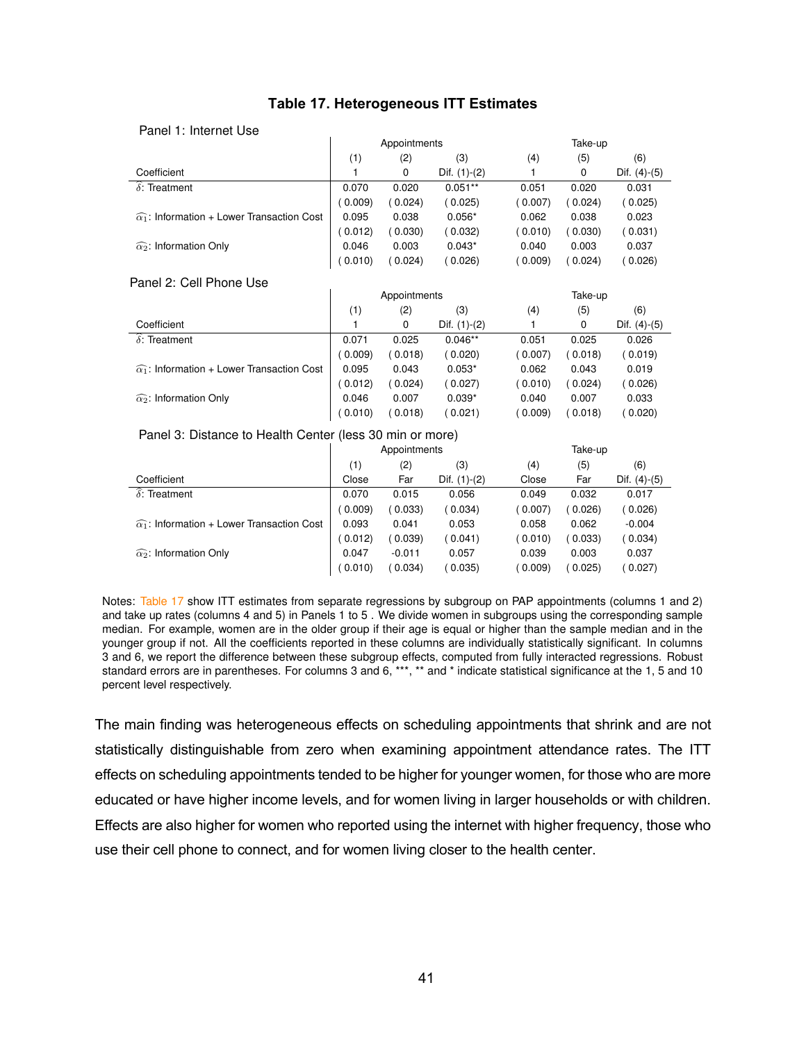**Table 17. Heterogeneous ITT Estimates**

Panel 1: Internet Use

| | Appointments | | | Take-up | | |
|---|---|---|---|---|---|---|
| | (1) | (2) | (3) | (4) | (5) | (6) |
| Coefficient | 1 | 0 | Dif. (1)-(2) | 1 | 0 | Dif. (4)-(5) |
| $\hat{\delta}$: Treatment | 0.070 | 0.020 | 0.051** | 0.051 | 0.020 | 0.031 |
| | ( 0.009) | ( 0.024) | ( 0.025) | ( 0.007) | ( 0.024) | ( 0.025) |
| $\widehat{\alpha_1}$: Information + Lower Transaction Cost | 0.095 | 0.038 | 0.056* | 0.062 | 0.038 | 0.023 |
| | ( 0.012) | ( 0.030) | ( 0.032) | ( 0.010) | ( 0.030) | ( 0.031) |
| $\widehat{\alpha_2}$: Information Only | 0.046 | 0.003 | 0.043* | 0.040 | 0.003 | 0.037 |
| | ( 0.010) | ( 0.024) | ( 0.026) | ( 0.009) | ( 0.024) | ( 0.026) |

Panel 2: Cell Phone Use

| | Appointments | | | Take-up | | |
|---|---|---|---|---|---|---|
| | (1) | (2) | (3) | (4) | (5) | (6) |
| Coefficient | 1 | 0 | Dif. (1)-(2) | 1 | 0 | Dif. (4)-(5) |
| $\hat{\delta}$: Treatment | 0.071 | 0.025 | 0.046** | 0.051 | 0.025 | 0.026 |
| | ( 0.009) | ( 0.018) | ( 0.020) | ( 0.007) | ( 0.018) | ( 0.019) |
| $\widehat{\alpha_1}$: Information + Lower Transaction Cost | 0.095 | 0.043 | 0.053* | 0.062 | 0.043 | 0.019 |
| | ( 0.012) | ( 0.024) | ( 0.027) | ( 0.010) | ( 0.024) | ( 0.026) |
| $\widehat{\alpha_2}$: Information Only | 0.046 | 0.007 | 0.039* | 0.040 | 0.007 | 0.033 |
| | ( 0.010) | ( 0.018) | ( 0.021) | ( 0.009) | ( 0.018) | ( 0.020) |

Panel 3: Distance to Health Center (less 30 min or more)

| | Appointments | | | Take-up | | |
|---|---|---|---|---|---|---|
| | (1) | (2) | (3) | (4) | (5) | (6) |
| Coefficient | Close | Far | Dif. (1)-(2) | Close | Far | Dif. (4)-(5) |
| $\hat{\delta}$: Treatment | 0.070 | 0.015 | 0.056 | 0.049 | 0.032 | 0.017 |
| | ( 0.009) | ( 0.033) | ( 0.034) | ( 0.007) | ( 0.026) | ( 0.026) |
| $\widehat{\alpha_1}$: Information + Lower Transaction Cost | 0.093 | 0.041 | 0.053 | 0.058 | 0.062 | -0.004 |
| | ( 0.012) | ( 0.039) | ( 0.041) | ( 0.010) | ( 0.033) | ( 0.034) |
| $\widehat{\alpha_2}$: Information Only | 0.047 | -0.011 | 0.057 | 0.039 | 0.003 | 0.037 |
| | ( 0.010) | ( 0.034) | ( 0.035) | ( 0.009) | ( 0.025) | ( 0.027) |

Notes: Table 17 show ITT estimates from separate regressions by subgroup on PAP appointments (columns 1 and 2) and take up rates (columns 4 and 5) in Panels 1 to 5 . We divide women in subgroups using the corresponding sample median. For example, women are in the older group if their age is equal or higher than the sample median and in the younger group if not. All the coefficients reported in these columns are individually statistically significant. In columns 3 and 6, we report the difference between these subgroup effects, computed from fully interacted regressions. Robust standard errors are in parentheses. For columns 3 and 6, ***, ** and * indicate statistical significance at the 1, 5 and 10 percent level respectively.

The main finding was heterogeneous effects on scheduling appointments that shrink and are not statistically distinguishable from zero when examining appointment attendance rates. The ITT effects on scheduling appointments tended to be higher for younger women, for those who are more educated or have higher income levels, and for women living in larger households or with children. Effects are also higher for women who reported using the internet with higher frequency, those who use their cell phone to connect, and for women living closer to the health center.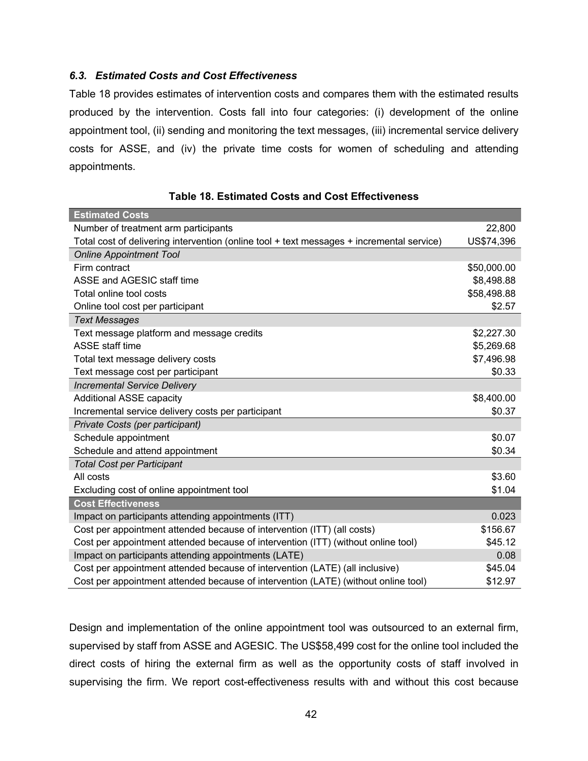### *6.3. Estimated Costs and Cost Effectiveness*

Table 18 provides estimates of intervention costs and compares them with the estimated results produced by the intervention. Costs fall into four categories: (i) development of the online appointment tool, (ii) sending and monitoring the text messages, (iii) incremental service delivery costs for ASSE, and (iv) the private time costs for women of scheduling and attending appointments.

**Table 18. Estimated Costs and Cost Effectiveness**

| **Estimated Costs** | |
|---|---|
| Number of treatment arm participants | 22,800 |
| Total cost of delivering intervention (online tool + text messages + incremental service) | US$74,396 |
| *Online Appointment Tool* | |
| Firm contract | $50,000.00 |
| ASSE and AGESIC staff time | $8,498.88 |
| Total online tool costs | $58,498.88 |
| Online tool cost per participant | $2.57 |
| *Text Messages* | |
| Text message platform and message credits | $2,227.30 |
| ASSE staff time | $5,269.68 |
| Total text message delivery costs | $7,496.98 |
| Text message cost per participant | $0.33 |
| *Incremental Service Delivery* | |
| Additional ASSE capacity | $8,400.00 |
| Incremental service delivery costs per participant | $0.37 |
| *Private Costs (per participant)* | |
| Schedule appointment | $0.07 |
| Schedule and attend appointment | $0.34 |
| *Total Cost per Participant* | |
| All costs | $3.60 |
| Excluding cost of online appointment tool | $1.04 |
| **Cost Effectiveness** | |
| Impact on participants attending appointments (ITT) | 0.023 |
| Cost per appointment attended because of intervention (ITT) (all costs) | $156.67 |
| Cost per appointment attended because of intervention (ITT) (without online tool) | $45.12 |
| Impact on participants attending appointments (LATE) | 0.08 |
| Cost per appointment attended because of intervention (LATE) (all inclusive) | $45.04 |
| Cost per appointment attended because of intervention (LATE) (without online tool) | $12.97 |

Design and implementation of the online appointment tool was outsourced to an external firm, supervised by staff from ASSE and AGESIC. The US$58,499 cost for the online tool included the direct costs of hiring the external firm as well as the opportunity costs of staff involved in supervising the firm. We report cost-effectiveness results with and without this cost because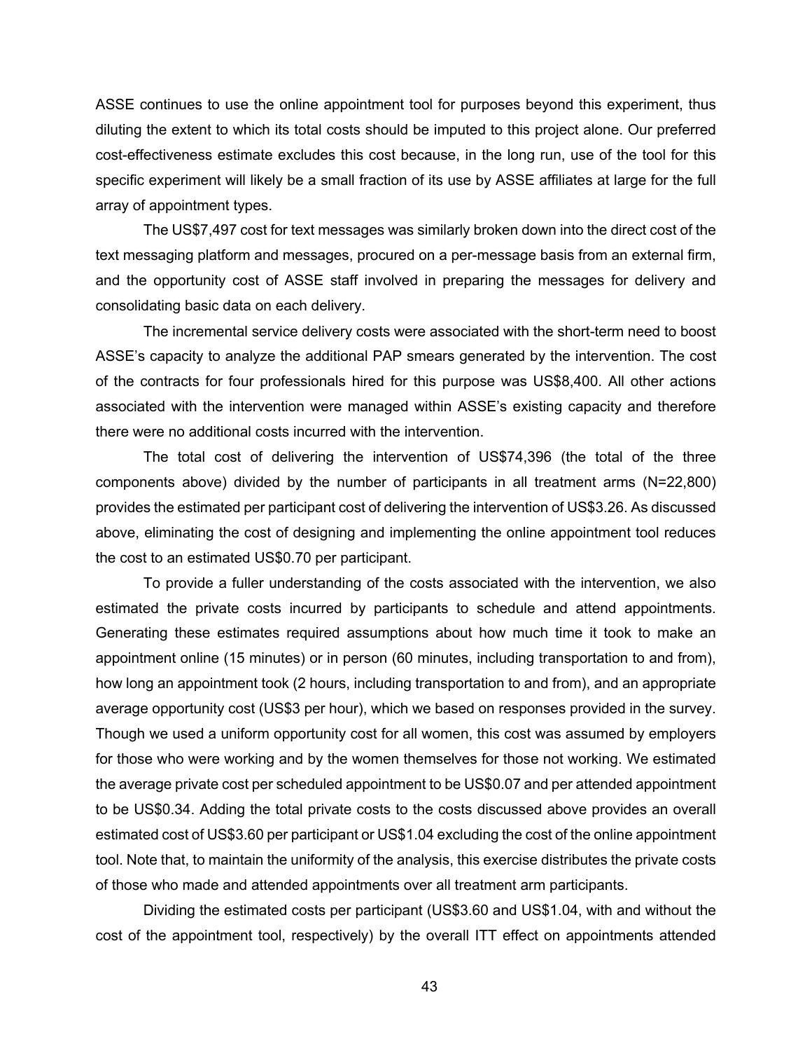ASSE continues to use the online appointment tool for purposes beyond this experiment, thus diluting the extent to which its total costs should be imputed to this project alone. Our preferred cost-effectiveness estimate excludes this cost because, in the long run, use of the tool for this specific experiment will likely be a small fraction of its use by ASSE affiliates at large for the full array of appointment types.

The US$7,497 cost for text messages was similarly broken down into the direct cost of the text messaging platform and messages, procured on a per-message basis from an external firm, and the opportunity cost of ASSE staff involved in preparing the messages for delivery and consolidating basic data on each delivery.

The incremental service delivery costs were associated with the short-term need to boost ASSE's capacity to analyze the additional PAP smears generated by the intervention. The cost of the contracts for four professionals hired for this purpose was US$8,400. All other actions associated with the intervention were managed within ASSE's existing capacity and therefore there were no additional costs incurred with the intervention.

The total cost of delivering the intervention of US$74,396 (the total of the three components above) divided by the number of participants in all treatment arms (N=22,800) provides the estimated per participant cost of delivering the intervention of US$3.26. As discussed above, eliminating the cost of designing and implementing the online appointment tool reduces the cost to an estimated US$0.70 per participant.

To provide a fuller understanding of the costs associated with the intervention, we also estimated the private costs incurred by participants to schedule and attend appointments. Generating these estimates required assumptions about how much time it took to make an appointment online (15 minutes) or in person (60 minutes, including transportation to and from), how long an appointment took (2 hours, including transportation to and from), and an appropriate average opportunity cost (US$3 per hour), which we based on responses provided in the survey. Though we used a uniform opportunity cost for all women, this cost was assumed by employers for those who were working and by the women themselves for those not working. We estimated the average private cost per scheduled appointment to be US$0.07 and per attended appointment to be US$0.34. Adding the total private costs to the costs discussed above provides an overall estimated cost of US$3.60 per participant or US$1.04 excluding the cost of the online appointment tool. Note that, to maintain the uniformity of the analysis, this exercise distributes the private costs of those who made and attended appointments over all treatment arm participants.

Dividing the estimated costs per participant (US$3.60 and US$1.04, with and without the cost of the appointment tool, respectively) by the overall ITT effect on appointments attended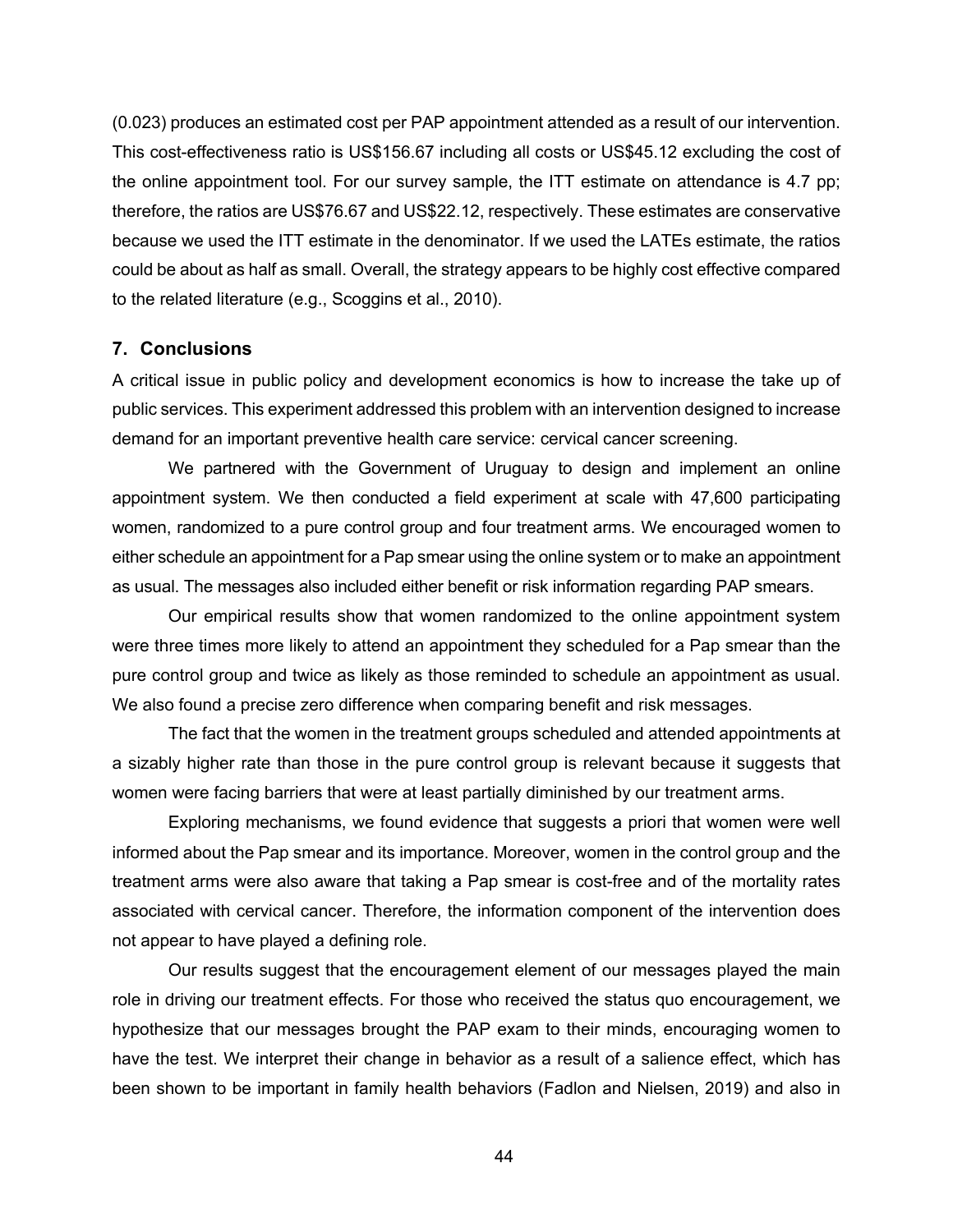(0.023) produces an estimated cost per PAP appointment attended as a result of our intervention. This cost-effectiveness ratio is US$156.67 including all costs or US$45.12 excluding the cost of the online appointment tool. For our survey sample, the ITT estimate on attendance is 4.7 pp; therefore, the ratios are US$76.67 and US$22.12, respectively. These estimates are conservative because we used the ITT estimate in the denominator. If we used the LATEs estimate, the ratios could be about as half as small. Overall, the strategy appears to be highly cost effective compared to the related literature (e.g., Scoggins et al., 2010).

## 7. Conclusions

A critical issue in public policy and development economics is how to increase the take up of public services. This experiment addressed this problem with an intervention designed to increase demand for an important preventive health care service: cervical cancer screening.

We partnered with the Government of Uruguay to design and implement an online appointment system. We then conducted a field experiment at scale with 47,600 participating women, randomized to a pure control group and four treatment arms. We encouraged women to either schedule an appointment for a Pap smear using the online system or to make an appointment as usual. The messages also included either benefit or risk information regarding PAP smears.

Our empirical results show that women randomized to the online appointment system were three times more likely to attend an appointment they scheduled for a Pap smear than the pure control group and twice as likely as those reminded to schedule an appointment as usual. We also found a precise zero difference when comparing benefit and risk messages.

The fact that the women in the treatment groups scheduled and attended appointments at a sizably higher rate than those in the pure control group is relevant because it suggests that women were facing barriers that were at least partially diminished by our treatment arms.

Exploring mechanisms, we found evidence that suggests a priori that women were well informed about the Pap smear and its importance. Moreover, women in the control group and the treatment arms were also aware that taking a Pap smear is cost-free and of the mortality rates associated with cervical cancer. Therefore, the information component of the intervention does not appear to have played a defining role.

Our results suggest that the encouragement element of our messages played the main role in driving our treatment effects. For those who received the status quo encouragement, we hypothesize that our messages brought the PAP exam to their minds, encouraging women to have the test. We interpret their change in behavior as a result of a salience effect, which has been shown to be important in family health behaviors (Fadlon and Nielsen, 2019) and also in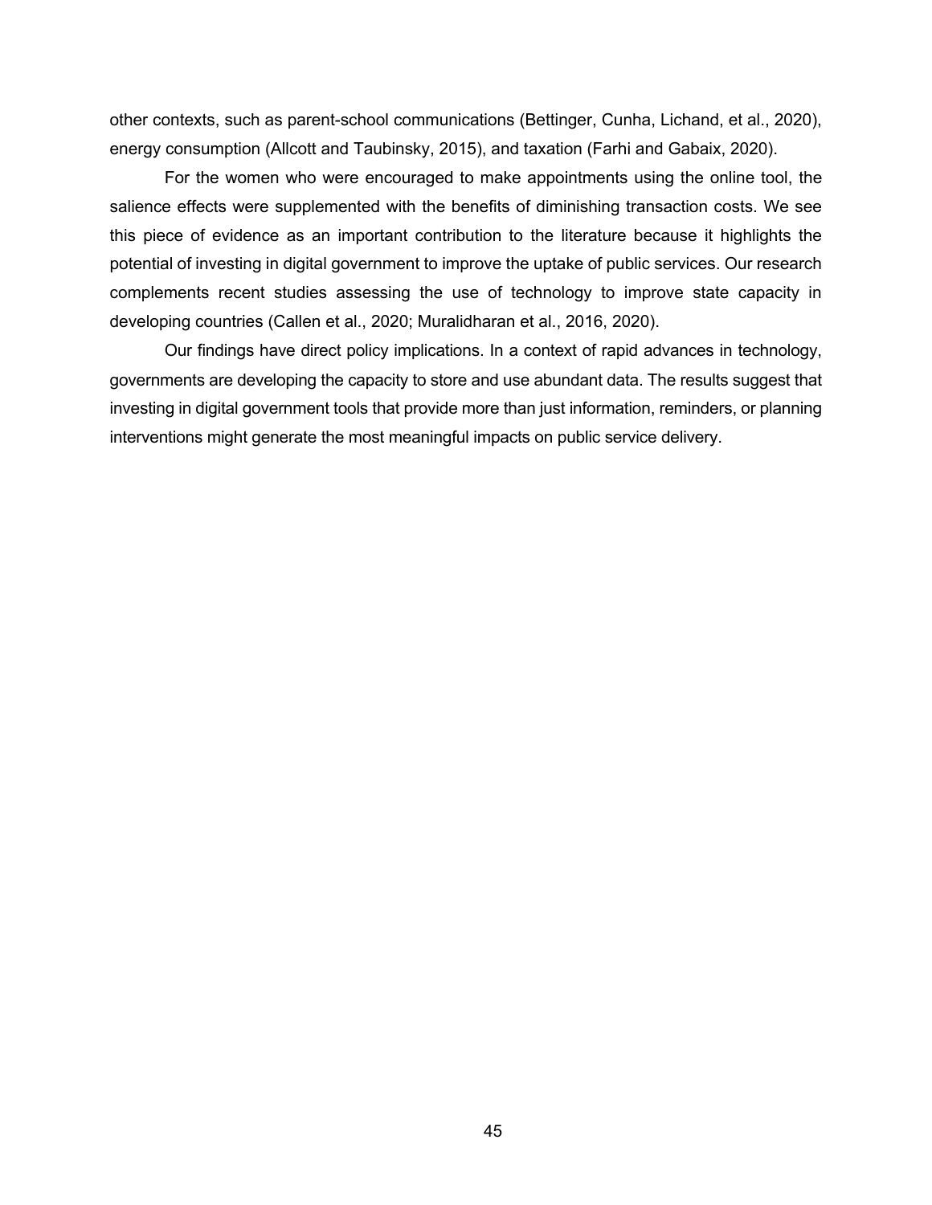other contexts, such as parent-school communications (Bettinger, Cunha, Lichand, et al., 2020), energy consumption (Allcott and Taubinsky, 2015), and taxation (Farhi and Gabaix, 2020).

For the women who were encouraged to make appointments using the online tool, the salience effects were supplemented with the benefits of diminishing transaction costs. We see this piece of evidence as an important contribution to the literature because it highlights the potential of investing in digital government to improve the uptake of public services. Our research complements recent studies assessing the use of technology to improve state capacity in developing countries (Callen et al., 2020; Muralidharan et al., 2016, 2020).

Our findings have direct policy implications. In a context of rapid advances in technology, governments are developing the capacity to store and use abundant data. The results suggest that investing in digital government tools that provide more than just information, reminders, or planning interventions might generate the most meaningful impacts on public service delivery.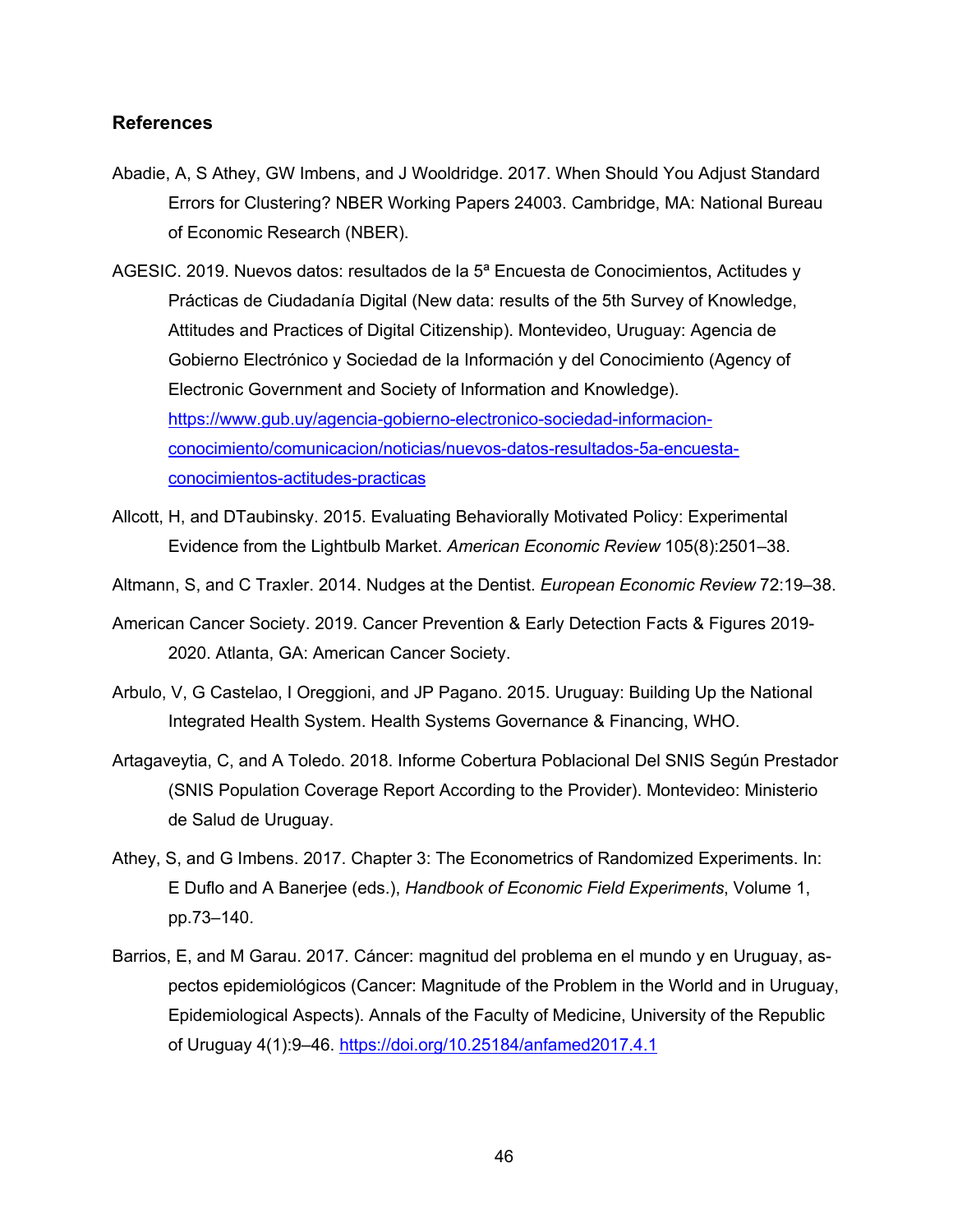## References

Abadie, A, S Athey, GW Imbens, and J Wooldridge. 2017. When Should You Adjust Standard Errors for Clustering? NBER Working Papers 24003. Cambridge, MA: National Bureau of Economic Research (NBER).

AGESIC. 2019. Nuevos datos: resultados de la 5ª Encuesta de Conocimientos, Actitudes y Prácticas de Ciudadanía Digital (New data: results of the 5th Survey of Knowledge, Attitudes and Practices of Digital Citizenship). Montevideo, Uruguay: Agencia de Gobierno Electrónico y Sociedad de la Información y del Conocimiento (Agency of Electronic Government and Society of Information and Knowledge). https://www.gub.uy/agencia-gobierno-electronico-sociedad-informacion-conocimiento/comunicacion/noticias/nuevos-datos-resultados-5a-encuesta-conocimientos-actitudes-practicas

Allcott, H, and DTaubinsky. 2015. Evaluating Behaviorally Motivated Policy: Experimental Evidence from the Lightbulb Market. *American Economic Review* 105(8):2501–38.

Altmann, S, and C Traxler. 2014. Nudges at the Dentist. *European Economic Review* 72:19–38.

American Cancer Society. 2019. Cancer Prevention & Early Detection Facts & Figures 2019-2020. Atlanta, GA: American Cancer Society.

Arbulo, V, G Castelao, I Oreggioni, and JP Pagano. 2015. Uruguay: Building Up the National Integrated Health System. Health Systems Governance & Financing, WHO.

Artagaveytia, C, and A Toledo. 2018. Informe Cobertura Poblacional Del SNIS Según Prestador (SNIS Population Coverage Report According to the Provider). Montevideo: Ministerio de Salud de Uruguay.

Athey, S, and G Imbens. 2017. Chapter 3: The Econometrics of Randomized Experiments. In: E Duflo and A Banerjee (eds.), *Handbook of Economic Field Experiments*, Volume 1, pp.73–140.

Barrios, E, and M Garau. 2017. Cáncer: magnitud del problema en el mundo y en Uruguay, aspectos epidemiológicos (Cancer: Magnitude of the Problem in the World and in Uruguay, Epidemiological Aspects). Annals of the Faculty of Medicine, University of the Republic of Uruguay 4(1):9–46. https://doi.org/10.25184/anfamed2017.4.1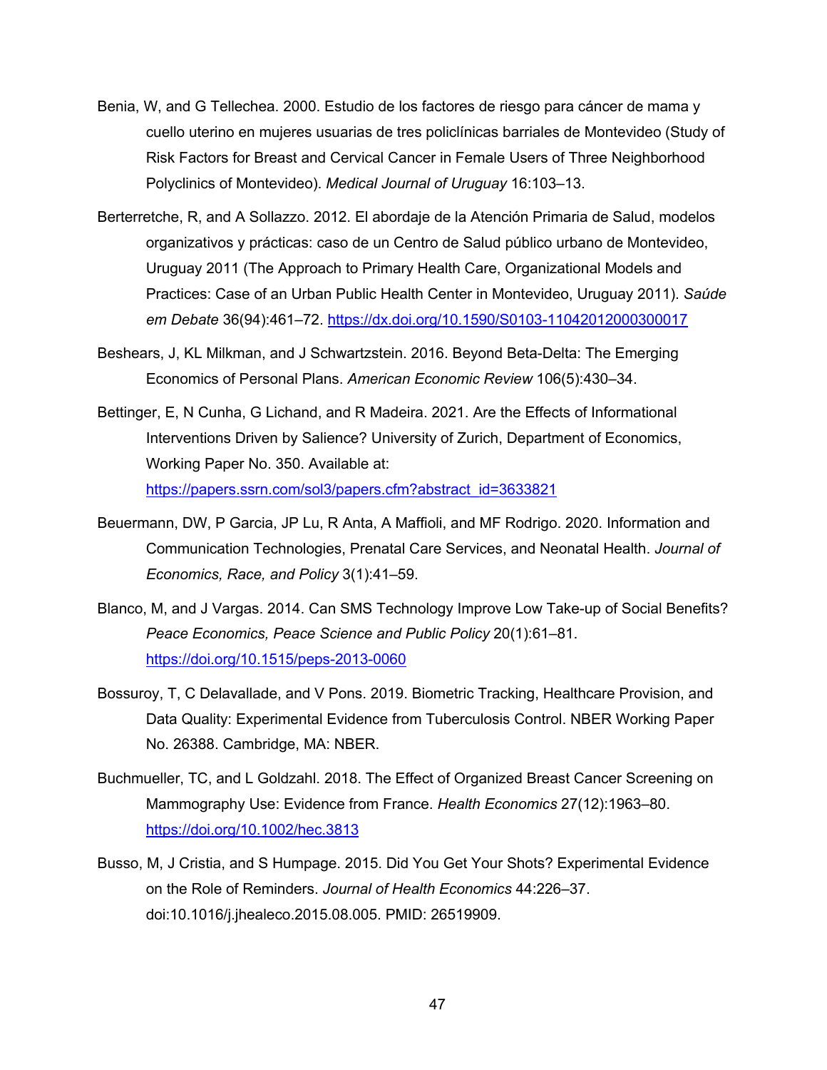Benia, W, and G Tellechea. 2000. Estudio de los factores de riesgo para cáncer de mama y cuello uterino en mujeres usuarias de tres policlínicas barriales de Montevideo (Study of Risk Factors for Breast and Cervical Cancer in Female Users of Three Neighborhood Polyclinics of Montevideo). *Medical Journal of Uruguay* 16:103–13.

Berterretche, R, and A Sollazzo. 2012. El abordaje de la Atención Primaria de Salud, modelos organizativos y prácticas: caso de un Centro de Salud público urbano de Montevideo, Uruguay 2011 (The Approach to Primary Health Care, Organizational Models and Practices: Case of an Urban Public Health Center in Montevideo, Uruguay 2011). *Saúde em Debate* 36(94):461–72. https://dx.doi.org/10.1590/S0103-11042012000300017

Beshears, J, KL Milkman, and J Schwartzstein. 2016. Beyond Beta-Delta: The Emerging Economics of Personal Plans. *American Economic Review* 106(5):430–34.

Bettinger, E, N Cunha, G Lichand, and R Madeira. 2021. Are the Effects of Informational Interventions Driven by Salience? University of Zurich, Department of Economics, Working Paper No. 350. Available at: https://papers.ssrn.com/sol3/papers.cfm?abstract_id=3633821

Beuermann, DW, P Garcia, JP Lu, R Anta, A Maffioli, and MF Rodrigo. 2020. Information and Communication Technologies, Prenatal Care Services, and Neonatal Health. *Journal of Economics, Race, and Policy* 3(1):41–59.

Blanco, M, and J Vargas. 2014. Can SMS Technology Improve Low Take-up of Social Benefits? *Peace Economics, Peace Science and Public Policy* 20(1):61–81. https://doi.org/10.1515/peps-2013-0060

Bossuroy, T, C Delavallade, and V Pons. 2019. Biometric Tracking, Healthcare Provision, and Data Quality: Experimental Evidence from Tuberculosis Control. NBER Working Paper No. 26388. Cambridge, MA: NBER.

Buchmueller, TC, and L Goldzahl. 2018. The Effect of Organized Breast Cancer Screening on Mammography Use: Evidence from France. *Health Economics* 27(12):1963–80. https://doi.org/10.1002/hec.3813

Busso, M, J Cristia, and S Humpage. 2015. Did You Get Your Shots? Experimental Evidence on the Role of Reminders. *Journal of Health Economics* 44:226–37. doi:10.1016/j.jhealeco.2015.08.005. PMID: 26519909.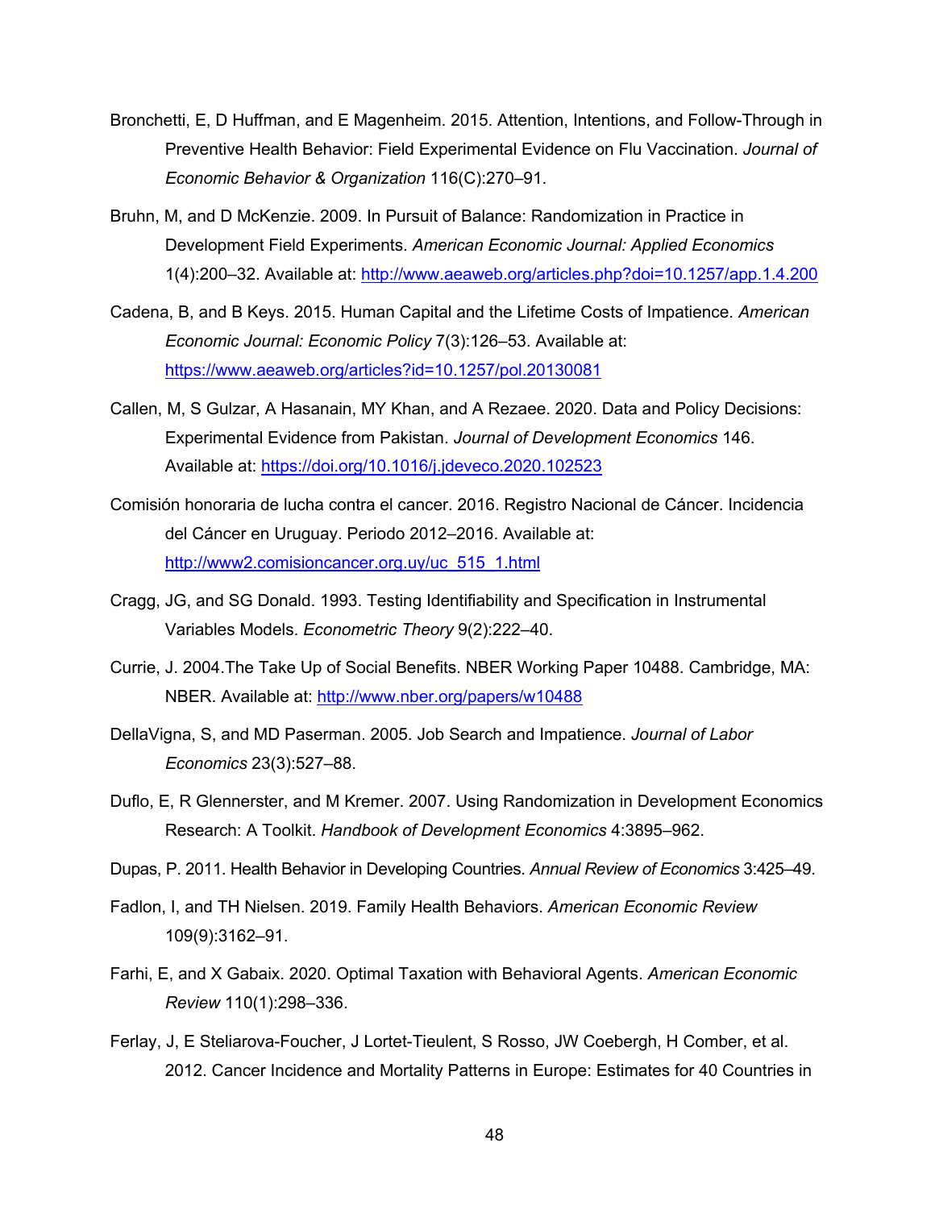Bronchetti, E, D Huffman, and E Magenheim. 2015. Attention, Intentions, and Follow-Through in Preventive Health Behavior: Field Experimental Evidence on Flu Vaccination. *Journal of Economic Behavior & Organization* 116(C):270–91.

Bruhn, M, and D McKenzie. 2009. In Pursuit of Balance: Randomization in Practice in Development Field Experiments. *American Economic Journal: Applied Economics* 1(4):200–32. Available at: http://www.aeaweb.org/articles.php?doi=10.1257/app.1.4.200

Cadena, B, and B Keys. 2015. Human Capital and the Lifetime Costs of Impatience. *American Economic Journal: Economic Policy* 7(3):126–53. Available at: https://www.aeaweb.org/articles?id=10.1257/pol.20130081

Callen, M, S Gulzar, A Hasanain, MY Khan, and A Rezaee. 2020. Data and Policy Decisions: Experimental Evidence from Pakistan. *Journal of Development Economics* 146. Available at: https://doi.org/10.1016/j.jdeveco.2020.102523

Comisión honoraria de lucha contra el cancer. 2016. Registro Nacional de Cáncer. Incidencia del Cáncer en Uruguay. Periodo 2012–2016. Available at: http://www2.comisioncancer.org.uy/uc_515_1.html

Cragg, JG, and SG Donald. 1993. Testing Identifiability and Specification in Instrumental Variables Models. *Econometric Theory* 9(2):222–40.

Currie, J. 2004.The Take Up of Social Benefits. NBER Working Paper 10488. Cambridge, MA: NBER. Available at: http://www.nber.org/papers/w10488

DellaVigna, S, and MD Paserman. 2005. Job Search and Impatience. *Journal of Labor Economics* 23(3):527–88.

Duflo, E, R Glennerster, and M Kremer. 2007. Using Randomization in Development Economics Research: A Toolkit. *Handbook of Development Economics* 4:3895–962.

Dupas, P. 2011. Health Behavior in Developing Countries. *Annual Review of Economics* 3:425–49.

Fadlon, I, and TH Nielsen. 2019. Family Health Behaviors. *American Economic Review* 109(9):3162–91.

Farhi, E, and X Gabaix. 2020. Optimal Taxation with Behavioral Agents. *American Economic Review* 110(1):298–336.

Ferlay, J, E Steliarova-Foucher, J Lortet-Tieulent, S Rosso, JW Coebergh, H Comber, et al. 2012. Cancer Incidence and Mortality Patterns in Europe: Estimates for 40 Countries in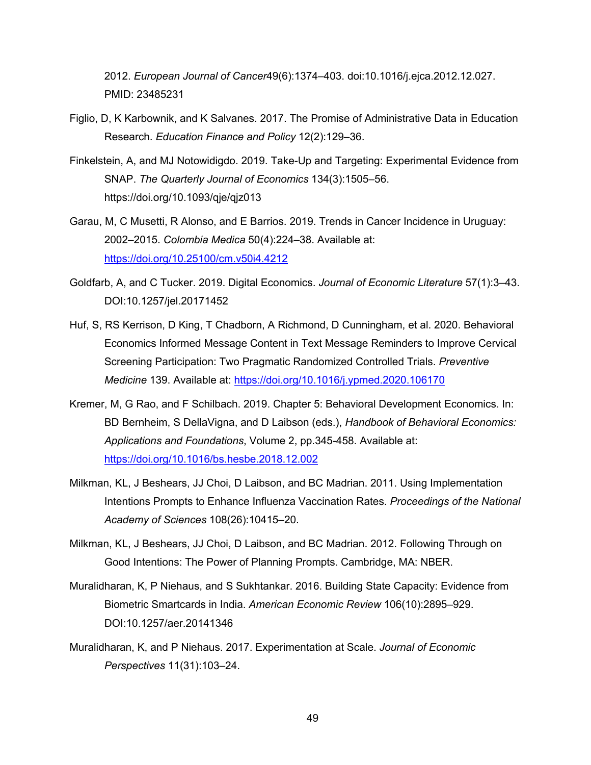2012. *European Journal of Cancer*49(6):1374–403. doi:10.1016/j.ejca.2012.12.027. PMID: 23485231

Figlio, D, K Karbownik, and K Salvanes. 2017. The Promise of Administrative Data in Education Research. *Education Finance and Policy* 12(2):129–36.

Finkelstein, A, and MJ Notowidigdo. 2019. Take-Up and Targeting: Experimental Evidence from SNAP. *The Quarterly Journal of Economics* 134(3):1505–56. https://doi.org/10.1093/qje/qjz013

Garau, M, C Musetti, R Alonso, and E Barrios. 2019. Trends in Cancer Incidence in Uruguay: 2002–2015. *Colombia Medica* 50(4):224–38. Available at: https://doi.org/10.25100/cm.v50i4.4212

Goldfarb, A, and C Tucker. 2019. Digital Economics. *Journal of Economic Literature* 57(1):3–43. DOI:10.1257/jel.20171452

Huf, S, RS Kerrison, D King, T Chadborn, A Richmond, D Cunningham, et al. 2020. Behavioral Economics Informed Message Content in Text Message Reminders to Improve Cervical Screening Participation: Two Pragmatic Randomized Controlled Trials. *Preventive Medicine* 139. Available at: https://doi.org/10.1016/j.ypmed.2020.106170

Kremer, M, G Rao, and F Schilbach. 2019. Chapter 5: Behavioral Development Economics. In: BD Bernheim, S DellaVigna, and D Laibson (eds.), *Handbook of Behavioral Economics: Applications and Foundations*, Volume 2, pp.345-458. Available at: https://doi.org/10.1016/bs.hesbe.2018.12.002

Milkman, KL, J Beshears, JJ Choi, D Laibson, and BC Madrian. 2011. Using Implementation Intentions Prompts to Enhance Influenza Vaccination Rates. *Proceedings of the National Academy of Sciences* 108(26):10415–20.

Milkman, KL, J Beshears, JJ Choi, D Laibson, and BC Madrian. 2012. Following Through on Good Intentions: The Power of Planning Prompts. Cambridge, MA: NBER.

Muralidharan, K, P Niehaus, and S Sukhtankar. 2016. Building State Capacity: Evidence from Biometric Smartcards in India. *American Economic Review* 106(10):2895–929. DOI:10.1257/aer.20141346

Muralidharan, K, and P Niehaus. 2017. Experimentation at Scale. *Journal of Economic Perspectives* 11(31):103–24.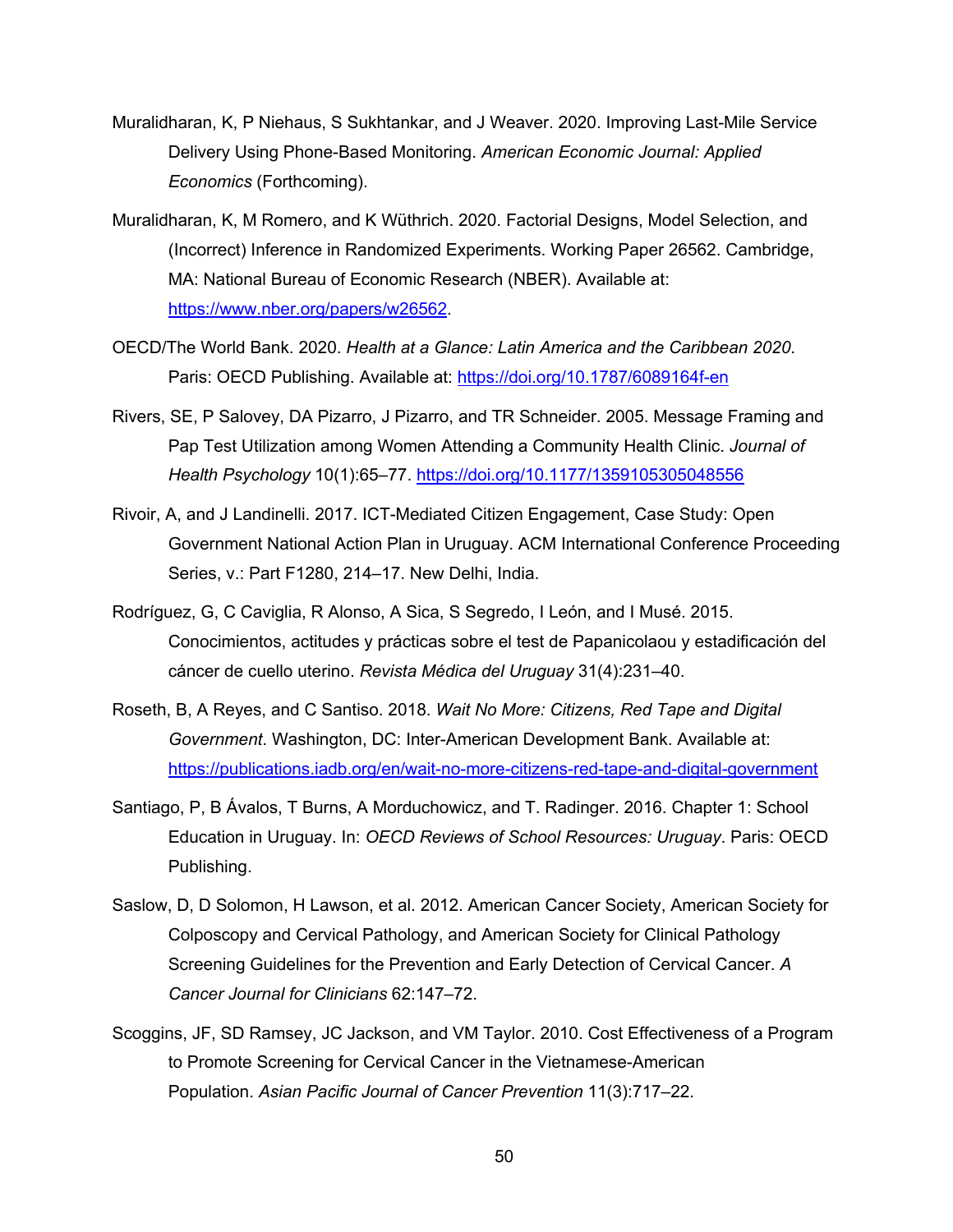Muralidharan, K, P Niehaus, S Sukhtankar, and J Weaver. 2020. Improving Last-Mile Service Delivery Using Phone-Based Monitoring. *American Economic Journal: Applied Economics* (Forthcoming).

Muralidharan, K, M Romero, and K Wüthrich. 2020. Factorial Designs, Model Selection, and (Incorrect) Inference in Randomized Experiments. Working Paper 26562. Cambridge, MA: National Bureau of Economic Research (NBER). Available at: https://www.nber.org/papers/w26562.

OECD/The World Bank. 2020. *Health at a Glance: Latin America and the Caribbean 2020*. Paris: OECD Publishing. Available at: https://doi.org/10.1787/6089164f-en

Rivers, SE, P Salovey, DA Pizarro, J Pizarro, and TR Schneider. 2005. Message Framing and Pap Test Utilization among Women Attending a Community Health Clinic. *Journal of Health Psychology* 10(1):65–77. https://doi.org/10.1177/1359105305048556

Rivoir, A, and J Landinelli. 2017. ICT-Mediated Citizen Engagement, Case Study: Open Government National Action Plan in Uruguay. ACM International Conference Proceeding Series, v.: Part F1280, 214–17. New Delhi, India.

Rodríguez, G, C Caviglia, R Alonso, A Sica, S Segredo, I León, and I Musé. 2015. Conocimientos, actitudes y prácticas sobre el test de Papanicolaou y estadificación del cáncer de cuello uterino. *Revista Médica del Uruguay* 31(4):231–40.

Roseth, B, A Reyes, and C Santiso. 2018. *Wait No More: Citizens, Red Tape and Digital Government*. Washington, DC: Inter-American Development Bank. Available at: https://publications.iadb.org/en/wait-no-more-citizens-red-tape-and-digital-government

Santiago, P, B Ávalos, T Burns, A Morduchowicz, and T. Radinger. 2016. Chapter 1: School Education in Uruguay. In: *OECD Reviews of School Resources: Uruguay*. Paris: OECD Publishing.

Saslow, D, D Solomon, H Lawson, et al. 2012. American Cancer Society, American Society for Colposcopy and Cervical Pathology, and American Society for Clinical Pathology Screening Guidelines for the Prevention and Early Detection of Cervical Cancer. *A Cancer Journal for Clinicians* 62:147–72.

Scoggins, JF, SD Ramsey, JC Jackson, and VM Taylor. 2010. Cost Effectiveness of a Program to Promote Screening for Cervical Cancer in the Vietnamese-American Population. *Asian Pacific Journal of Cancer Prevention* 11(3):717–22.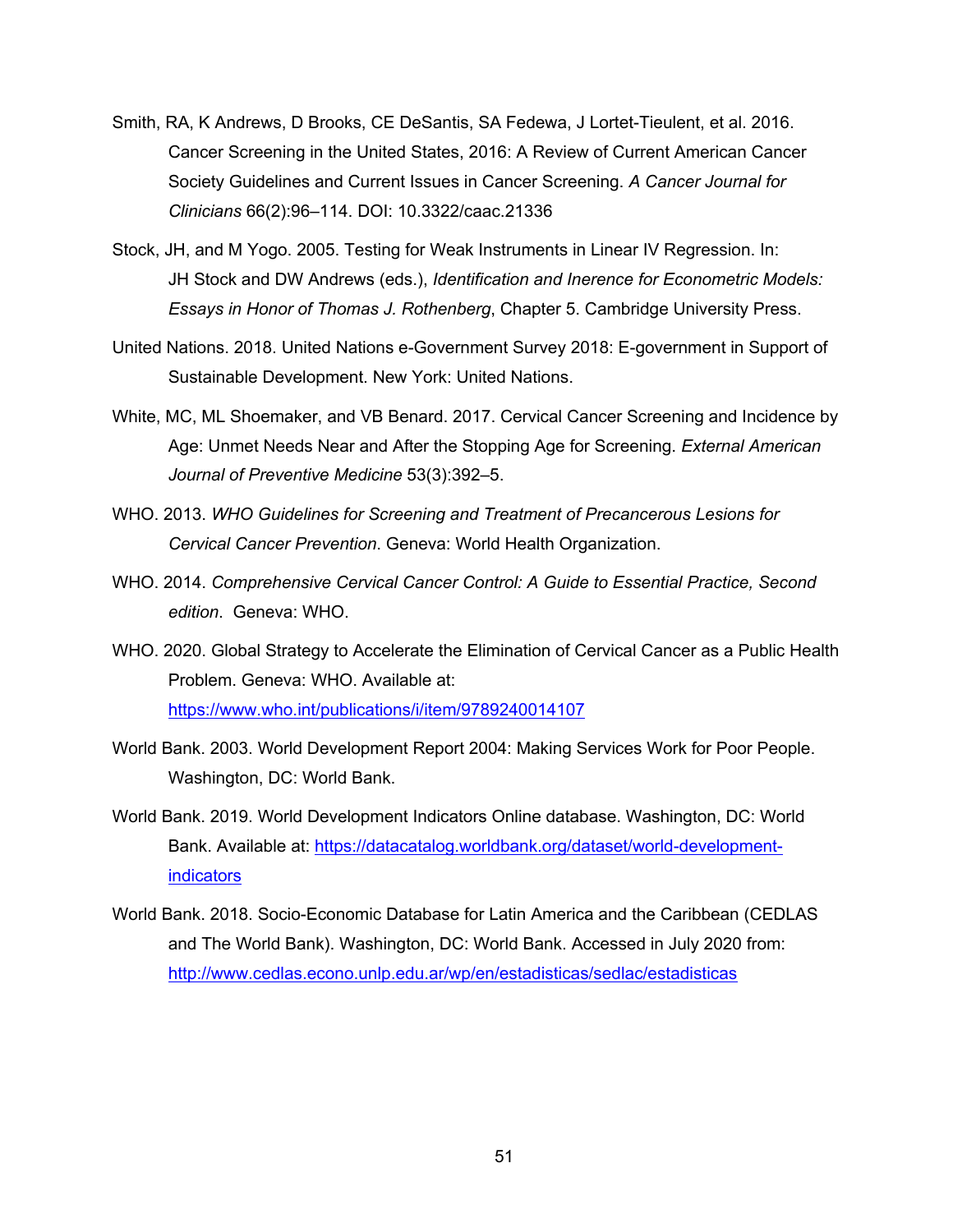Smith, RA, K Andrews, D Brooks, CE DeSantis, SA Fedewa, J Lortet-Tieulent, et al. 2016. Cancer Screening in the United States, 2016: A Review of Current American Cancer Society Guidelines and Current Issues in Cancer Screening. *A Cancer Journal for Clinicians* 66(2):96–114. DOI: 10.3322/caac.21336

Stock, JH, and M Yogo. 2005. Testing for Weak Instruments in Linear IV Regression. In: JH Stock and DW Andrews (eds.), *Identification and Inerence for Econometric Models: Essays in Honor of Thomas J. Rothenberg*, Chapter 5. Cambridge University Press.

United Nations. 2018. United Nations e-Government Survey 2018: E-government in Support of Sustainable Development. New York: United Nations.

White, MC, ML Shoemaker, and VB Benard. 2017. Cervical Cancer Screening and Incidence by Age: Unmet Needs Near and After the Stopping Age for Screening. *External American Journal of Preventive Medicine* 53(3):392–5.

WHO. 2013. *WHO Guidelines for Screening and Treatment of Precancerous Lesions for Cervical Cancer Prevention*. Geneva: World Health Organization.

WHO. 2014. *Comprehensive Cervical Cancer Control: A Guide to Essential Practice, Second edition*. Geneva: WHO.

WHO. 2020. Global Strategy to Accelerate the Elimination of Cervical Cancer as a Public Health Problem. Geneva: WHO. Available at: https://www.who.int/publications/i/item/9789240014107

World Bank. 2003. World Development Report 2004: Making Services Work for Poor People. Washington, DC: World Bank.

World Bank. 2019. World Development Indicators Online database. Washington, DC: World Bank. Available at: https://datacatalog.worldbank.org/dataset/world-development-indicators

World Bank. 2018. Socio-Economic Database for Latin America and the Caribbean (CEDLAS and The World Bank). Washington, DC: World Bank. Accessed in July 2020 from: http://www.cedlas.econo.unlp.edu.ar/wp/en/estadisticas/sedlac/estadisticas